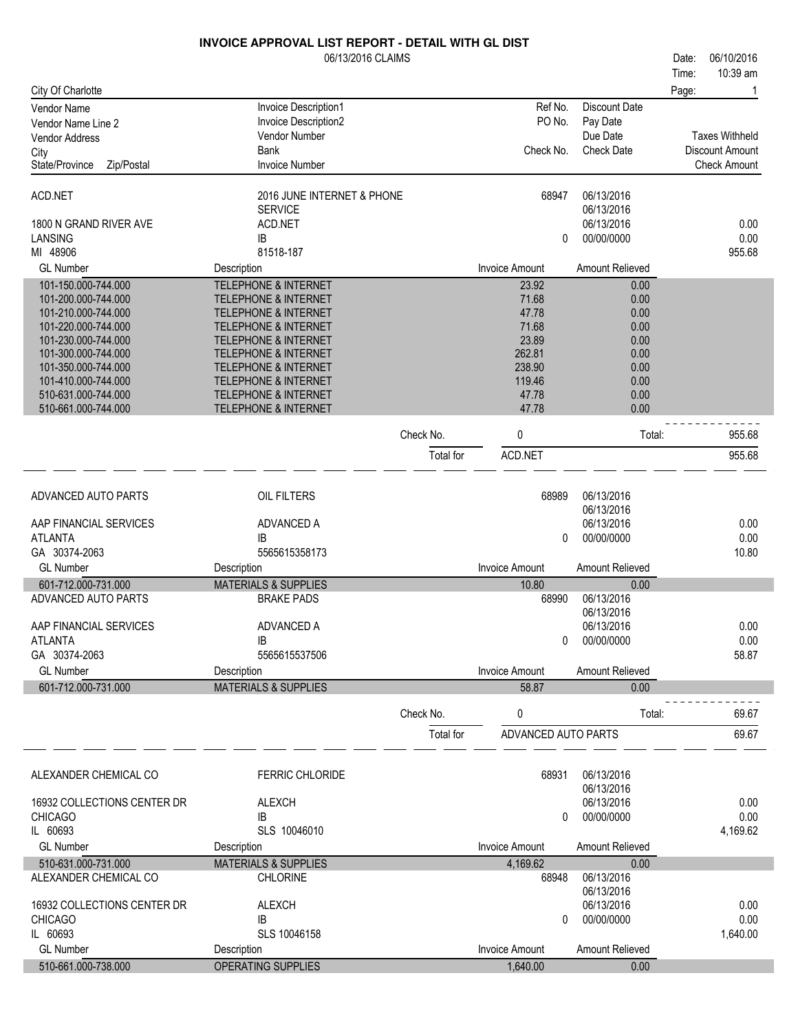# INVOICE APPROVAL LIST REPORT - DETAIL WITH GL DIST

06/13/2016 CLAIMS

Date: 06/10/2016
Time: 10:39 am

City Of Charlotte

| Vendor Name<br>Vendor Name Line 2<br>Vendor Address<br>City<br>State/Province Zip/Postal | Invoice Description1<br>Invoice Description2<br>Vendor Number<br>Bank<br>Invoice Number | Ref No.<br>PO No.<br><br>Check No. | Discount Date<br>Pay Date<br>Due Date<br>Check Date | <br><br>Taxes Withheld<br>Discount Amount<br>Check Amount |
|---|---|---|---|---|

---

**ACD.NET**
1800 N GRAND RIVER AVE
LANSING
MI 48906

2016 JUNE INTERNET & PHONE SERVICE
ACD.NET
IB
81518-187

Ref No.: 68947 | Check No.: 0
Discount Date: 06/13/2016 | Pay Date: 06/13/2016 | Due Date: 06/13/2016 | Check Date: 00/00/0000
Taxes Withheld: 0.00 | Discount Amount: 0.00 | Check Amount: 955.68

| GL Number | Description | Invoice Amount | Amount Relieved |
|---|---|---|---|
| 101-150.000-744.000 | TELEPHONE & INTERNET | 23.92 | 0.00 |
| 101-200.000-744.000 | TELEPHONE & INTERNET | 71.68 | 0.00 |
| 101-210.000-744.000 | TELEPHONE & INTERNET | 47.78 | 0.00 |
| 101-220.000-744.000 | TELEPHONE & INTERNET | 71.68 | 0.00 |
| 101-230.000-744.000 | TELEPHONE & INTERNET | 23.89 | 0.00 |
| 101-300.000-744.000 | TELEPHONE & INTERNET | 262.81 | 0.00 |
| 101-350.000-744.000 | TELEPHONE & INTERNET | 238.90 | 0.00 |
| 101-410.000-744.000 | TELEPHONE & INTERNET | 119.46 | 0.00 |
| 510-631.000-744.000 | TELEPHONE & INTERNET | 47.78 | 0.00 |
| 510-661.000-744.000 | TELEPHONE & INTERNET | 47.78 | 0.00 |

Check No. 0 — Total: 955.68

Total for ACD.NET: 955.68

---

**ADVANCED AUTO PARTS**
AAP FINANCIAL SERVICES
ATLANTA
GA 30374-2063

OIL FILTERS
ADVANCED A
IB
5565615358173

Ref No.: 68989 | Check No.: 0
Discount Date: 06/13/2016 | Pay Date: 06/13/2016 | Due Date: 06/13/2016 | Check Date: 00/00/0000
Taxes Withheld: 0.00 | Discount Amount: 0.00 | Check Amount: 10.80

| GL Number | Description | Invoice Amount | Amount Relieved |
|---|---|---|---|
| 601-712.000-731.000 | MATERIALS & SUPPLIES | 10.80 | 0.00 |

**ADVANCED AUTO PARTS**
AAP FINANCIAL SERVICES
ATLANTA
GA 30374-2063

BRAKE PADS
ADVANCED A
IB
5565615537506

Ref No.: 68990 | Check No.: 0
Discount Date: 06/13/2016 | Pay Date: 06/13/2016 | Due Date: 06/13/2016 | Check Date: 00/00/0000
Taxes Withheld: 0.00 | Discount Amount: 0.00 | Check Amount: 58.87

| GL Number | Description | Invoice Amount | Amount Relieved |
|---|---|---|---|
| 601-712.000-731.000 | MATERIALS & SUPPLIES | 58.87 | 0.00 |

Check No. 0 — Total: 69.67

Total for ADVANCED AUTO PARTS: 69.67

---

**ALEXANDER CHEMICAL CO**
16932 COLLECTIONS CENTER DR
CHICAGO
IL 60693

FERRIC CHLORIDE
ALEXCH
IB
SLS 10046010

Ref No.: 68931 | Check No.: 0
Discount Date: 06/13/2016 | Pay Date: 06/13/2016 | Due Date: 06/13/2016 | Check Date: 00/00/0000
Taxes Withheld: 0.00 | Discount Amount: 0.00 | Check Amount: 4,169.62

| GL Number | Description | Invoice Amount | Amount Relieved |
|---|---|---|---|
| 510-631.000-731.000 | MATERIALS & SUPPLIES | 4,169.62 | 0.00 |

**ALEXANDER CHEMICAL CO**
16932 COLLECTIONS CENTER DR
CHICAGO
IL 60693

CHLORINE
ALEXCH
IB
SLS 10046158

Ref No.: 68948 | Check No.: 0
Discount Date: 06/13/2016 | Pay Date: 06/13/2016 | Due Date: 06/13/2016 | Check Date: 00/00/0000
Taxes Withheld: 0.00 | Discount Amount: 0.00 | Check Amount: 1,640.00

| GL Number | Description | Invoice Amount | Amount Relieved |
|---|---|---|---|
| 510-661.000-738.000 | OPERATING SUPPLIES | 1,640.00 | 0.00 |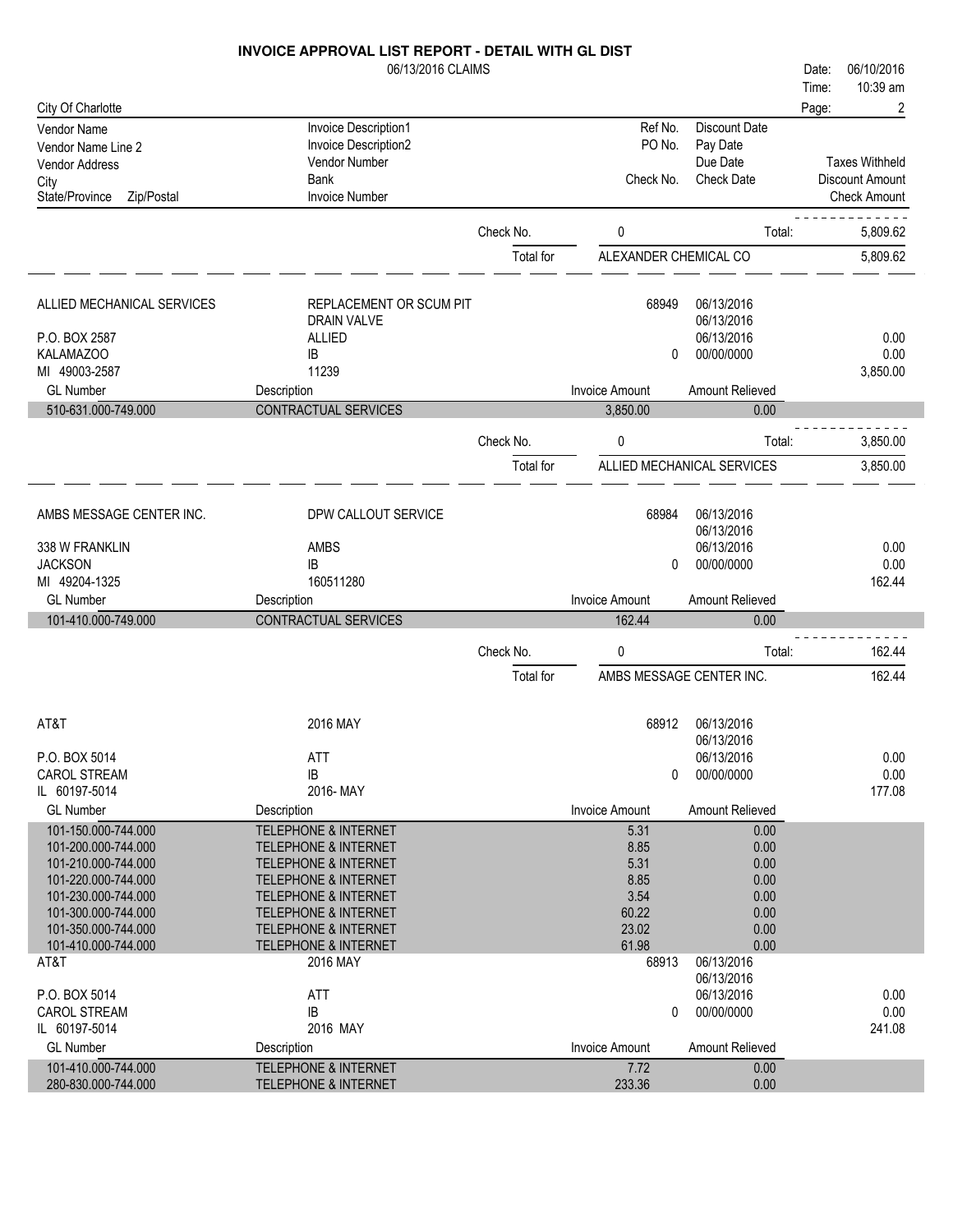# INVOICE APPROVAL LIST REPORT - DETAIL WITH GL DIST

06/13/2016 CLAIMS

Date: 06/10/2016
Time: 10:39 am

City Of Charlotte

| Vendor Name / Vendor Name Line 2 / Vendor Address / City / State/Province Zip/Postal | Invoice Description1 / Invoice Description2 / Vendor Number / Bank / Invoice Number | Ref No. / PO No. / Check No. | Discount Date / Pay Date / Due Date / Check Date | Taxes Withheld / Discount Amount / Check Amount |
|---|---|---|---|---|

Check No. 0 — Total: 5,809.62

Total for ALEXANDER CHEMICAL CO — 5,809.62

---

**ALLIED MECHANICAL SERVICES**

| | | | | |
|---|---|---|---|---|
| ALLIED MECHANICAL SERVICES | REPLACEMENT OR SCUM PIT | 68949 | 06/13/2016 | |
| | DRAIN VALVE | | 06/13/2016 | |
| P.O. BOX 2587 | ALLIED | | 06/13/2016 | 0.00 |
| KALAMAZOO | IB | 0 | 00/00/0000 | 0.00 |
| MI 49003-2587 | 11239 | | | 3,850.00 |

| GL Number | Description | Invoice Amount | Amount Relieved |
|---|---|---|---|
| 510-631.000-749.000 | CONTRACTUAL SERVICES | 3,850.00 | 0.00 |

Check No. 0 — Total: 3,850.00

Total for ALLIED MECHANICAL SERVICES — 3,850.00

---

**AMBS MESSAGE CENTER INC.**

| | | | | |
|---|---|---|---|---|
| AMBS MESSAGE CENTER INC. | DPW CALLOUT SERVICE | 68984 | 06/13/2016 | |
| | | | 06/13/2016 | |
| 338 W FRANKLIN | AMBS | | 06/13/2016 | 0.00 |
| JACKSON | IB | 0 | 00/00/0000 | 0.00 |
| MI 49204-1325 | 160511280 | | | 162.44 |

| GL Number | Description | Invoice Amount | Amount Relieved |
|---|---|---|---|
| 101-410.000-749.000 | CONTRACTUAL SERVICES | 162.44 | 0.00 |

Check No. 0 — Total: 162.44

Total for AMBS MESSAGE CENTER INC. — 162.44

---

**AT&T**

| | | | | |
|---|---|---|---|---|
| AT&T | 2016 MAY | 68912 | 06/13/2016 | |
| | | | 06/13/2016 | |
| P.O. BOX 5014 | ATT | | 06/13/2016 | 0.00 |
| CAROL STREAM | IB | 0 | 00/00/0000 | 0.00 |
| IL 60197-5014 | 2016- MAY | | | 177.08 |

| GL Number | Description | Invoice Amount | Amount Relieved |
|---|---|---|---|
| 101-150.000-744.000 | TELEPHONE & INTERNET | 5.31 | 0.00 |
| 101-200.000-744.000 | TELEPHONE & INTERNET | 8.85 | 0.00 |
| 101-210.000-744.000 | TELEPHONE & INTERNET | 5.31 | 0.00 |
| 101-220.000-744.000 | TELEPHONE & INTERNET | 8.85 | 0.00 |
| 101-230.000-744.000 | TELEPHONE & INTERNET | 3.54 | 0.00 |
| 101-300.000-744.000 | TELEPHONE & INTERNET | 60.22 | 0.00 |
| 101-350.000-744.000 | TELEPHONE & INTERNET | 23.02 | 0.00 |
| 101-410.000-744.000 | TELEPHONE & INTERNET | 61.98 | 0.00 |

| | | | | |
|---|---|---|---|---|
| AT&T | 2016 MAY | 68913 | 06/13/2016 | |
| | | | 06/13/2016 | |
| P.O. BOX 5014 | ATT | | 06/13/2016 | 0.00 |
| CAROL STREAM | IB | 0 | 00/00/0000 | 0.00 |
| IL 60197-5014 | 2016 MAY | | | 241.08 |

| GL Number | Description | Invoice Amount | Amount Relieved |
|---|---|---|---|
| 101-410.000-744.000 | TELEPHONE & INTERNET | 7.72 | 0.00 |
| 280-830.000-744.000 | TELEPHONE & INTERNET | 233.36 | 0.00 |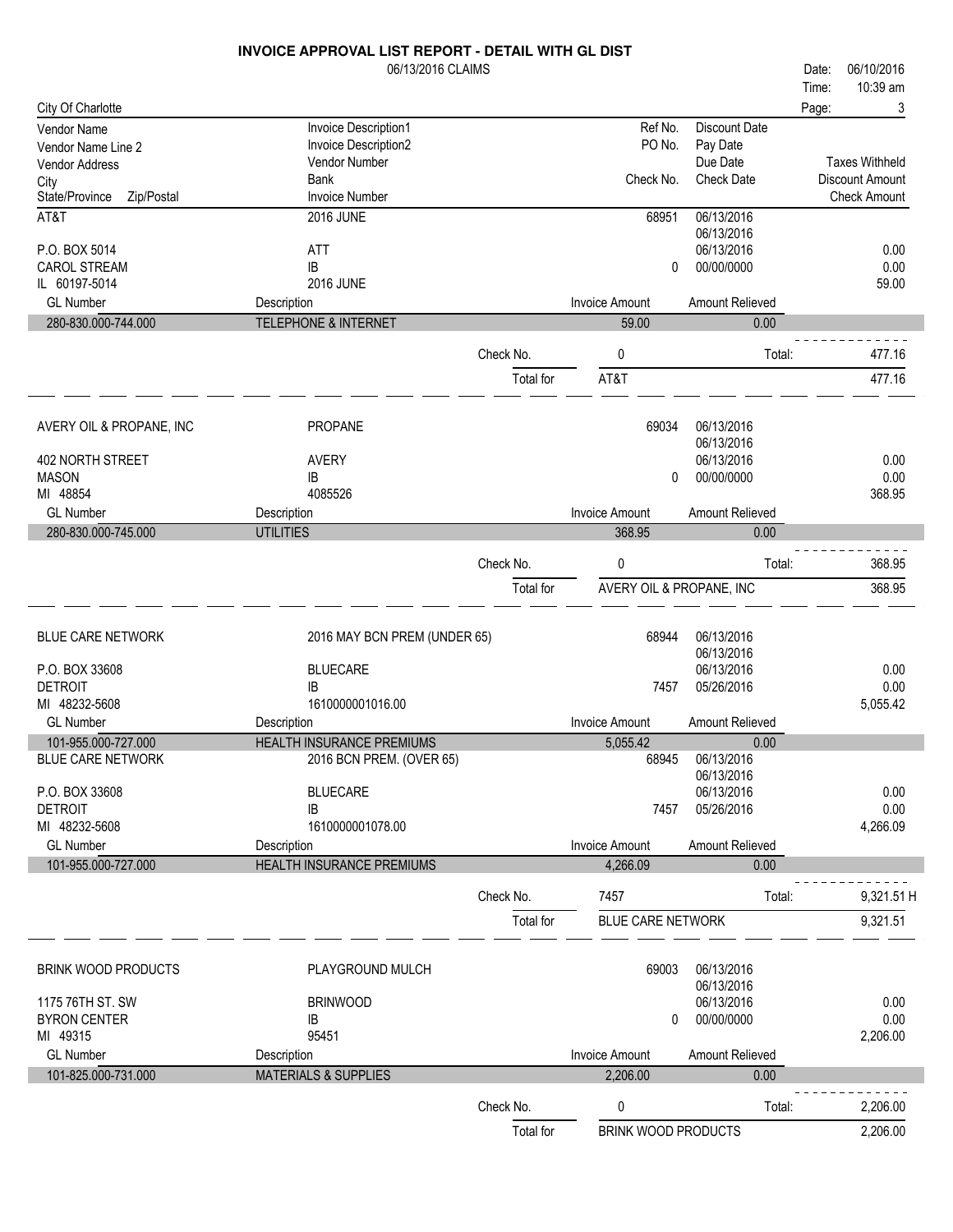# INVOICE APPROVAL LIST REPORT - DETAIL WITH GL DIST

06/13/2016 CLAIMS

Date: 06/10/2016
Time: 10:39 am
Page: 3

City Of Charlotte

| Vendor Name / Vendor Name Line 2 / Vendor Address / City / State/Province Zip/Postal | Invoice Description1 / Invoice Description2 / Vendor Number / Bank / Invoice Number | Ref No. / PO No. / Check No. | Discount Date / Pay Date / Due Date / Check Date | Taxes Withheld / Discount Amount / Check Amount |
|---|---|---|---|---|
| AT&T | 2016 JUNE | 68951 | 06/13/2016 | |
| | | | 06/13/2016 | |
| P.O. BOX 5014 | ATT | | 06/13/2016 | 0.00 |
| CAROL STREAM | IB | 0 | 00/00/0000 | 0.00 |
| IL 60197-5014 | 2016 JUNE | | | 59.00 |

| GL Number | Description | Invoice Amount | Amount Relieved |
|---|---|---|---|
| 280-830.000-744.000 | TELEPHONE & INTERNET | 59.00 | 0.00 |

Check No. 0 — Total: 477.16

Total for AT&T — 477.16

| Vendor | Invoice Info | Ref No. / Check No. | Dates | Amounts |
|---|---|---|---|---|
| AVERY OIL & PROPANE, INC | PROPANE | 69034 | 06/13/2016 | |
| | | | 06/13/2016 | |
| 402 NORTH STREET | AVERY | | 06/13/2016 | 0.00 |
| MASON | IB | 0 | 00/00/0000 | 0.00 |
| MI 48854 | 4085526 | | | 368.95 |

| GL Number | Description | Invoice Amount | Amount Relieved |
|---|---|---|---|
| 280-830.000-745.000 | UTILITIES | 368.95 | 0.00 |

Check No. 0 — Total: 368.95

Total for AVERY OIL & PROPANE, INC — 368.95

| Vendor | Invoice Info | Ref No. / Check No. | Dates | Amounts |
|---|---|---|---|---|
| BLUE CARE NETWORK | 2016 MAY BCN PREM (UNDER 65) | 68944 | 06/13/2016 | |
| | | | 06/13/2016 | |
| P.O. BOX 33608 | BLUECARE | | 06/13/2016 | 0.00 |
| DETROIT | IB | 7457 | 05/26/2016 | 0.00 |
| MI 48232-5608 | 1610000001016.00 | | | 5,055.42 |

| GL Number | Description | Invoice Amount | Amount Relieved |
|---|---|---|---|
| 101-955.000-727.000 | HEALTH INSURANCE PREMIUMS | 5,055.42 | 0.00 |

| Vendor | Invoice Info | Ref No. / Check No. | Dates | Amounts |
|---|---|---|---|---|
| BLUE CARE NETWORK | 2016 BCN PREM. (OVER 65) | 68945 | 06/13/2016 | |
| | | | 06/13/2016 | |
| P.O. BOX 33608 | BLUECARE | | 06/13/2016 | 0.00 |
| DETROIT | IB | 7457 | 05/26/2016 | 0.00 |
| MI 48232-5608 | 1610000001078.00 | | | 4,266.09 |

| GL Number | Description | Invoice Amount | Amount Relieved |
|---|---|---|---|
| 101-955.000-727.000 | HEALTH INSURANCE PREMIUMS | 4,266.09 | 0.00 |

Check No. 7457 — Total: 9,321.51 H

Total for BLUE CARE NETWORK — 9,321.51

| Vendor | Invoice Info | Ref No. / Check No. | Dates | Amounts |
|---|---|---|---|---|
| BRINK WOOD PRODUCTS | PLAYGROUND MULCH | 69003 | 06/13/2016 | |
| | | | 06/13/2016 | |
| 1175 76TH ST. SW | BRINWOOD | | 06/13/2016 | 0.00 |
| BYRON CENTER | IB | 0 | 00/00/0000 | 0.00 |
| MI 49315 | 95451 | | | 2,206.00 |

| GL Number | Description | Invoice Amount | Amount Relieved |
|---|---|---|---|
| 101-825.000-731.000 | MATERIALS & SUPPLIES | 2,206.00 | 0.00 |

Check No. 0 — Total: 2,206.00

Total for BRINK WOOD PRODUCTS — 2,206.00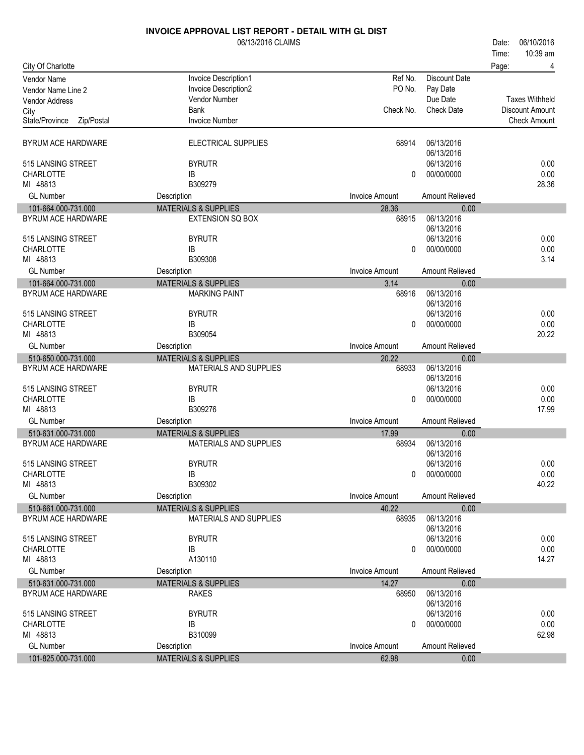# INVOICE APPROVAL LIST REPORT - DETAIL WITH GL DIST

06/13/2016 CLAIMS

Date: 06/10/2016
Time: 10:39 am

City Of Charlotte

| Vendor Name / Vendor Name Line 2 / Vendor Address / City / State/Province Zip/Postal | Invoice Description1 / Invoice Description2 / Vendor Number / Bank / Invoice Number | Ref No. / PO No. / Check No. | Discount Date / Pay Date / Due Date / Check Date | Taxes Withheld / Discount Amount / Check Amount |
|---|---|---|---|---|
| BYRUM ACE HARDWARE | ELECTRICAL SUPPLIES | 68914 | 06/13/2016 | |
| | | | 06/13/2016 | |
| 515 LANSING STREET | BYRUTR | | 06/13/2016 | 0.00 |
| CHARLOTTE | IB | 0 | 00/00/0000 | 0.00 |
| MI 48813 | B309279 | | | 28.36 |
| **GL Number** | **Description** | **Invoice Amount** | **Amount Relieved** | |
| 101-664.000-731.000 | MATERIALS & SUPPLIES | 28.36 | 0.00 | |
| BYRUM ACE HARDWARE | EXTENSION SQ BOX | 68915 | 06/13/2016 | |
| | | | 06/13/2016 | |
| 515 LANSING STREET | BYRUTR | | 06/13/2016 | 0.00 |
| CHARLOTTE | IB | 0 | 00/00/0000 | 0.00 |
| MI 48813 | B309308 | | | 3.14 |
| **GL Number** | **Description** | **Invoice Amount** | **Amount Relieved** | |
| 101-664.000-731.000 | MATERIALS & SUPPLIES | 3.14 | 0.00 | |
| BYRUM ACE HARDWARE | MARKING PAINT | 68916 | 06/13/2016 | |
| | | | 06/13/2016 | |
| 515 LANSING STREET | BYRUTR | | 06/13/2016 | 0.00 |
| CHARLOTTE | IB | 0 | 00/00/0000 | 0.00 |
| MI 48813 | B309054 | | | 20.22 |
| **GL Number** | **Description** | **Invoice Amount** | **Amount Relieved** | |
| 510-650.000-731.000 | MATERIALS & SUPPLIES | 20.22 | 0.00 | |
| BYRUM ACE HARDWARE | MATERIALS AND SUPPLIES | 68933 | 06/13/2016 | |
| | | | 06/13/2016 | |
| 515 LANSING STREET | BYRUTR | | 06/13/2016 | 0.00 |
| CHARLOTTE | IB | 0 | 00/00/0000 | 0.00 |
| MI 48813 | B309276 | | | 17.99 |
| **GL Number** | **Description** | **Invoice Amount** | **Amount Relieved** | |
| 510-631.000-731.000 | MATERIALS & SUPPLIES | 17.99 | 0.00 | |
| BYRUM ACE HARDWARE | MATERIALS AND SUPPLIES | 68934 | 06/13/2016 | |
| | | | 06/13/2016 | |
| 515 LANSING STREET | BYRUTR | | 06/13/2016 | 0.00 |
| CHARLOTTE | IB | 0 | 00/00/0000 | 0.00 |
| MI 48813 | B309302 | | | 40.22 |
| **GL Number** | **Description** | **Invoice Amount** | **Amount Relieved** | |
| 510-661.000-731.000 | MATERIALS & SUPPLIES | 40.22 | 0.00 | |
| BYRUM ACE HARDWARE | MATERIALS AND SUPPLIES | 68935 | 06/13/2016 | |
| | | | 06/13/2016 | |
| 515 LANSING STREET | BYRUTR | | 06/13/2016 | 0.00 |
| CHARLOTTE | IB | 0 | 00/00/0000 | 0.00 |
| MI 48813 | A130110 | | | 14.27 |
| **GL Number** | **Description** | **Invoice Amount** | **Amount Relieved** | |
| 510-631.000-731.000 | MATERIALS & SUPPLIES | 14.27 | 0.00 | |
| BYRUM ACE HARDWARE | RAKES | 68950 | 06/13/2016 | |
| | | | 06/13/2016 | |
| 515 LANSING STREET | BYRUTR | | 06/13/2016 | 0.00 |
| CHARLOTTE | IB | 0 | 00/00/0000 | 0.00 |
| MI 48813 | B310099 | | | 62.98 |
| **GL Number** | **Description** | **Invoice Amount** | **Amount Relieved** | |
| 101-825.000-731.000 | MATERIALS & SUPPLIES | 62.98 | 0.00 | |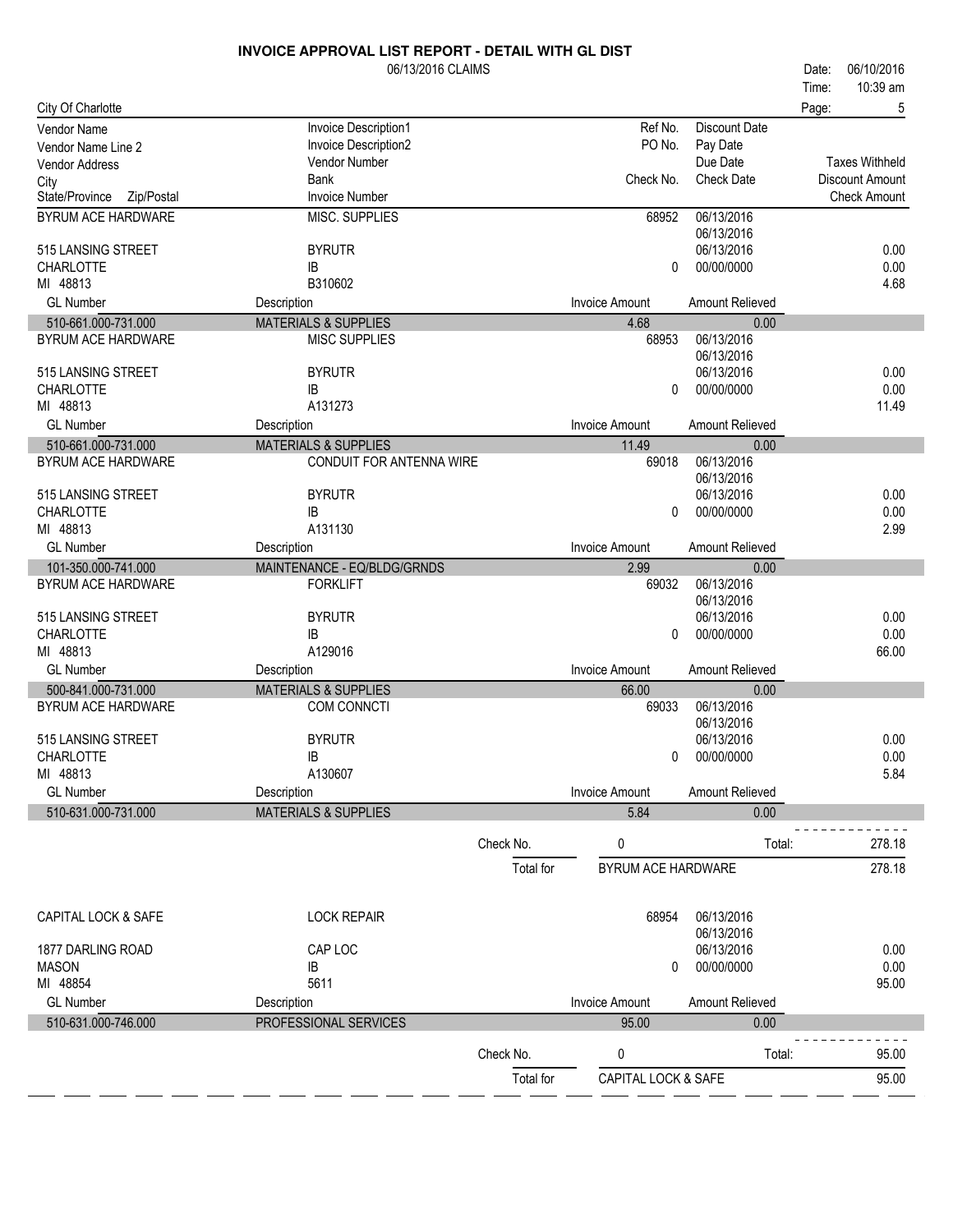# INVOICE APPROVAL LIST REPORT - DETAIL WITH GL DIST

06/13/2016 CLAIMS

Date: 06/10/2016
Time: 10:39 am

City Of Charlotte

| Vendor Name / Vendor Name Line 2 / Vendor Address / City / State/Province Zip/Postal | Invoice Description1 / Invoice Description2 / Vendor Number / Bank / Invoice Number | Ref No. / PO No. / Check No. | Discount Date / Pay Date / Due Date / Check Date | Taxes Withheld / Discount Amount / Check Amount |
|---|---|---|---|---|
| BYRUM ACE HARDWARE | MISC. SUPPLIES | 68952 | 06/13/2016 | |
| | | | 06/13/2016 | |
| 515 LANSING STREET | BYRUTR | | 06/13/2016 | 0.00 |
| CHARLOTTE | IB | 0 | 00/00/0000 | 0.00 |
| MI 48813 | B310602 | | | 4.68 |
| **GL Number** | **Description** | **Invoice Amount** | **Amount Relieved** | |
| 510-661.000-731.000 | MATERIALS & SUPPLIES | 4.68 | 0.00 | |
| BYRUM ACE HARDWARE | MISC SUPPLIES | 68953 | 06/13/2016 | |
| | | | 06/13/2016 | |
| 515 LANSING STREET | BYRUTR | | 06/13/2016 | 0.00 |
| CHARLOTTE | IB | 0 | 00/00/0000 | 0.00 |
| MI 48813 | A131273 | | | 11.49 |
| **GL Number** | **Description** | **Invoice Amount** | **Amount Relieved** | |
| 510-661.000-731.000 | MATERIALS & SUPPLIES | 11.49 | 0.00 | |
| BYRUM ACE HARDWARE | CONDUIT FOR ANTENNA WIRE | 69018 | 06/13/2016 | |
| | | | 06/13/2016 | |
| 515 LANSING STREET | BYRUTR | | 06/13/2016 | 0.00 |
| CHARLOTTE | IB | 0 | 00/00/0000 | 0.00 |
| MI 48813 | A131130 | | | 2.99 |
| **GL Number** | **Description** | **Invoice Amount** | **Amount Relieved** | |
| 101-350.000-741.000 | MAINTENANCE - EQ/BLDG/GRNDS | 2.99 | 0.00 | |
| BYRUM ACE HARDWARE | FORKLIFT | 69032 | 06/13/2016 | |
| | | | 06/13/2016 | |
| 515 LANSING STREET | BYRUTR | | 06/13/2016 | 0.00 |
| CHARLOTTE | IB | 0 | 00/00/0000 | 0.00 |
| MI 48813 | A129016 | | | 66.00 |
| **GL Number** | **Description** | **Invoice Amount** | **Amount Relieved** | |
| 500-841.000-731.000 | MATERIALS & SUPPLIES | 66.00 | 0.00 | |
| BYRUM ACE HARDWARE | COM CONNCTI | 69033 | 06/13/2016 | |
| | | | 06/13/2016 | |
| 515 LANSING STREET | BYRUTR | | 06/13/2016 | 0.00 |
| CHARLOTTE | IB | 0 | 00/00/0000 | 0.00 |
| MI 48813 | A130607 | | | 5.84 |
| **GL Number** | **Description** | **Invoice Amount** | **Amount Relieved** | |
| 510-631.000-731.000 | MATERIALS & SUPPLIES | 5.84 | 0.00 | |
| | Check No. | 0 | Total: | 278.18 |
| | Total for | BYRUM ACE HARDWARE | | 278.18 |
| CAPITAL LOCK & SAFE | LOCK REPAIR | 68954 | 06/13/2016 | |
| | | | 06/13/2016 | |
| 1877 DARLING ROAD | CAP LOC | | 06/13/2016 | 0.00 |
| MASON | IB | 0 | 00/00/0000 | 0.00 |
| MI 48854 | 5611 | | | 95.00 |
| **GL Number** | **Description** | **Invoice Amount** | **Amount Relieved** | |
| 510-631.000-746.000 | PROFESSIONAL SERVICES | 95.00 | 0.00 | |
| | Check No. | 0 | Total: | 95.00 |
| | Total for | CAPITAL LOCK & SAFE | | 95.00 |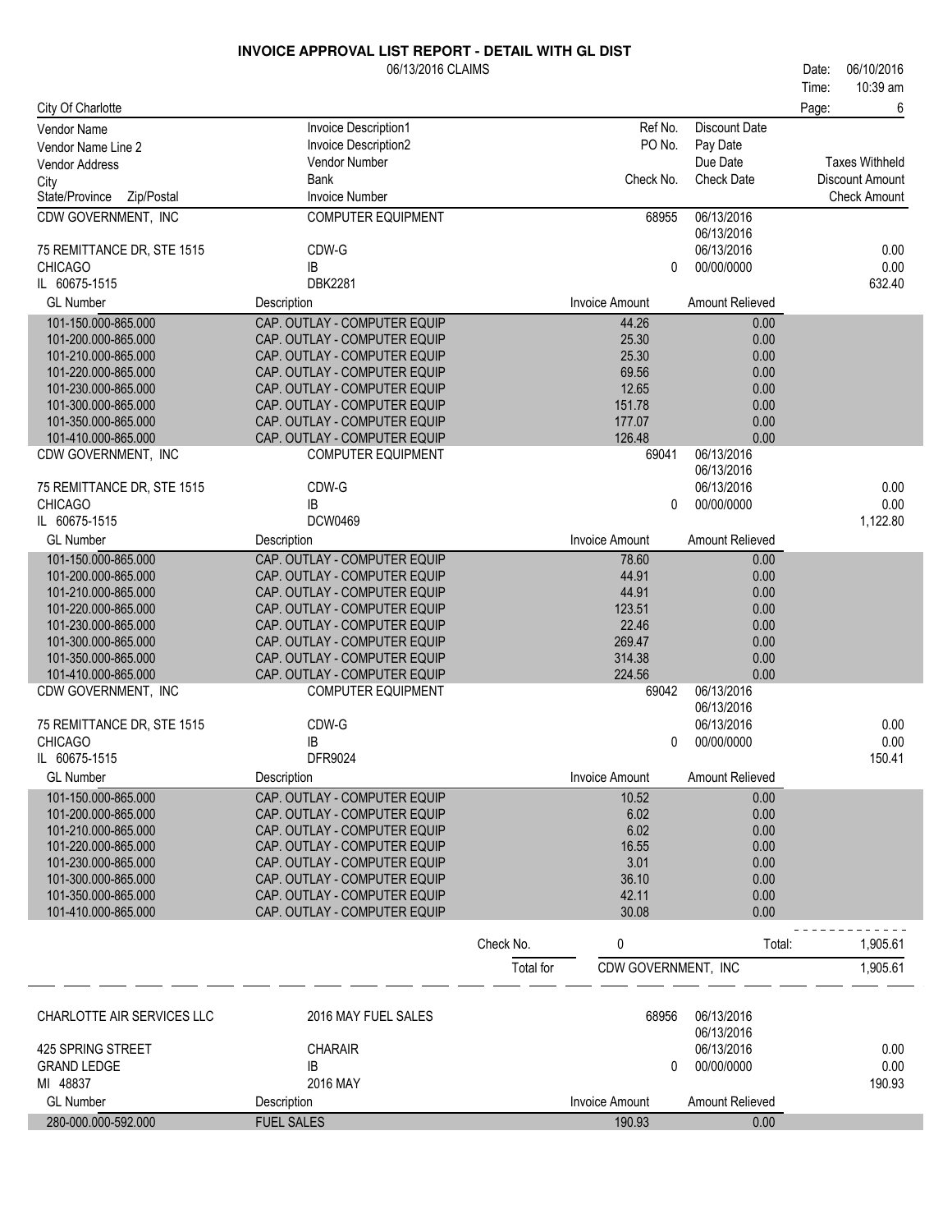# INVOICE APPROVAL LIST REPORT - DETAIL WITH GL DIST

06/13/2016 CLAIMS

Date: 06/10/2016
Time: 10:39 am

City Of Charlotte

| Vendor Name | Invoice Description1 | Ref No. | Discount Date | |
|---|---|---|---|---|
| Vendor Name Line 2 | Invoice Description2 | PO No. | Pay Date | |
| Vendor Address | Vendor Number | | Due Date | Taxes Withheld |
| City | Bank | Check No. | Check Date | Discount Amount |
| State/Province Zip/Postal | Invoice Number | | | Check Amount |

| | | | | |
|---|---|---|---|---|
| CDW GOVERNMENT, INC | COMPUTER EQUIPMENT | 68955 | 06/13/2016 | |
| | | | 06/13/2016 | |
| 75 REMITTANCE DR, STE 1515 | CDW-G | | 06/13/2016 | 0.00 |
| CHICAGO | IB | 0 | 00/00/0000 | 0.00 |
| IL 60675-1515 | DBK2281 | | | 632.40 |

| GL Number | Description | Invoice Amount | Amount Relieved |
|---|---|---|---|
| 101-150.000-865.000 | CAP. OUTLAY - COMPUTER EQUIP | 44.26 | 0.00 |
| 101-200.000-865.000 | CAP. OUTLAY - COMPUTER EQUIP | 25.30 | 0.00 |
| 101-210.000-865.000 | CAP. OUTLAY - COMPUTER EQUIP | 25.30 | 0.00 |
| 101-220.000-865.000 | CAP. OUTLAY - COMPUTER EQUIP | 69.56 | 0.00 |
| 101-230.000-865.000 | CAP. OUTLAY - COMPUTER EQUIP | 12.65 | 0.00 |
| 101-300.000-865.000 | CAP. OUTLAY - COMPUTER EQUIP | 151.78 | 0.00 |
| 101-350.000-865.000 | CAP. OUTLAY - COMPUTER EQUIP | 177.07 | 0.00 |
| 101-410.000-865.000 | CAP. OUTLAY - COMPUTER EQUIP | 126.48 | 0.00 |

| | | | | |
|---|---|---|---|---|
| CDW GOVERNMENT, INC | COMPUTER EQUIPMENT | 69041 | 06/13/2016 | |
| | | | 06/13/2016 | |
| 75 REMITTANCE DR, STE 1515 | CDW-G | | 06/13/2016 | 0.00 |
| CHICAGO | IB | 0 | 00/00/0000 | 0.00 |
| IL 60675-1515 | DCW0469 | | | 1,122.80 |

| GL Number | Description | Invoice Amount | Amount Relieved |
|---|---|---|---|
| 101-150.000-865.000 | CAP. OUTLAY - COMPUTER EQUIP | 78.60 | 0.00 |
| 101-200.000-865.000 | CAP. OUTLAY - COMPUTER EQUIP | 44.91 | 0.00 |
| 101-210.000-865.000 | CAP. OUTLAY - COMPUTER EQUIP | 44.91 | 0.00 |
| 101-220.000-865.000 | CAP. OUTLAY - COMPUTER EQUIP | 123.51 | 0.00 |
| 101-230.000-865.000 | CAP. OUTLAY - COMPUTER EQUIP | 22.46 | 0.00 |
| 101-300.000-865.000 | CAP. OUTLAY - COMPUTER EQUIP | 269.47 | 0.00 |
| 101-350.000-865.000 | CAP. OUTLAY - COMPUTER EQUIP | 314.38 | 0.00 |
| 101-410.000-865.000 | CAP. OUTLAY - COMPUTER EQUIP | 224.56 | 0.00 |

| | | | | |
|---|---|---|---|---|
| CDW GOVERNMENT, INC | COMPUTER EQUIPMENT | 69042 | 06/13/2016 | |
| | | | 06/13/2016 | |
| 75 REMITTANCE DR, STE 1515 | CDW-G | | 06/13/2016 | 0.00 |
| CHICAGO | IB | 0 | 00/00/0000 | 0.00 |
| IL 60675-1515 | DFR9024 | | | 150.41 |

| GL Number | Description | Invoice Amount | Amount Relieved |
|---|---|---|---|
| 101-150.000-865.000 | CAP. OUTLAY - COMPUTER EQUIP | 10.52 | 0.00 |
| 101-200.000-865.000 | CAP. OUTLAY - COMPUTER EQUIP | 6.02 | 0.00 |
| 101-210.000-865.000 | CAP. OUTLAY - COMPUTER EQUIP | 6.02 | 0.00 |
| 101-220.000-865.000 | CAP. OUTLAY - COMPUTER EQUIP | 16.55 | 0.00 |
| 101-230.000-865.000 | CAP. OUTLAY - COMPUTER EQUIP | 3.01 | 0.00 |
| 101-300.000-865.000 | CAP. OUTLAY - COMPUTER EQUIP | 36.10 | 0.00 |
| 101-350.000-865.000 | CAP. OUTLAY - COMPUTER EQUIP | 42.11 | 0.00 |
| 101-410.000-865.000 | CAP. OUTLAY - COMPUTER EQUIP | 30.08 | 0.00 |

Check No. 0 Total: 1,905.61

Total for CDW GOVERNMENT, INC 1,905.61

| | | | | |
|---|---|---|---|---|
| CHARLOTTE AIR SERVICES LLC | 2016 MAY FUEL SALES | 68956 | 06/13/2016 | |
| | | | 06/13/2016 | |
| 425 SPRING STREET | CHARAIR | | 06/13/2016 | 0.00 |
| GRAND LEDGE | IB | 0 | 00/00/0000 | 0.00 |
| MI 48837 | 2016 MAY | | | 190.93 |

| GL Number | Description | Invoice Amount | Amount Relieved |
|---|---|---|---|
| 280-000.000-592.000 | FUEL SALES | 190.93 | 0.00 |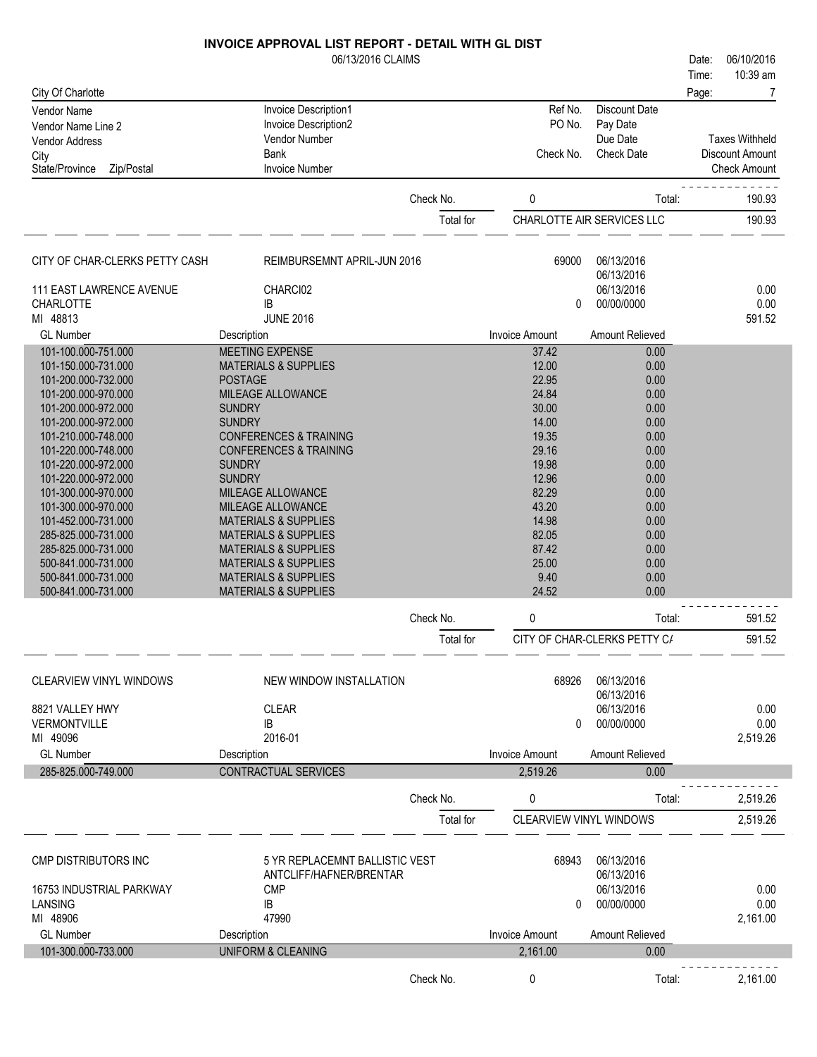# INVOICE APPROVAL LIST REPORT - DETAIL WITH GL DIST

06/13/2016 CLAIMS

Date: 06/10/2016
Time: 10:39 am

City Of Charlotte

| Vendor Name / Vendor Name Line 2 / Vendor Address / City / State/Province Zip/Postal | Invoice Description1 / Invoice Description2 / Vendor Number / Bank / Invoice Number | Ref No. / PO No. / Check No. | Discount Date / Pay Date / Due Date / Check Date | Taxes Withheld / Discount Amount / Check Amount |
|---|---|---|---|---|

Check No. 0 Total: 190.93

Total for CHARLOTTE AIR SERVICES LLC 190.93

---

| | | | | |
|---|---|---|---|---|
| CITY OF CHAR-CLERKS PETTY CASH | REIMBURSEMNT APRIL-JUN 2016 | 69000 | 06/13/2016 | |
| | | | 06/13/2016 | |
| 111 EAST LAWRENCE AVENUE | CHARCI02 | | 06/13/2016 | 0.00 |
| CHARLOTTE | IB | 0 | 00/00/0000 | 0.00 |
| MI 48813 | JUNE 2016 | | | 591.52 |

| GL Number | Description | Invoice Amount | Amount Relieved |
|---|---|---|---|
| 101-100.000-751.000 | MEETING EXPENSE | 37.42 | 0.00 |
| 101-150.000-731.000 | MATERIALS & SUPPLIES | 12.00 | 0.00 |
| 101-200.000-732.000 | POSTAGE | 22.95 | 0.00 |
| 101-200.000-970.000 | MILEAGE ALLOWANCE | 24.84 | 0.00 |
| 101-200.000-972.000 | SUNDRY | 30.00 | 0.00 |
| 101-200.000-972.000 | SUNDRY | 14.00 | 0.00 |
| 101-210.000-748.000 | CONFERENCES & TRAINING | 19.35 | 0.00 |
| 101-220.000-748.000 | CONFERENCES & TRAINING | 29.16 | 0.00 |
| 101-220.000-972.000 | SUNDRY | 19.98 | 0.00 |
| 101-220.000-972.000 | SUNDRY | 12.96 | 0.00 |
| 101-300.000-970.000 | MILEAGE ALLOWANCE | 82.29 | 0.00 |
| 101-300.000-970.000 | MILEAGE ALLOWANCE | 43.20 | 0.00 |
| 101-452.000-731.000 | MATERIALS & SUPPLIES | 14.98 | 0.00 |
| 285-825.000-731.000 | MATERIALS & SUPPLIES | 82.05 | 0.00 |
| 285-825.000-731.000 | MATERIALS & SUPPLIES | 87.42 | 0.00 |
| 500-841.000-731.000 | MATERIALS & SUPPLIES | 25.00 | 0.00 |
| 500-841.000-731.000 | MATERIALS & SUPPLIES | 9.40 | 0.00 |
| 500-841.000-731.000 | MATERIALS & SUPPLIES | 24.52 | 0.00 |

Check No. 0 Total: 591.52

Total for CITY OF CHAR-CLERKS PETTY C/ 591.52

---

| | | | | |
|---|---|---|---|---|
| CLEARVIEW VINYL WINDOWS | NEW WINDOW INSTALLATION | 68926 | 06/13/2016 | |
| | | | 06/13/2016 | |
| 8821 VALLEY HWY | CLEAR | | 06/13/2016 | 0.00 |
| VERMONTVILLE | IB | 0 | 00/00/0000 | 0.00 |
| MI 49096 | 2016-01 | | | 2,519.26 |

| GL Number | Description | Invoice Amount | Amount Relieved |
|---|---|---|---|
| 285-825.000-749.000 | CONTRACTUAL SERVICES | 2,519.26 | 0.00 |

Check No. 0 Total: 2,519.26

Total for CLEARVIEW VINYL WINDOWS 2,519.26

---

| | | | | |
|---|---|---|---|---|
| CMP DISTRIBUTORS INC | 5 YR REPLACEMNT BALLISTIC VEST | 68943 | 06/13/2016 | |
| | ANTCLIFF/HAFNER/BRENTAR | | 06/13/2016 | |
| 16753 INDUSTRIAL PARKWAY | CMP | | 06/13/2016 | 0.00 |
| LANSING | IB | 0 | 00/00/0000 | 0.00 |
| MI 48906 | 47990 | | | 2,161.00 |

| GL Number | Description | Invoice Amount | Amount Relieved |
|---|---|---|---|
| 101-300.000-733.000 | UNIFORM & CLEANING | 2,161.00 | 0.00 |

Check No. 0 Total: 2,161.00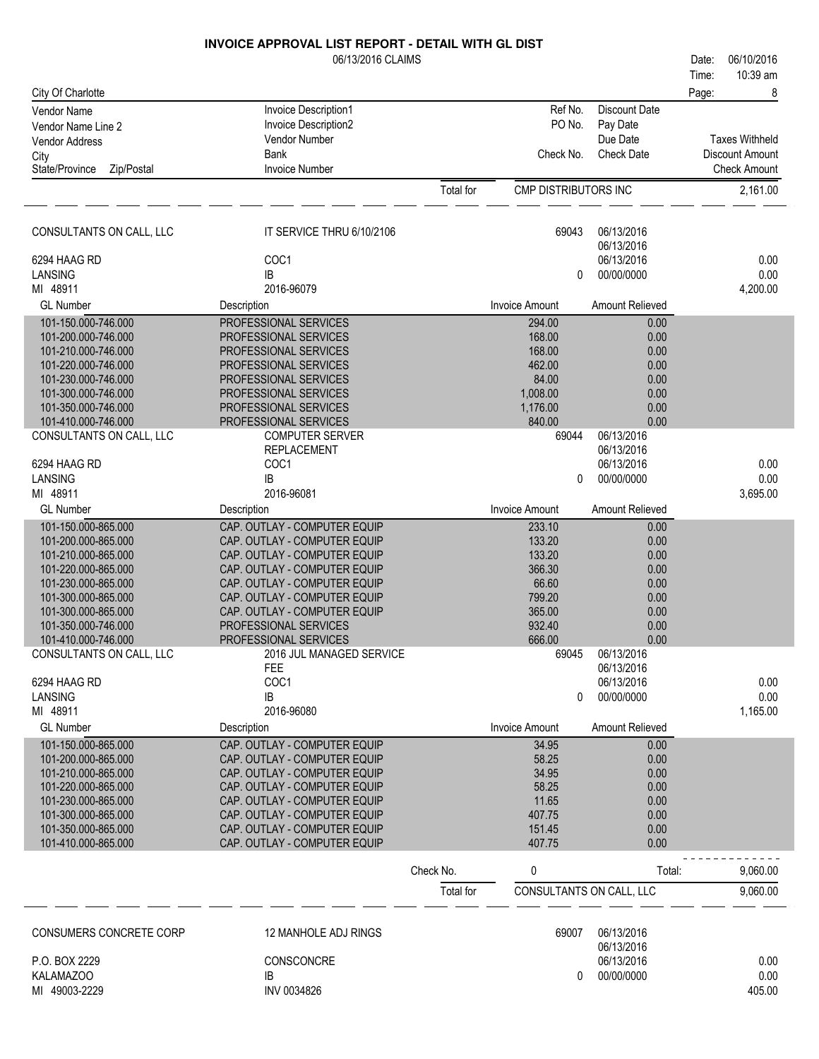# INVOICE APPROVAL LIST REPORT - DETAIL WITH GL DIST

06/13/2016 CLAIMS

Date: 06/10/2016
Time: 10:39 am

City Of Charlotte

| Vendor Name<br>Vendor Name Line 2<br>Vendor Address<br>City<br>State/Province Zip/Postal | Invoice Description1<br>Invoice Description2<br>Vendor Number<br>Bank<br>Invoice Number | Ref No.<br>PO No.<br><br>Check No. | Discount Date<br>Pay Date<br>Due Date<br>Check Date | Taxes Withheld<br>Discount Amount<br>Check Amount |
|---|---|---|---|---|

Total for CMP DISTRIBUTORS INC — 2,161.00

---

**CONSULTANTS ON CALL, LLC** — IT SERVICE THRU 6/10/2106 — Ref No. 69043 — 06/13/2016, 06/13/2016
6294 HAAG RD — COC1 — 06/13/2016 — 0.00
LANSING — IB — 0 — 00/00/0000 — 0.00
MI 48911 — 2016-96079 — 4,200.00

| GL Number | Description | Invoice Amount | Amount Relieved |
|---|---|---|---|
| 101-150.000-746.000 | PROFESSIONAL SERVICES | 294.00 | 0.00 |
| 101-200.000-746.000 | PROFESSIONAL SERVICES | 168.00 | 0.00 |
| 101-210.000-746.000 | PROFESSIONAL SERVICES | 168.00 | 0.00 |
| 101-220.000-746.000 | PROFESSIONAL SERVICES | 462.00 | 0.00 |
| 101-230.000-746.000 | PROFESSIONAL SERVICES | 84.00 | 0.00 |
| 101-300.000-746.000 | PROFESSIONAL SERVICES | 1,008.00 | 0.00 |
| 101-350.000-746.000 | PROFESSIONAL SERVICES | 1,176.00 | 0.00 |
| 101-410.000-746.000 | PROFESSIONAL SERVICES | 840.00 | 0.00 |

**CONSULTANTS ON CALL, LLC** — COMPUTER SERVER REPLACEMENT — Ref No. 69044 — 06/13/2016, 06/13/2016
6294 HAAG RD — COC1 — 06/13/2016 — 0.00
LANSING — IB — 0 — 00/00/0000 — 0.00
MI 48911 — 2016-96081 — 3,695.00

| GL Number | Description | Invoice Amount | Amount Relieved |
|---|---|---|---|
| 101-150.000-865.000 | CAP. OUTLAY - COMPUTER EQUIP | 233.10 | 0.00 |
| 101-200.000-865.000 | CAP. OUTLAY - COMPUTER EQUIP | 133.20 | 0.00 |
| 101-210.000-865.000 | CAP. OUTLAY - COMPUTER EQUIP | 133.20 | 0.00 |
| 101-220.000-865.000 | CAP. OUTLAY - COMPUTER EQUIP | 366.30 | 0.00 |
| 101-230.000-865.000 | CAP. OUTLAY - COMPUTER EQUIP | 66.60 | 0.00 |
| 101-300.000-865.000 | CAP. OUTLAY - COMPUTER EQUIP | 799.20 | 0.00 |
| 101-300.000-865.000 | CAP. OUTLAY - COMPUTER EQUIP | 365.00 | 0.00 |
| 101-350.000-746.000 | PROFESSIONAL SERVICES | 932.40 | 0.00 |
| 101-410.000-746.000 | PROFESSIONAL SERVICES | 666.00 | 0.00 |

**CONSULTANTS ON CALL, LLC** — 2016 JUL MANAGED SERVICE FEE — Ref No. 69045 — 06/13/2016, 06/13/2016
6294 HAAG RD — COC1 — 06/13/2016 — 0.00
LANSING — IB — 0 — 00/00/0000 — 0.00
MI 48911 — 2016-96080 — 1,165.00

| GL Number | Description | Invoice Amount | Amount Relieved |
|---|---|---|---|
| 101-150.000-865.000 | CAP. OUTLAY - COMPUTER EQUIP | 34.95 | 0.00 |
| 101-200.000-865.000 | CAP. OUTLAY - COMPUTER EQUIP | 58.25 | 0.00 |
| 101-210.000-865.000 | CAP. OUTLAY - COMPUTER EQUIP | 34.95 | 0.00 |
| 101-220.000-865.000 | CAP. OUTLAY - COMPUTER EQUIP | 58.25 | 0.00 |
| 101-230.000-865.000 | CAP. OUTLAY - COMPUTER EQUIP | 11.65 | 0.00 |
| 101-300.000-865.000 | CAP. OUTLAY - COMPUTER EQUIP | 407.75 | 0.00 |
| 101-350.000-865.000 | CAP. OUTLAY - COMPUTER EQUIP | 151.45 | 0.00 |
| 101-410.000-865.000 | CAP. OUTLAY - COMPUTER EQUIP | 407.75 | 0.00 |

Check No. 0 — Total: 9,060.00

Total for CONSULTANTS ON CALL, LLC — 9,060.00

---

**CONSUMERS CONCRETE CORP** — 12 MANHOLE ADJ RINGS — Ref No. 69007 — 06/13/2016, 06/13/2016
P.O. BOX 2229 — CONSCONCRE — 06/13/2016 — 0.00
KALAMAZOO — IB — 0 — 00/00/0000 — 0.00
MI 49003-2229 — INV 0034826 — 405.00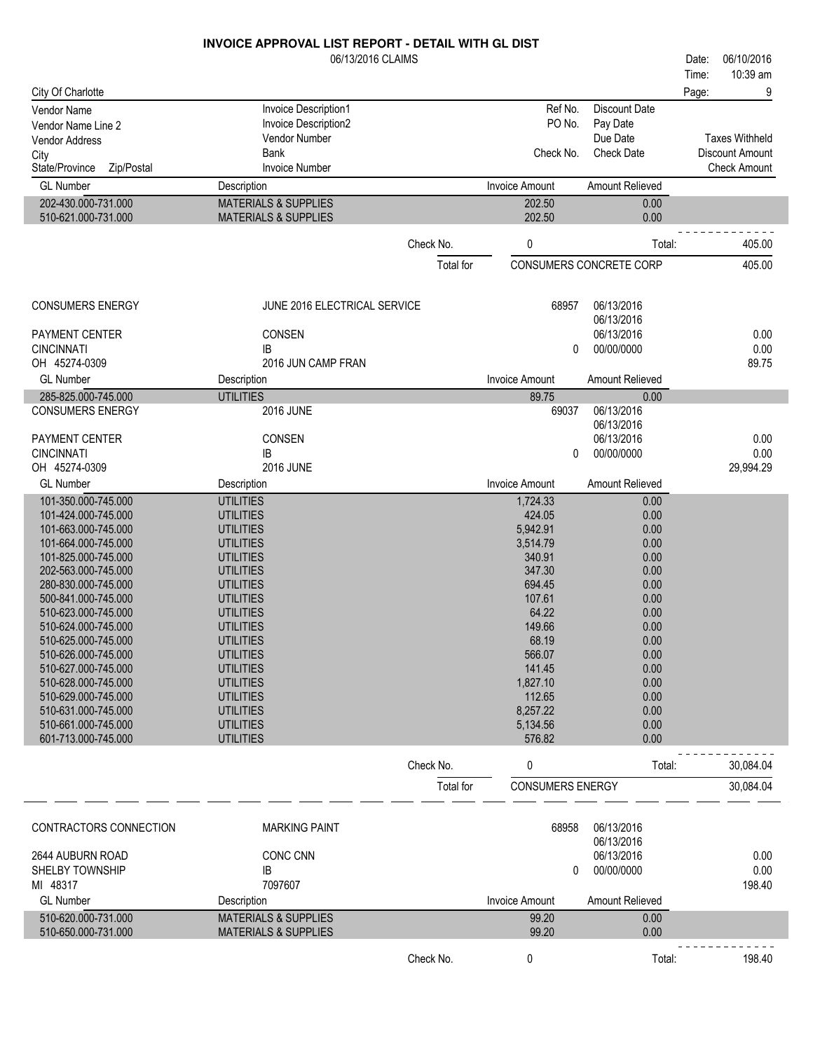# INVOICE APPROVAL LIST REPORT - DETAIL WITH GL DIST

06/13/2016 CLAIMS

Date: 06/10/2016
Time: 10:39 am

City Of Charlotte

| Vendor Name | Invoice Description1 | Ref No. | Discount Date | |
|---|---|---|---|---|
| Vendor Name Line 2 | Invoice Description2 | PO No. | Pay Date | |
| Vendor Address | Vendor Number | | Due Date | Taxes Withheld |
| City | Bank | Check No. | Check Date | Discount Amount |
| State/Province Zip/Postal | Invoice Number | | | Check Amount |

| GL Number | Description | Invoice Amount | Amount Relieved |
|---|---|---|---|
| 202-430.000-731.000 | MATERIALS & SUPPLIES | 202.50 | 0.00 |
| 510-621.000-731.000 | MATERIALS & SUPPLIES | 202.50 | 0.00 |

Check No. 0 Total: 405.00

Total for CONSUMERS CONCRETE CORP 405.00

---

| CONSUMERS ENERGY | JUNE 2016 ELECTRICAL SERVICE | 68957 | 06/13/2016 | |
|---|---|---|---|---|
| | | | 06/13/2016 | |
| PAYMENT CENTER | CONSEN | | 06/13/2016 | 0.00 |
| CINCINNATI | IB | 0 | 00/00/0000 | 0.00 |
| OH 45274-0309 | 2016 JUN CAMP FRAN | | | 89.75 |

| GL Number | Description | Invoice Amount | Amount Relieved |
|---|---|---|---|
| 285-825.000-745.000 | UTILITIES | 89.75 | 0.00 |

| CONSUMERS ENERGY | 2016 JUNE | 69037 | 06/13/2016 | |
|---|---|---|---|---|
| | | | 06/13/2016 | |
| PAYMENT CENTER | CONSEN | | 06/13/2016 | 0.00 |
| CINCINNATI | IB | 0 | 00/00/0000 | 0.00 |
| OH 45274-0309 | 2016 JUNE | | | 29,994.29 |

| GL Number | Description | Invoice Amount | Amount Relieved |
|---|---|---|---|
| 101-350.000-745.000 | UTILITIES | 1,724.33 | 0.00 |
| 101-424.000-745.000 | UTILITIES | 424.05 | 0.00 |
| 101-663.000-745.000 | UTILITIES | 5,942.91 | 0.00 |
| 101-664.000-745.000 | UTILITIES | 3,514.79 | 0.00 |
| 101-825.000-745.000 | UTILITIES | 340.91 | 0.00 |
| 202-563.000-745.000 | UTILITIES | 347.30 | 0.00 |
| 280-830.000-745.000 | UTILITIES | 694.45 | 0.00 |
| 500-841.000-745.000 | UTILITIES | 107.61 | 0.00 |
| 510-623.000-745.000 | UTILITIES | 64.22 | 0.00 |
| 510-624.000-745.000 | UTILITIES | 149.66 | 0.00 |
| 510-625.000-745.000 | UTILITIES | 68.19 | 0.00 |
| 510-626.000-745.000 | UTILITIES | 566.07 | 0.00 |
| 510-627.000-745.000 | UTILITIES | 141.45 | 0.00 |
| 510-628.000-745.000 | UTILITIES | 1,827.10 | 0.00 |
| 510-629.000-745.000 | UTILITIES | 112.65 | 0.00 |
| 510-631.000-745.000 | UTILITIES | 8,257.22 | 0.00 |
| 510-661.000-745.000 | UTILITIES | 5,134.56 | 0.00 |
| 601-713.000-745.000 | UTILITIES | 576.82 | 0.00 |

Check No. 0 Total: 30,084.04

Total for CONSUMERS ENERGY 30,084.04

---

| CONTRACTORS CONNECTION | MARKING PAINT | 68958 | 06/13/2016 | |
|---|---|---|---|---|
| | | | 06/13/2016 | |
| 2644 AUBURN ROAD | CONC CNN | | 06/13/2016 | 0.00 |
| SHELBY TOWNSHIP | IB | 0 | 00/00/0000 | 0.00 |
| MI 48317 | 7097607 | | | 198.40 |

| GL Number | Description | Invoice Amount | Amount Relieved |
|---|---|---|---|
| 510-620.000-731.000 | MATERIALS & SUPPLIES | 99.20 | 0.00 |
| 510-650.000-731.000 | MATERIALS & SUPPLIES | 99.20 | 0.00 |

Check No. 0 Total: 198.40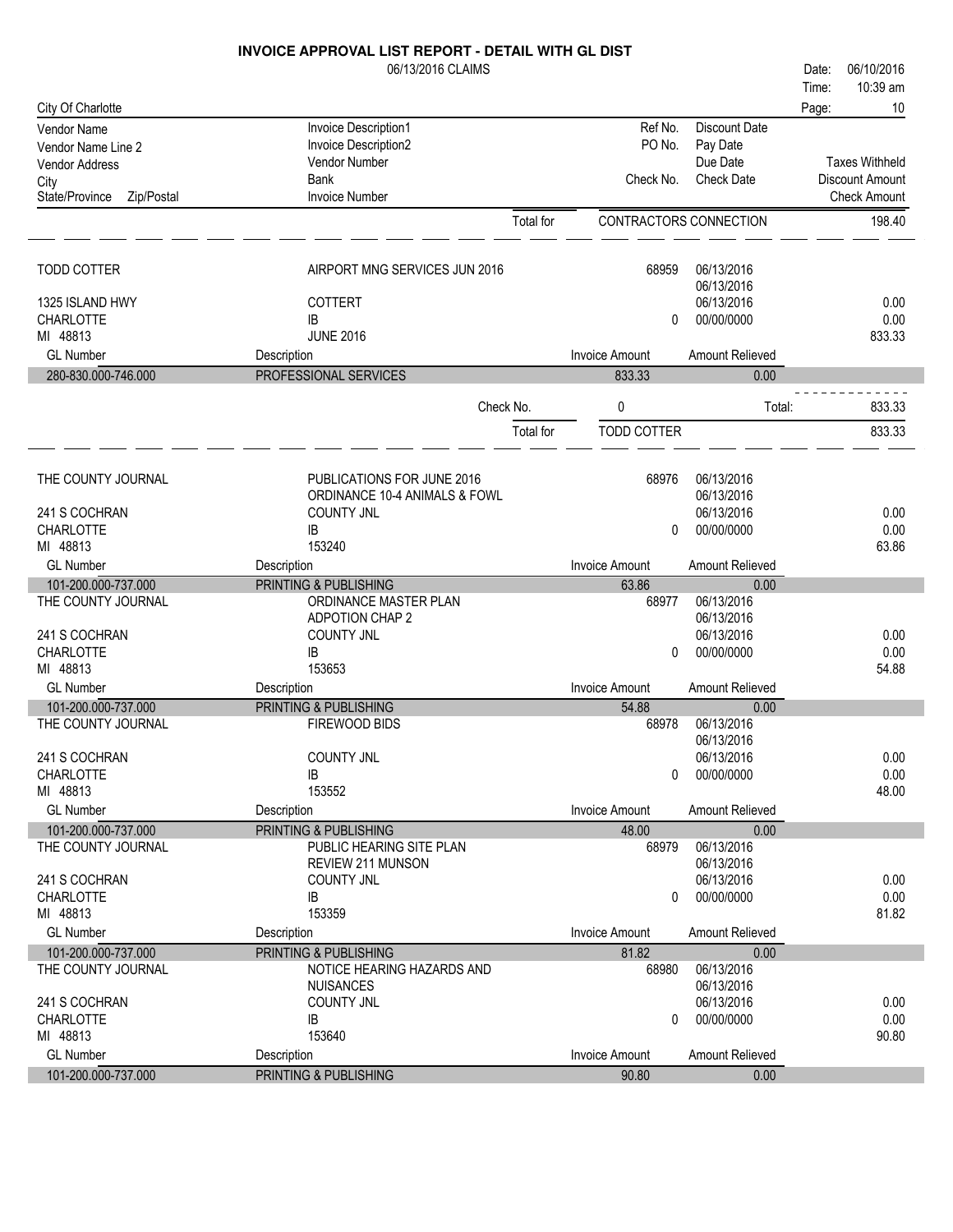# INVOICE APPROVAL LIST REPORT - DETAIL WITH GL DIST

06/13/2016 CLAIMS

Date: 06/10/2016
Time: 10:39 am
Page: 10

City Of Charlotte

| Vendor Name / Vendor Name Line 2 / Vendor Address / City / State/Province Zip/Postal | Invoice Description1 / Invoice Description2 / Vendor Number / Bank / Invoice Number | Ref No. / PO No. / Check No. | Discount Date / Pay Date / Due Date / Check Date | Taxes Withheld / Discount Amount / Check Amount |
|---|---|---|---|---|
| | Total for | CONTRACTORS CONNECTION | | 198.40 |

| | | | | |
|---|---|---|---|---|
| TODD COTTER | AIRPORT MNG SERVICES JUN 2016 | 68959 | 06/13/2016 | |
| | | | 06/13/2016 | |
| 1325 ISLAND HWY | COTTERT | | 06/13/2016 | 0.00 |
| CHARLOTTE | IB | 0 | 00/00/0000 | 0.00 |
| MI 48813 | JUNE 2016 | | | 833.33 |
| **GL Number** | **Description** | **Invoice Amount** | **Amount Relieved** | |
| 280-830.000-746.000 | PROFESSIONAL SERVICES | 833.33 | 0.00 | |
| | Check No. | 0 | Total: | 833.33 |
| | Total for | TODD COTTER | | 833.33 |

| | | | | |
|---|---|---|---|---|
| THE COUNTY JOURNAL | PUBLICATIONS FOR JUNE 2016 | 68976 | 06/13/2016 | |
| | ORDINANCE 10-4 ANIMALS & FOWL | | 06/13/2016 | |
| 241 S COCHRAN | COUNTY JNL | | 06/13/2016 | 0.00 |
| CHARLOTTE | IB | 0 | 00/00/0000 | 0.00 |
| MI 48813 | 153240 | | | 63.86 |
| **GL Number** | **Description** | **Invoice Amount** | **Amount Relieved** | |
| 101-200.000-737.000 | PRINTING & PUBLISHING | 63.86 | 0.00 | |
| THE COUNTY JOURNAL | ORDINANCE MASTER PLAN | 68977 | 06/13/2016 | |
| | ADPOTION CHAP 2 | | 06/13/2016 | |
| 241 S COCHRAN | COUNTY JNL | | 06/13/2016 | 0.00 |
| CHARLOTTE | IB | 0 | 00/00/0000 | 0.00 |
| MI 48813 | 153653 | | | 54.88 |
| **GL Number** | **Description** | **Invoice Amount** | **Amount Relieved** | |
| 101-200.000-737.000 | PRINTING & PUBLISHING | 54.88 | 0.00 | |
| THE COUNTY JOURNAL | FIREWOOD BIDS | 68978 | 06/13/2016 | |
| | | | 06/13/2016 | |
| 241 S COCHRAN | COUNTY JNL | | 06/13/2016 | 0.00 |
| CHARLOTTE | IB | 0 | 00/00/0000 | 0.00 |
| MI 48813 | 153552 | | | 48.00 |
| **GL Number** | **Description** | **Invoice Amount** | **Amount Relieved** | |
| 101-200.000-737.000 | PRINTING & PUBLISHING | 48.00 | 0.00 | |
| THE COUNTY JOURNAL | PUBLIC HEARING SITE PLAN | 68979 | 06/13/2016 | |
| | REVIEW 211 MUNSON | | 06/13/2016 | |
| 241 S COCHRAN | COUNTY JNL | | 06/13/2016 | 0.00 |
| CHARLOTTE | IB | 0 | 00/00/0000 | 0.00 |
| MI 48813 | 153359 | | | 81.82 |
| **GL Number** | **Description** | **Invoice Amount** | **Amount Relieved** | |
| 101-200.000-737.000 | PRINTING & PUBLISHING | 81.82 | 0.00 | |
| THE COUNTY JOURNAL | NOTICE HEARING HAZARDS AND | 68980 | 06/13/2016 | |
| | NUISANCES | | 06/13/2016 | |
| 241 S COCHRAN | COUNTY JNL | | 06/13/2016 | 0.00 |
| CHARLOTTE | IB | 0 | 00/00/0000 | 0.00 |
| MI 48813 | 153640 | | | 90.80 |
| **GL Number** | **Description** | **Invoice Amount** | **Amount Relieved** | |
| 101-200.000-737.000 | PRINTING & PUBLISHING | 90.80 | 0.00 | |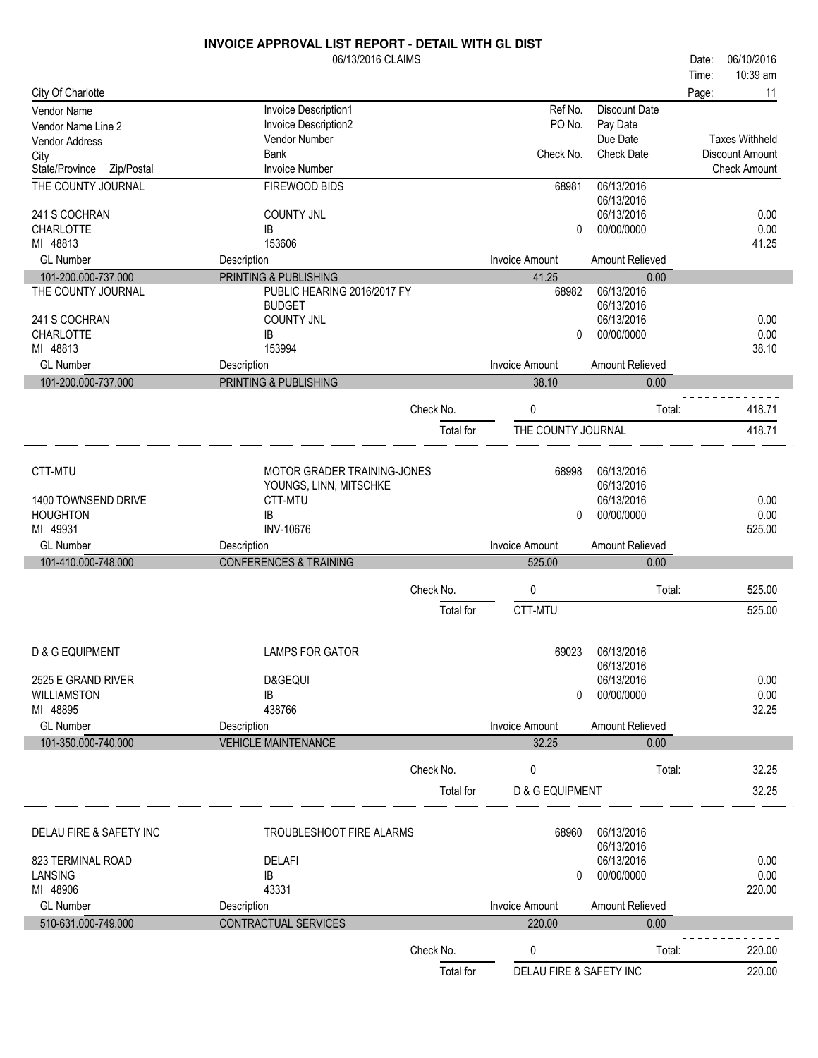# INVOICE APPROVAL LIST REPORT - DETAIL WITH GL DIST

06/13/2016 CLAIMS

Date: 06/10/2016
Time: 10:39 am

City Of Charlotte

| Vendor Name / Vendor Name Line 2 / Vendor Address / City / State/Province Zip/Postal | Invoice Description1 / Invoice Description2 / Vendor Number / Bank / Invoice Number | Ref No. / PO No. / Check No. | Discount Date / Pay Date / Due Date / Check Date | Taxes Withheld / Discount Amount / Check Amount |
|---|---|---|---|---|
| THE COUNTY JOURNAL | FIREWOOD BIDS | 68981 | 06/13/2016 | |
| | | | 06/13/2016 | |
| 241 S COCHRAN | COUNTY JNL | | 06/13/2016 | 0.00 |
| CHARLOTTE | IB | 0 | 00/00/0000 | 0.00 |
| MI 48813 | 153606 | | | 41.25 |

| GL Number | Description | Invoice Amount | Amount Relieved |
|---|---|---|---|
| 101-200.000-737.000 | PRINTING & PUBLISHING | 41.25 | 0.00 |

| Vendor | Invoice Description | Ref No. / Check No. | Dates | Amounts |
|---|---|---|---|---|
| THE COUNTY JOURNAL | PUBLIC HEARING 2016/2017 FY | 68982 | 06/13/2016 | |
| | BUDGET | | 06/13/2016 | |
| 241 S COCHRAN | COUNTY JNL | | 06/13/2016 | 0.00 |
| CHARLOTTE | IB | 0 | 00/00/0000 | 0.00 |
| MI 48813 | 153994 | | | 38.10 |

| GL Number | Description | Invoice Amount | Amount Relieved |
|---|---|---|---|
| 101-200.000-737.000 | PRINTING & PUBLISHING | 38.10 | 0.00 |

Check No. 0 Total: 418.71

Total for THE COUNTY JOURNAL 418.71

| Vendor | Invoice Description | Ref No. / Check No. | Dates | Amounts |
|---|---|---|---|---|
| CTT-MTU | MOTOR GRADER TRAINING-JONES | 68998 | 06/13/2016 | |
| | YOUNGS, LINN, MITSCHKE | | 06/13/2016 | |
| 1400 TOWNSEND DRIVE | CTT-MTU | | 06/13/2016 | 0.00 |
| HOUGHTON | IB | 0 | 00/00/0000 | 0.00 |
| MI 49931 | INV-10676 | | | 525.00 |

| GL Number | Description | Invoice Amount | Amount Relieved |
|---|---|---|---|
| 101-410.000-748.000 | CONFERENCES & TRAINING | 525.00 | 0.00 |

Check No. 0 Total: 525.00

Total for CTT-MTU 525.00

| Vendor | Invoice Description | Ref No. / Check No. | Dates | Amounts |
|---|---|---|---|---|
| D & G EQUIPMENT | LAMPS FOR GATOR | 69023 | 06/13/2016 | |
| | | | 06/13/2016 | |
| 2525 E GRAND RIVER | D&GEQUI | | 06/13/2016 | 0.00 |
| WILLIAMSTON | IB | 0 | 00/00/0000 | 0.00 |
| MI 48895 | 438766 | | | 32.25 |

| GL Number | Description | Invoice Amount | Amount Relieved |
|---|---|---|---|
| 101-350.000-740.000 | VEHICLE MAINTENANCE | 32.25 | 0.00 |

Check No. 0 Total: 32.25

Total for D & G EQUIPMENT 32.25

| Vendor | Invoice Description | Ref No. / Check No. | Dates | Amounts |
|---|---|---|---|---|
| DELAU FIRE & SAFETY INC | TROUBLESHOOT FIRE ALARMS | 68960 | 06/13/2016 | |
| | | | 06/13/2016 | |
| 823 TERMINAL ROAD | DELAFI | | 06/13/2016 | 0.00 |
| LANSING | IB | 0 | 00/00/0000 | 0.00 |
| MI 48906 | 43331 | | | 220.00 |

| GL Number | Description | Invoice Amount | Amount Relieved |
|---|---|---|---|
| 510-631.000-749.000 | CONTRACTUAL SERVICES | 220.00 | 0.00 |

Check No. 0 Total: 220.00

Total for DELAU FIRE & SAFETY INC 220.00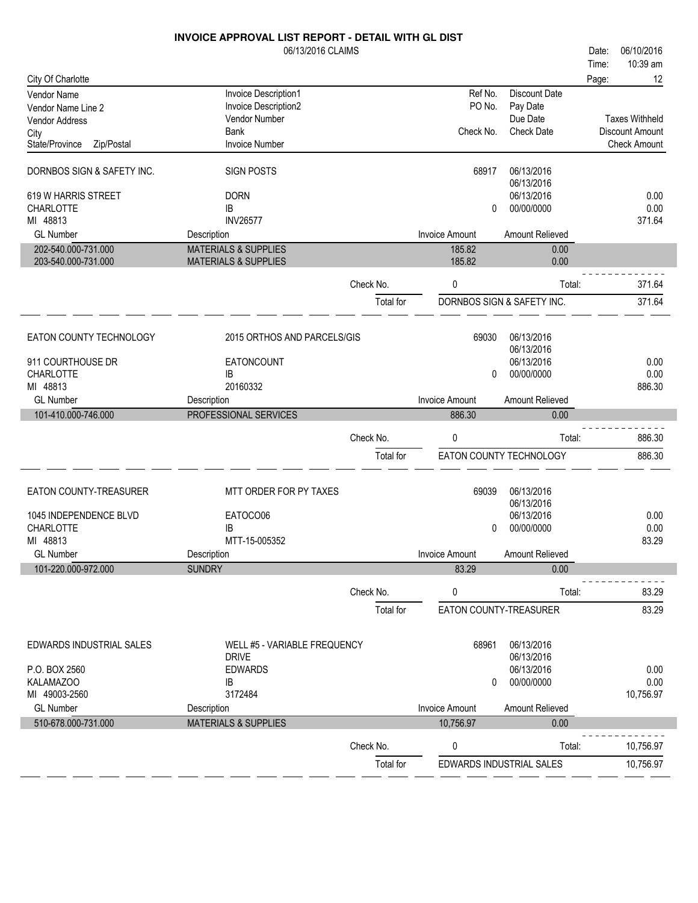# INVOICE APPROVAL LIST REPORT - DETAIL WITH GL DIST

06/13/2016 CLAIMS

Date: 06/10/2016
Time: 10:39 am

City Of Charlotte

| Vendor Name / Vendor Name Line 2 / Vendor Address / City / State/Province Zip/Postal | Invoice Description1 / Invoice Description2 / Vendor Number / Bank / Invoice Number | Ref No. / PO No. / Check No. | Discount Date / Pay Date / Due Date / Check Date | Taxes Withheld / Discount Amount / Check Amount |
|---|---|---|---|---|

## DORNBOS SIGN & SAFETY INC.

| | | | | |
|---|---|---|---|---|
| DORNBOS SIGN & SAFETY INC. | SIGN POSTS | 68917 | 06/13/2016 | |
| | | | 06/13/2016 | |
| 619 W HARRIS STREET | DORN | | 06/13/2016 | 0.00 |
| CHARLOTTE | IB | 0 | 00/00/0000 | 0.00 |
| MI 48813 | INV26577 | | | 371.64 |

| GL Number | Description | Invoice Amount | Amount Relieved |
|---|---|---|---|
| 202-540.000-731.000 | MATERIALS & SUPPLIES | 185.82 | 0.00 |
| 203-540.000-731.000 | MATERIALS & SUPPLIES | 185.82 | 0.00 |

Check No. 0 Total: 371.64

Total for DORNBOS SIGN & SAFETY INC. 371.64

## EATON COUNTY TECHNOLOGY

| | | | | |
|---|---|---|---|---|
| EATON COUNTY TECHNOLOGY | 2015 ORTHOS AND PARCELS/GIS | 69030 | 06/13/2016 | |
| | | | 06/13/2016 | |
| 911 COURTHOUSE DR | EATONCOUNT | | 06/13/2016 | 0.00 |
| CHARLOTTE | IB | 0 | 00/00/0000 | 0.00 |
| MI 48813 | 20160332 | | | 886.30 |

| GL Number | Description | Invoice Amount | Amount Relieved |
|---|---|---|---|
| 101-410.000-746.000 | PROFESSIONAL SERVICES | 886.30 | 0.00 |

Check No. 0 Total: 886.30

Total for EATON COUNTY TECHNOLOGY 886.30

## EATON COUNTY-TREASURER

| | | | | |
|---|---|---|---|---|
| EATON COUNTY-TREASURER | MTT ORDER FOR PY TAXES | 69039 | 06/13/2016 | |
| | | | 06/13/2016 | |
| 1045 INDEPENDENCE BLVD | EATOCO06 | | 06/13/2016 | 0.00 |
| CHARLOTTE | IB | 0 | 00/00/0000 | 0.00 |
| MI 48813 | MTT-15-005352 | | | 83.29 |

| GL Number | Description | Invoice Amount | Amount Relieved |
|---|---|---|---|
| 101-220.000-972.000 | SUNDRY | 83.29 | 0.00 |

Check No. 0 Total: 83.29

Total for EATON COUNTY-TREASURER 83.29

## EDWARDS INDUSTRIAL SALES

| | | | | |
|---|---|---|---|---|
| EDWARDS INDUSTRIAL SALES | WELL #5 - VARIABLE FREQUENCY DRIVE | 68961 | 06/13/2016 | |
| | | | 06/13/2016 | |
| P.O. BOX 2560 | EDWARDS | | 06/13/2016 | 0.00 |
| KALAMAZOO | IB | 0 | 00/00/0000 | 0.00 |
| MI 49003-2560 | 3172484 | | | 10,756.97 |

| GL Number | Description | Invoice Amount | Amount Relieved |
|---|---|---|---|
| 510-678.000-731.000 | MATERIALS & SUPPLIES | 10,756.97 | 0.00 |

Check No. 0 Total: 10,756.97

Total for EDWARDS INDUSTRIAL SALES 10,756.97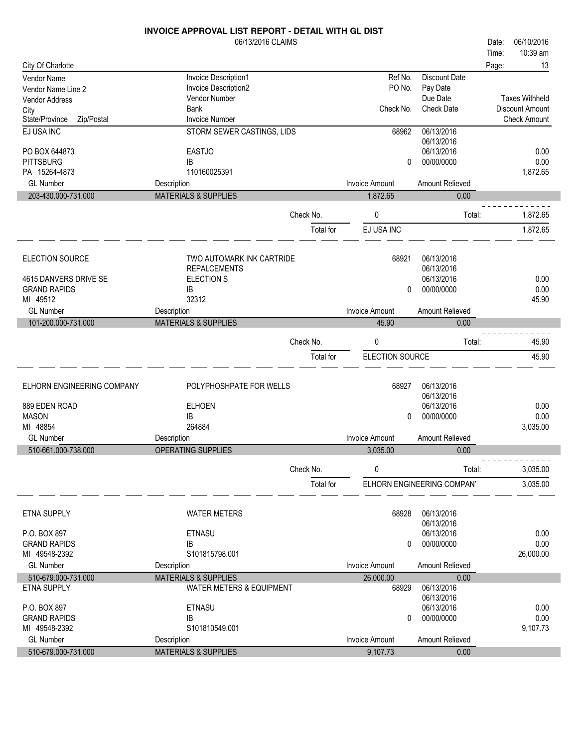# INVOICE APPROVAL LIST REPORT - DETAIL WITH GL DIST

06/13/2016 CLAIMS

Date: 06/10/2016
Time: 10:39 am

City Of Charlotte

| Vendor Name / Vendor Name Line 2 / Vendor Address / City / State/Province Zip/Postal | Invoice Description1 / Invoice Description2 / Vendor Number / Bank / Invoice Number | Ref No. / PO No. / Check No. | Discount Date / Pay Date / Due Date / Check Date | Taxes Withheld / Discount Amount / Check Amount |
|---|---|---|---|---|
| EJ USA INC | STORM SEWER CASTINGS, LIDS | 68962 | 06/13/2016 | |
| | | | 06/13/2016 | |
| PO BOX 644873 | EASTJO | | 06/13/2016 | 0.00 |
| PITTSBURG | IB | 0 | 00/00/0000 | 0.00 |
| PA 15264-4873 | 110160025391 | | | 1,872.65 |

| GL Number | Description | Invoice Amount | Amount Relieved |
|---|---|---|---|
| 203-430.000-731.000 | MATERIALS & SUPPLIES | 1,872.65 | 0.00 |

Check No. 0 Total: 1,872.65

Total for EJ USA INC 1,872.65

| Vendor | Invoice Description | Ref No. / Check No. | Dates | Amounts |
|---|---|---|---|---|
| ELECTION SOURCE | TWO AUTOMARK INK CARTRIDE | 68921 | 06/13/2016 | |
| | REPALCEMENTS | | 06/13/2016 | |
| 4615 DANVERS DRIVE SE | ELECTION S | | 06/13/2016 | 0.00 |
| GRAND RAPIDS | IB | 0 | 00/00/0000 | 0.00 |
| MI 49512 | 32312 | | | 45.90 |

| GL Number | Description | Invoice Amount | Amount Relieved |
|---|---|---|---|
| 101-200.000-731.000 | MATERIALS & SUPPLIES | 45.90 | 0.00 |

Check No. 0 Total: 45.90

Total for ELECTION SOURCE 45.90

| Vendor | Invoice Description | Ref No. / Check No. | Dates | Amounts |
|---|---|---|---|---|
| ELHORN ENGINEERING COMPANY | POLYPHOSHPATE FOR WELLS | 68927 | 06/13/2016 | |
| | | | 06/13/2016 | |
| 889 EDEN ROAD | ELHOEN | | 06/13/2016 | 0.00 |
| MASON | IB | 0 | 00/00/0000 | 0.00 |
| MI 48854 | 264884 | | | 3,035.00 |

| GL Number | Description | Invoice Amount | Amount Relieved |
|---|---|---|---|
| 510-661.000-738.000 | OPERATING SUPPLIES | 3,035.00 | 0.00 |

Check No. 0 Total: 3,035.00

Total for ELHORN ENGINEERING COMPAN' 3,035.00

| Vendor | Invoice Description | Ref No. / Check No. | Dates | Amounts |
|---|---|---|---|---|
| ETNA SUPPLY | WATER METERS | 68928 | 06/13/2016 | |
| | | | 06/13/2016 | |
| P.O. BOX 897 | ETNASU | | 06/13/2016 | 0.00 |
| GRAND RAPIDS | IB | 0 | 00/00/0000 | 0.00 |
| MI 49548-2392 | S101815798.001 | | | 26,000.00 |

| GL Number | Description | Invoice Amount | Amount Relieved |
|---|---|---|---|
| 510-679.000-731.000 | MATERIALS & SUPPLIES | 26,000.00 | 0.00 |

| Vendor | Invoice Description | Ref No. / Check No. | Dates | Amounts |
|---|---|---|---|---|
| ETNA SUPPLY | WATER METERS & EQUIPMENT | 68929 | 06/13/2016 | |
| | | | 06/13/2016 | |
| P.O. BOX 897 | ETNASU | | 06/13/2016 | 0.00 |
| GRAND RAPIDS | IB | 0 | 00/00/0000 | 0.00 |
| MI 49548-2392 | S101810549.001 | | | 9,107.73 |

| GL Number | Description | Invoice Amount | Amount Relieved |
|---|---|---|---|
| 510-679.000-731.000 | MATERIALS & SUPPLIES | 9,107.73 | 0.00 |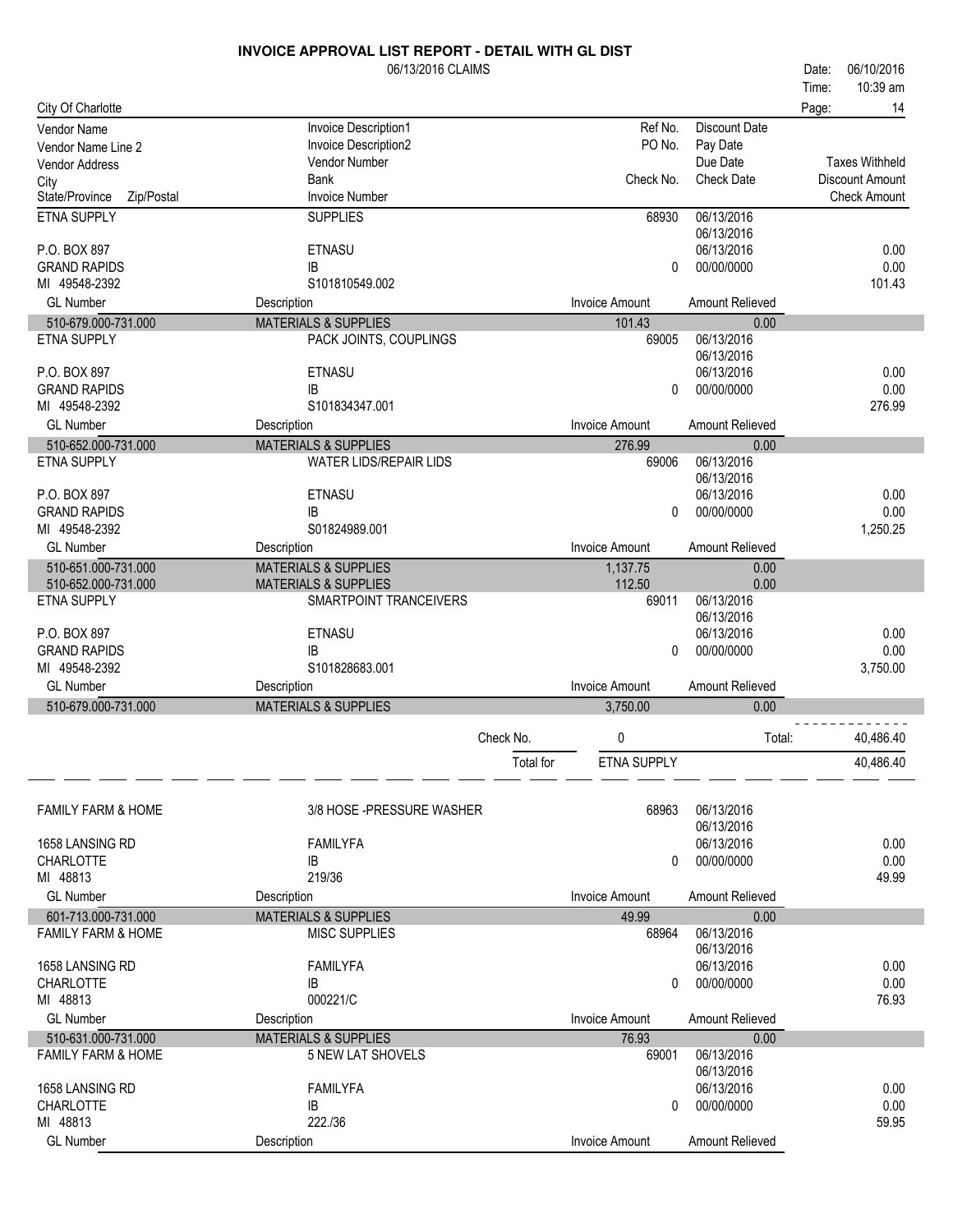# INVOICE APPROVAL LIST REPORT - DETAIL WITH GL DIST

06/13/2016 CLAIMS

Date: 06/10/2016
Time: 10:39 am

City Of Charlotte

| Vendor Name / Vendor Name Line 2 / Vendor Address / City / State/Province Zip/Postal | Invoice Description1 / Invoice Description2 / Vendor Number / Bank / Invoice Number | Ref No. / PO No. / Check No. | Discount Date / Pay Date / Due Date / Check Date | Taxes Withheld / Discount Amount / Check Amount |
|---|---|---|---|---|
| ETNA SUPPLY | SUPPLIES | 68930 | 06/13/2016 | |
| | | | 06/13/2016 | |
| P.O. BOX 897 | ETNASU | | 06/13/2016 | 0.00 |
| GRAND RAPIDS | IB | 0 | 00/00/0000 | 0.00 |
| MI 49548-2392 | S101810549.002 | | | 101.43 |
| **GL Number** | **Description** | **Invoice Amount** | **Amount Relieved** | |
| 510-679.000-731.000 | MATERIALS & SUPPLIES | 101.43 | 0.00 | |
| ETNA SUPPLY | PACK JOINTS, COUPLINGS | 69005 | 06/13/2016 | |
| | | | 06/13/2016 | |
| P.O. BOX 897 | ETNASU | | 06/13/2016 | 0.00 |
| GRAND RAPIDS | IB | 0 | 00/00/0000 | 0.00 |
| MI 49548-2392 | S101834347.001 | | | 276.99 |
| **GL Number** | **Description** | **Invoice Amount** | **Amount Relieved** | |
| 510-652.000-731.000 | MATERIALS & SUPPLIES | 276.99 | 0.00 | |
| ETNA SUPPLY | WATER LIDS/REPAIR LIDS | 69006 | 06/13/2016 | |
| | | | 06/13/2016 | |
| P.O. BOX 897 | ETNASU | | 06/13/2016 | 0.00 |
| GRAND RAPIDS | IB | 0 | 00/00/0000 | 0.00 |
| MI 49548-2392 | S01824989.001 | | | 1,250.25 |
| **GL Number** | **Description** | **Invoice Amount** | **Amount Relieved** | |
| 510-651.000-731.000 | MATERIALS & SUPPLIES | 1,137.75 | 0.00 | |
| 510-652.000-731.000 | MATERIALS & SUPPLIES | 112.50 | 0.00 | |
| ETNA SUPPLY | SMARTPOINT TRANCEIVERS | 69011 | 06/13/2016 | |
| | | | 06/13/2016 | |
| P.O. BOX 897 | ETNASU | | 06/13/2016 | 0.00 |
| GRAND RAPIDS | IB | 0 | 00/00/0000 | 0.00 |
| MI 49548-2392 | S101828683.001 | | | 3,750.00 |
| **GL Number** | **Description** | **Invoice Amount** | **Amount Relieved** | |
| 510-679.000-731.000 | MATERIALS & SUPPLIES | 3,750.00 | 0.00 | |
| | Check No. | 0 | Total: | 40,486.40 |
| | Total for | ETNA SUPPLY | | 40,486.40 |

| Vendor Name / Vendor Name Line 2 / Vendor Address / City / State/Province Zip/Postal | Invoice Description1 / Invoice Description2 / Vendor Number / Bank / Invoice Number | Ref No. / PO No. / Check No. | Discount Date / Pay Date / Due Date / Check Date | Taxes Withheld / Discount Amount / Check Amount |
|---|---|---|---|---|
| FAMILY FARM & HOME | 3/8 HOSE -PRESSURE WASHER | 68963 | 06/13/2016 | |
| | | | 06/13/2016 | |
| 1658 LANSING RD | FAMILYFA | | 06/13/2016 | 0.00 |
| CHARLOTTE | IB | 0 | 00/00/0000 | 0.00 |
| MI 48813 | 219/36 | | | 49.99 |
| **GL Number** | **Description** | **Invoice Amount** | **Amount Relieved** | |
| 601-713.000-731.000 | MATERIALS & SUPPLIES | 49.99 | 0.00 | |
| FAMILY FARM & HOME | MISC SUPPLIES | 68964 | 06/13/2016 | |
| | | | 06/13/2016 | |
| 1658 LANSING RD | FAMILYFA | | 06/13/2016 | 0.00 |
| CHARLOTTE | IB | 0 | 00/00/0000 | 0.00 |
| MI 48813 | 000221/C | | | 76.93 |
| **GL Number** | **Description** | **Invoice Amount** | **Amount Relieved** | |
| 510-631.000-731.000 | MATERIALS & SUPPLIES | 76.93 | 0.00 | |
| FAMILY FARM & HOME | 5 NEW LAT SHOVELS | 69001 | 06/13/2016 | |
| | | | 06/13/2016 | |
| 1658 LANSING RD | FAMILYFA | | 06/13/2016 | 0.00 |
| CHARLOTTE | IB | 0 | 00/00/0000 | 0.00 |
| MI 48813 | 222./36 | | | 59.95 |
| **GL Number** | **Description** | **Invoice Amount** | **Amount Relieved** | |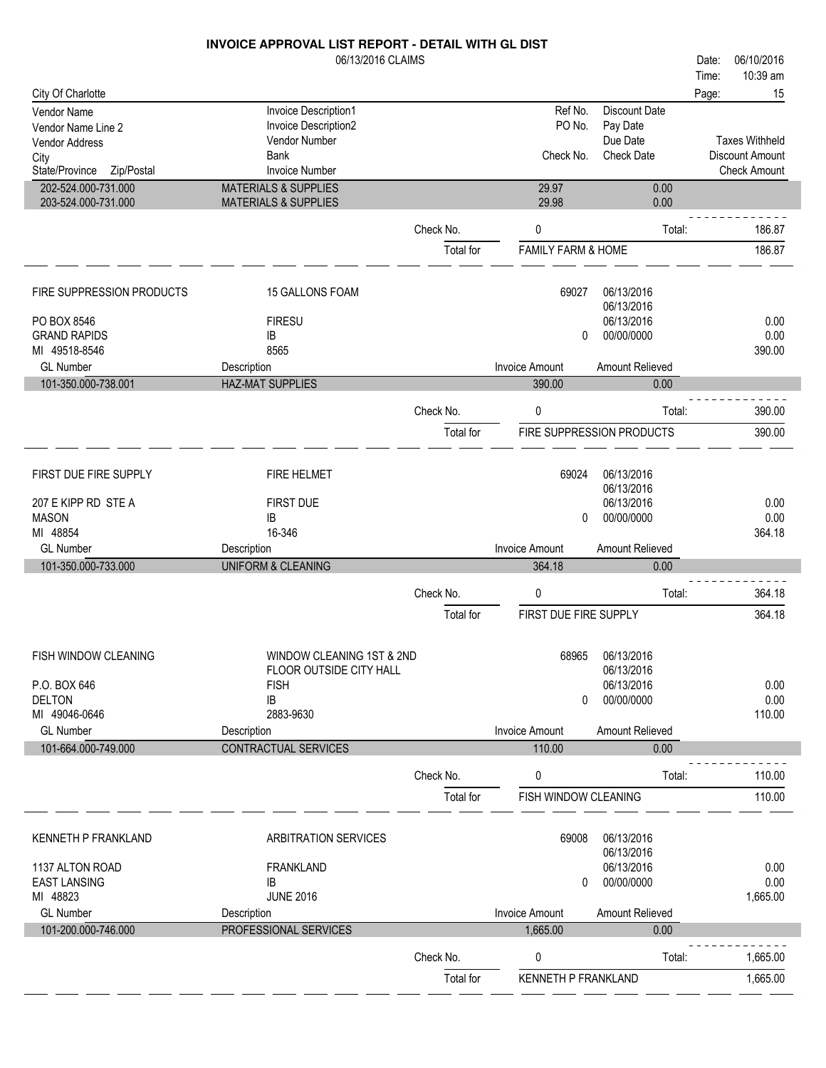# INVOICE APPROVAL LIST REPORT - DETAIL WITH GL DIST

06/13/2016 CLAIMS

Date: 06/10/2016
Time: 10:39 am

City Of Charlotte

| Vendor Name / Vendor Name Line 2 / Vendor Address / City / State/Province Zip/Postal | Invoice Description1 / Invoice Description2 / Vendor Number / Bank / Invoice Number | | Ref No. / PO No. / Check No. | Discount Date / Pay Date / Due Date / Check Date | Taxes Withheld / Discount Amount / Check Amount |
|---|---|---|---|---|---|
| 202-524.000-731.000 | MATERIALS & SUPPLIES | | 29.97 | 0.00 | |
| 203-524.000-731.000 | MATERIALS & SUPPLIES | | 29.98 | 0.00 | |
| | | Check No. | 0 | Total: | 186.87 |
| | | Total for | FAMILY FARM & HOME | | 186.87 |
| FIRE SUPPRESSION PRODUCTS | 15 GALLONS FOAM | | 69027 | 06/13/2016 | |
| | | | | 06/13/2016 | |
| PO BOX 8546 | FIRESU | | | 06/13/2016 | 0.00 |
| GRAND RAPIDS | IB | | 0 | 00/00/0000 | 0.00 |
| MI 49518-8546 | 8565 | | | | 390.00 |
| GL Number | Description | | Invoice Amount | Amount Relieved | |
| 101-350.000-738.001 | HAZ-MAT SUPPLIES | | 390.00 | 0.00 | |
| | | Check No. | 0 | Total: | 390.00 |
| | | Total for | FIRE SUPPRESSION PRODUCTS | | 390.00 |
| FIRST DUE FIRE SUPPLY | FIRE HELMET | | 69024 | 06/13/2016 | |
| | | | | 06/13/2016 | |
| 207 E KIPP RD STE A | FIRST DUE | | | 06/13/2016 | 0.00 |
| MASON | IB | | 0 | 00/00/0000 | 0.00 |
| MI 48854 | 16-346 | | | | 364.18 |
| GL Number | Description | | Invoice Amount | Amount Relieved | |
| 101-350.000-733.000 | UNIFORM & CLEANING | | 364.18 | 0.00 | |
| | | Check No. | 0 | Total: | 364.18 |
| | | Total for | FIRST DUE FIRE SUPPLY | | 364.18 |
| FISH WINDOW CLEANING | WINDOW CLEANING 1ST & 2ND | | 68965 | 06/13/2016 | |
| | FLOOR OUTSIDE CITY HALL | | | 06/13/2016 | |
| P.O. BOX 646 | FISH | | | 06/13/2016 | 0.00 |
| DELTON | IB | | 0 | 00/00/0000 | 0.00 |
| MI 49046-0646 | 2883-9630 | | | | 110.00 |
| GL Number | Description | | Invoice Amount | Amount Relieved | |
| 101-664.000-749.000 | CONTRACTUAL SERVICES | | 110.00 | 0.00 | |
| | | Check No. | 0 | Total: | 110.00 |
| | | Total for | FISH WINDOW CLEANING | | 110.00 |
| KENNETH P FRANKLAND | ARBITRATION SERVICES | | 69008 | 06/13/2016 | |
| | | | | 06/13/2016 | |
| 1137 ALTON ROAD | FRANKLAND | | | 06/13/2016 | 0.00 |
| EAST LANSING | IB | | 0 | 00/00/0000 | 0.00 |
| MI 48823 | JUNE 2016 | | | | 1,665.00 |
| GL Number | Description | | Invoice Amount | Amount Relieved | |
| 101-200.000-746.000 | PROFESSIONAL SERVICES | | 1,665.00 | 0.00 | |
| | | Check No. | 0 | Total: | 1,665.00 |
| | | Total for | KENNETH P FRANKLAND | | 1,665.00 |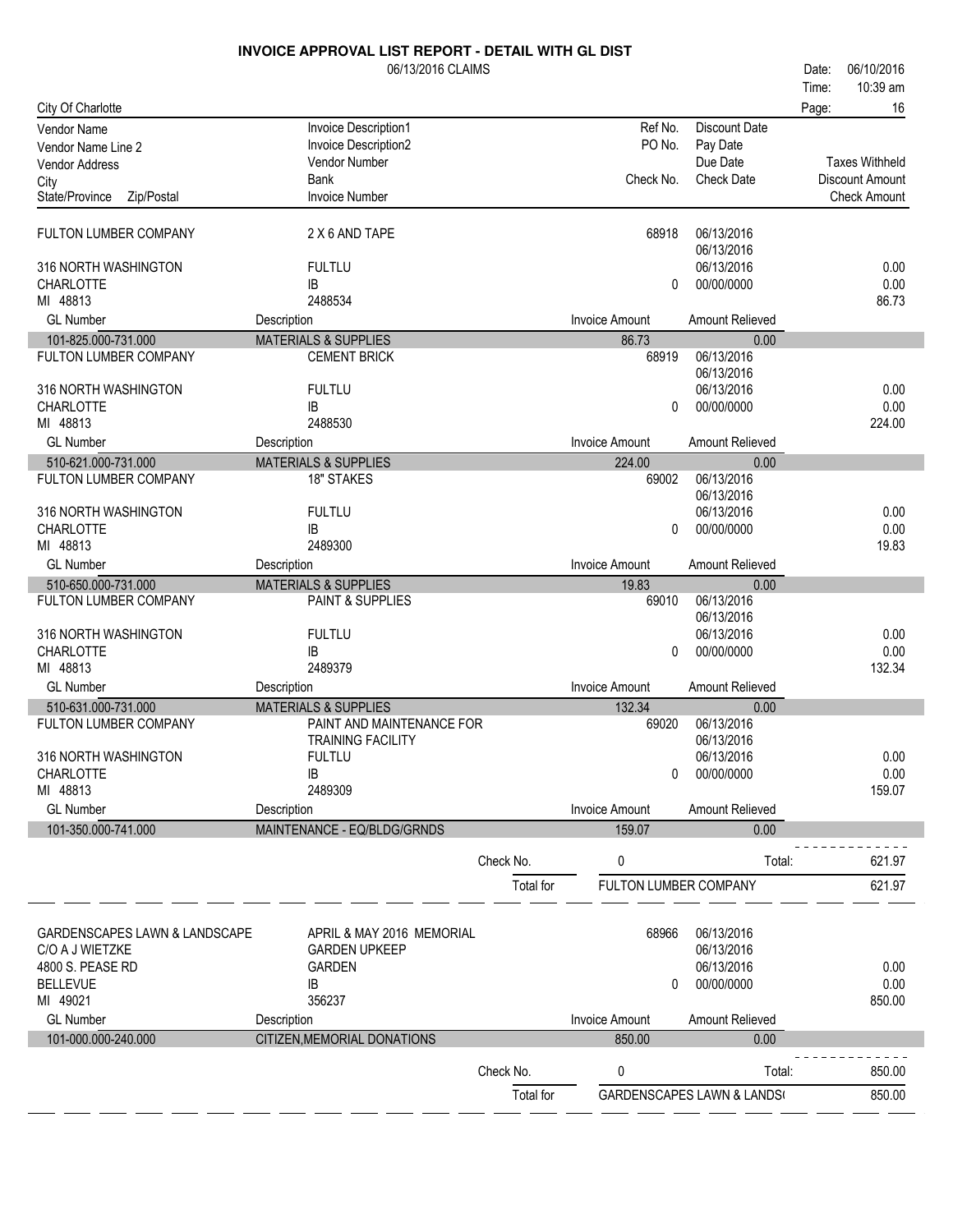# INVOICE APPROVAL LIST REPORT - DETAIL WITH GL DIST

06/13/2016 CLAIMS

Date: 06/10/2016
Time: 10:39 am

City Of Charlotte

| Vendor Name / Vendor Name Line 2 / Vendor Address / City / State/Province Zip/Postal | Invoice Description1 / Invoice Description2 / Vendor Number / Bank / Invoice Number | Ref No. / PO No. / Check No. | Discount Date / Pay Date / Due Date / Check Date | Taxes Withheld / Discount Amount / Check Amount |
|---|---|---|---|---|
| FULTON LUMBER COMPANY | 2 X 6 AND TAPE | 68918 | 06/13/2016 | |
| | | | 06/13/2016 | |
| 316 NORTH WASHINGTON | FULTLU | | 06/13/2016 | 0.00 |
| CHARLOTTE | IB | 0 | 00/00/0000 | 0.00 |
| MI 48813 | 2488534 | | | 86.73 |
| **GL Number** | **Description** | **Invoice Amount** | **Amount Relieved** | |
| 101-825.000-731.000 | MATERIALS & SUPPLIES | 86.73 | 0.00 | |
| FULTON LUMBER COMPANY | CEMENT BRICK | 68919 | 06/13/2016 | |
| | | | 06/13/2016 | |
| 316 NORTH WASHINGTON | FULTLU | | 06/13/2016 | 0.00 |
| CHARLOTTE | IB | 0 | 00/00/0000 | 0.00 |
| MI 48813 | 2488530 | | | 224.00 |
| **GL Number** | **Description** | **Invoice Amount** | **Amount Relieved** | |
| 510-621.000-731.000 | MATERIALS & SUPPLIES | 224.00 | 0.00 | |
| FULTON LUMBER COMPANY | 18" STAKES | 69002 | 06/13/2016 | |
| | | | 06/13/2016 | |
| 316 NORTH WASHINGTON | FULTLU | | 06/13/2016 | 0.00 |
| CHARLOTTE | IB | 0 | 00/00/0000 | 0.00 |
| MI 48813 | 2489300 | | | 19.83 |
| **GL Number** | **Description** | **Invoice Amount** | **Amount Relieved** | |
| 510-650.000-731.000 | MATERIALS & SUPPLIES | 19.83 | 0.00 | |
| FULTON LUMBER COMPANY | PAINT & SUPPLIES | 69010 | 06/13/2016 | |
| | | | 06/13/2016 | |
| 316 NORTH WASHINGTON | FULTLU | | 06/13/2016 | 0.00 |
| CHARLOTTE | IB | 0 | 00/00/0000 | 0.00 |
| MI 48813 | 2489379 | | | 132.34 |
| **GL Number** | **Description** | **Invoice Amount** | **Amount Relieved** | |
| 510-631.000-731.000 | MATERIALS & SUPPLIES | 132.34 | 0.00 | |
| FULTON LUMBER COMPANY | PAINT AND MAINTENANCE FOR | 69020 | 06/13/2016 | |
| | TRAINING FACILITY | | 06/13/2016 | |
| 316 NORTH WASHINGTON | FULTLU | | 06/13/2016 | 0.00 |
| CHARLOTTE | IB | 0 | 00/00/0000 | 0.00 |
| MI 48813 | 2489309 | | | 159.07 |
| **GL Number** | **Description** | **Invoice Amount** | **Amount Relieved** | |
| 101-350.000-741.000 | MAINTENANCE - EQ/BLDG/GRNDS | 159.07 | 0.00 | |
| | Check No. | 0 | Total: | 621.97 |
| | Total for | FULTON LUMBER COMPANY | | 621.97 |
| GARDENSCAPES LAWN & LANDSCAPE | APRIL & MAY 2016 MEMORIAL | 68966 | 06/13/2016 | |
| C/O A J WIETZKE | GARDEN UPKEEP | | 06/13/2016 | |
| 4800 S. PEASE RD | GARDEN | | 06/13/2016 | 0.00 |
| BELLEVUE | IB | 0 | 00/00/0000 | 0.00 |
| MI 49021 | 356237 | | | 850.00 |
| **GL Number** | **Description** | **Invoice Amount** | **Amount Relieved** | |
| 101-000.000-240.000 | CITIZEN,MEMORIAL DONATIONS | 850.00 | 0.00 | |
| | Check No. | 0 | Total: | 850.00 |
| | Total for | GARDENSCAPES LAWN & LANDS( | | 850.00 |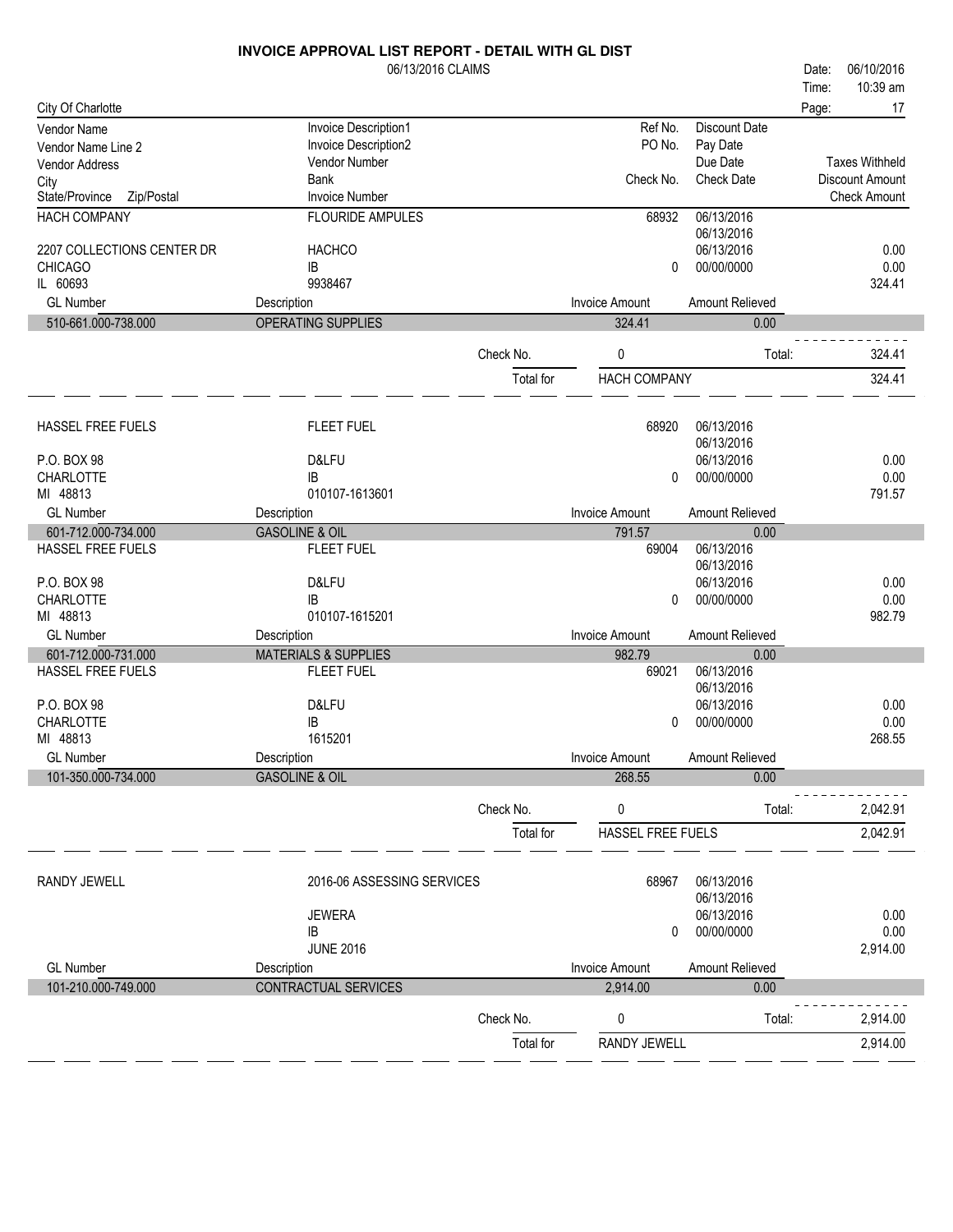# INVOICE APPROVAL LIST REPORT - DETAIL WITH GL DIST

06/13/2016 CLAIMS

Date: 06/10/2016
Time: 10:39 am
Page: 17

City Of Charlotte

| Vendor Name / Vendor Name Line 2 / Vendor Address / City / State/Province Zip/Postal | Invoice Description1 / Invoice Description2 / Vendor Number / Bank / Invoice Number | Ref No. / PO No. / Check No. | Discount Date / Pay Date / Due Date / Check Date | Taxes Withheld / Discount Amount / Check Amount |
|---|---|---|---|---|
| HACH COMPANY | FLOURIDE AMPULES | 68932 | 06/13/2016 | |
| | | | 06/13/2016 | |
| 2207 COLLECTIONS CENTER DR | HACHCO | | 06/13/2016 | 0.00 |
| CHICAGO | IB | 0 | 00/00/0000 | 0.00 |
| IL 60693 | 9938467 | | | 324.41 |

| GL Number | Description | Invoice Amount | Amount Relieved |
|---|---|---|---|
| 510-661.000-738.000 | OPERATING SUPPLIES | 324.41 | 0.00 |

Check No. 0 Total: 324.41

Total for HACH COMPANY 324.41

| Vendor | Invoice | Ref No. / Check No. | Dates | Amounts |
|---|---|---|---|---|
| HASSEL FREE FUELS | FLEET FUEL | 68920 | 06/13/2016 | |
| | | | 06/13/2016 | |
| P.O. BOX 98 | D&LFU | | 06/13/2016 | 0.00 |
| CHARLOTTE | IB | 0 | 00/00/0000 | 0.00 |
| MI 48813 | 010107-1613601 | | | 791.57 |

| GL Number | Description | Invoice Amount | Amount Relieved |
|---|---|---|---|
| 601-712.000-734.000 | GASOLINE & OIL | 791.57 | 0.00 |

| Vendor | Invoice | Ref No. / Check No. | Dates | Amounts |
|---|---|---|---|---|
| HASSEL FREE FUELS | FLEET FUEL | 69004 | 06/13/2016 | |
| | | | 06/13/2016 | |
| P.O. BOX 98 | D&LFU | | 06/13/2016 | 0.00 |
| CHARLOTTE | IB | 0 | 00/00/0000 | 0.00 |
| MI 48813 | 010107-1615201 | | | 982.79 |

| GL Number | Description | Invoice Amount | Amount Relieved |
|---|---|---|---|
| 601-712.000-731.000 | MATERIALS & SUPPLIES | 982.79 | 0.00 |

| Vendor | Invoice | Ref No. / Check No. | Dates | Amounts |
|---|---|---|---|---|
| HASSEL FREE FUELS | FLEET FUEL | 69021 | 06/13/2016 | |
| | | | 06/13/2016 | |
| P.O. BOX 98 | D&LFU | | 06/13/2016 | 0.00 |
| CHARLOTTE | IB | 0 | 00/00/0000 | 0.00 |
| MI 48813 | 1615201 | | | 268.55 |

| GL Number | Description | Invoice Amount | Amount Relieved |
|---|---|---|---|
| 101-350.000-734.000 | GASOLINE & OIL | 268.55 | 0.00 |

Check No. 0 Total: 2,042.91

Total for HASSEL FREE FUELS 2,042.91

| Vendor | Invoice | Ref No. / Check No. | Dates | Amounts |
|---|---|---|---|---|
| RANDY JEWELL | 2016-06 ASSESSING SERVICES | 68967 | 06/13/2016 | |
| | | | 06/13/2016 | |
| | JEWERA | | 06/13/2016 | 0.00 |
| | IB | 0 | 00/00/0000 | 0.00 |
| | JUNE 2016 | | | 2,914.00 |

| GL Number | Description | Invoice Amount | Amount Relieved |
|---|---|---|---|
| 101-210.000-749.000 | CONTRACTUAL SERVICES | 2,914.00 | 0.00 |

Check No. 0 Total: 2,914.00

Total for RANDY JEWELL 2,914.00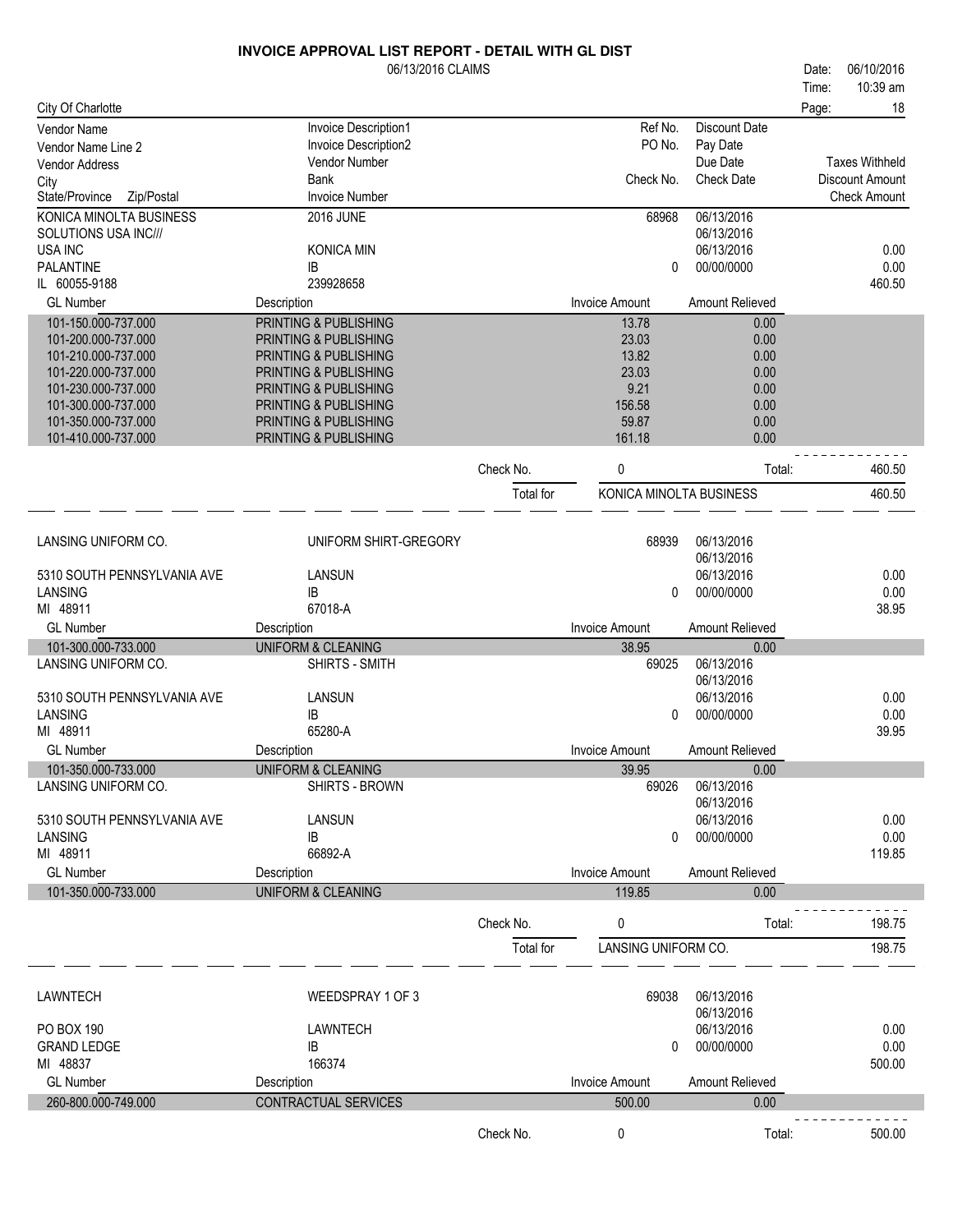# INVOICE APPROVAL LIST REPORT - DETAIL WITH GL DIST

06/13/2016 CLAIMS

Date: 06/10/2016
Time: 10:39 am

City Of Charlotte

| Vendor Name / Vendor Name Line 2 / Vendor Address / City / State/Province Zip/Postal | Invoice Description1 / Invoice Description2 / Vendor Number / Bank / Invoice Number | Ref No. / PO No. / Check No. | Discount Date / Pay Date / Due Date / Check Date | Taxes Withheld / Discount Amount / Check Amount |
|---|---|---|---|---|

**KONICA MINOLTA BUSINESS SOLUTIONS USA INC///**
USA INC
PALANTINE
IL 60055-9188

| | | | | |
|---|---|---|---|---|
| KONICA MINOLTA BUSINESS | 2016 JUNE | 68968 | 06/13/2016 | |
| SOLUTIONS USA INC/// | | | 06/13/2016 | |
| USA INC | KONICA MIN | | 06/13/2016 | 0.00 |
| PALANTINE | IB | 0 | 00/00/0000 | 0.00 |
| IL 60055-9188 | 239928658 | | | 460.50 |

| GL Number | Description | Invoice Amount | Amount Relieved |
|---|---|---|---|
| 101-150.000-737.000 | PRINTING & PUBLISHING | 13.78 | 0.00 |
| 101-200.000-737.000 | PRINTING & PUBLISHING | 23.03 | 0.00 |
| 101-210.000-737.000 | PRINTING & PUBLISHING | 13.82 | 0.00 |
| 101-220.000-737.000 | PRINTING & PUBLISHING | 23.03 | 0.00 |
| 101-230.000-737.000 | PRINTING & PUBLISHING | 9.21 | 0.00 |
| 101-300.000-737.000 | PRINTING & PUBLISHING | 156.58 | 0.00 |
| 101-350.000-737.000 | PRINTING & PUBLISHING | 59.87 | 0.00 |
| 101-410.000-737.000 | PRINTING & PUBLISHING | 161.18 | 0.00 |

Check No. 0 Total: 460.50

Total for KONICA MINOLTA BUSINESS 460.50

---

| | | | | |
|---|---|---|---|---|
| LANSING UNIFORM CO. | UNIFORM SHIRT-GREGORY | 68939 | 06/13/2016 | |
| | | | 06/13/2016 | |
| 5310 SOUTH PENNSYLVANIA AVE | LANSUN | | 06/13/2016 | 0.00 |
| LANSING | IB | 0 | 00/00/0000 | 0.00 |
| MI 48911 | 67018-A | | | 38.95 |

| GL Number | Description | Invoice Amount | Amount Relieved |
|---|---|---|---|
| 101-300.000-733.000 | UNIFORM & CLEANING | 38.95 | 0.00 |

| | | | | |
|---|---|---|---|---|
| LANSING UNIFORM CO. | SHIRTS - SMITH | 69025 | 06/13/2016 | |
| | | | 06/13/2016 | |
| 5310 SOUTH PENNSYLVANIA AVE | LANSUN | | 06/13/2016 | 0.00 |
| LANSING | IB | 0 | 00/00/0000 | 0.00 |
| MI 48911 | 65280-A | | | 39.95 |

| GL Number | Description | Invoice Amount | Amount Relieved |
|---|---|---|---|
| 101-350.000-733.000 | UNIFORM & CLEANING | 39.95 | 0.00 |

| | | | | |
|---|---|---|---|---|
| LANSING UNIFORM CO. | SHIRTS - BROWN | 69026 | 06/13/2016 | |
| | | | 06/13/2016 | |
| 5310 SOUTH PENNSYLVANIA AVE | LANSUN | | 06/13/2016 | 0.00 |
| LANSING | IB | 0 | 00/00/0000 | 0.00 |
| MI 48911 | 66892-A | | | 119.85 |

| GL Number | Description | Invoice Amount | Amount Relieved |
|---|---|---|---|
| 101-350.000-733.000 | UNIFORM & CLEANING | 119.85 | 0.00 |

Check No. 0 Total: 198.75

Total for LANSING UNIFORM CO. 198.75

---

| | | | | |
|---|---|---|---|---|
| LAWNTECH | WEEDSPRAY 1 OF 3 | 69038 | 06/13/2016 | |
| | | | 06/13/2016 | |
| PO BOX 190 | LAWNTECH | | 06/13/2016 | 0.00 |
| GRAND LEDGE | IB | 0 | 00/00/0000 | 0.00 |
| MI 48837 | 166374 | | | 500.00 |

| GL Number | Description | Invoice Amount | Amount Relieved |
|---|---|---|---|
| 260-800.000-749.000 | CONTRACTUAL SERVICES | 500.00 | 0.00 |

Check No. 0 Total: 500.00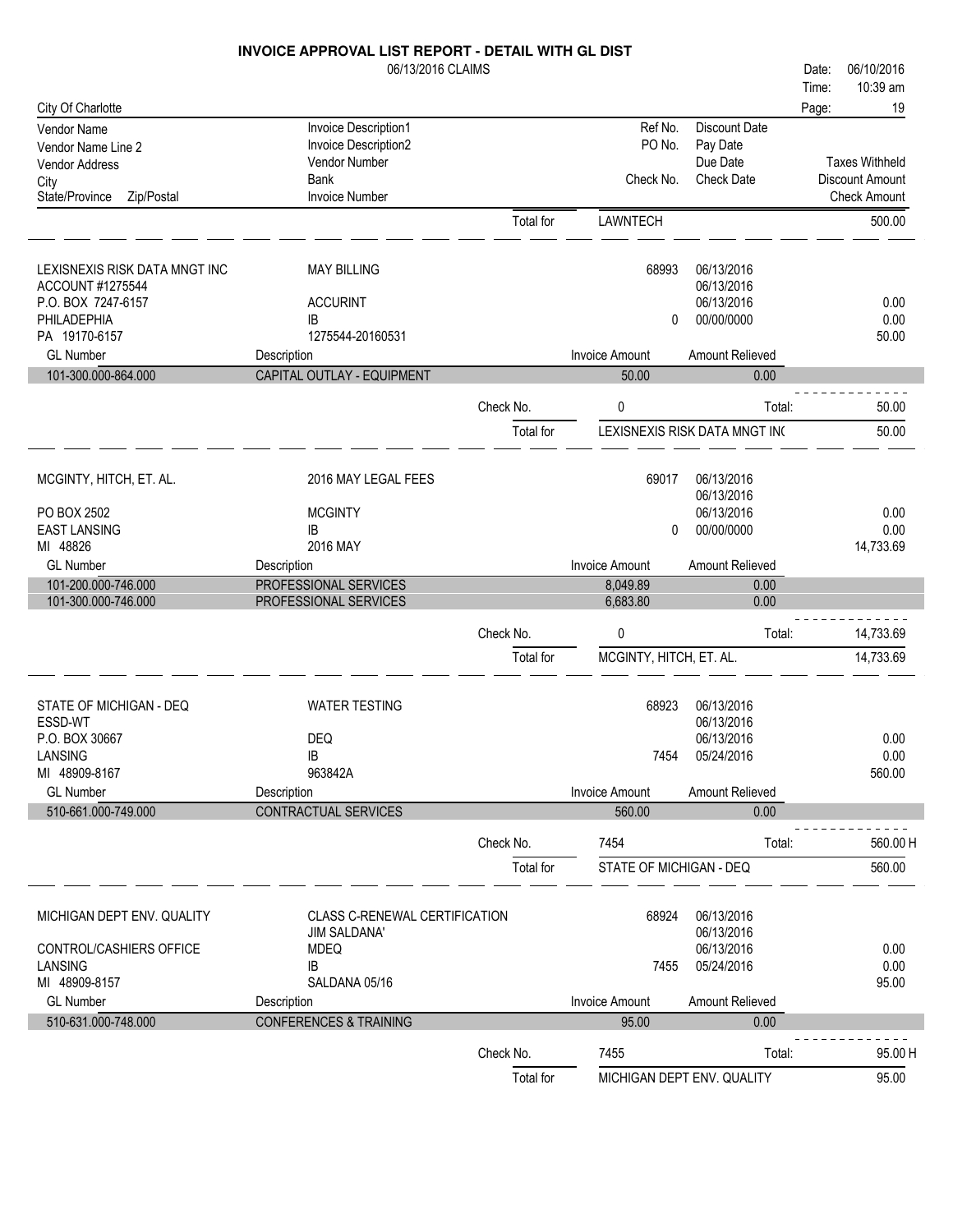# INVOICE APPROVAL LIST REPORT - DETAIL WITH GL DIST

06/13/2016 CLAIMS

Date: 06/10/2016
Time: 10:39 am

City Of Charlotte

| Vendor Name / Vendor Name Line 2 / Vendor Address / City / State/Province Zip/Postal | Invoice Description1 / Invoice Description2 / Vendor Number / Bank / Invoice Number | Ref No. / PO No. / Check No. | Discount Date / Pay Date / Due Date / Check Date | Taxes Withheld / Discount Amount / Check Amount |
|---|---|---|---|---|
| | Total for | LAWNTECH | | 500.00 |

**LEXISNEXIS RISK DATA MNGT INC**
ACCOUNT #1275544
P.O. BOX 7247-6157
PHILADEPHIA
PA 19170-6157

| | | | | |
|---|---|---|---|---|
| Invoice Description1 | MAY BILLING | Ref No. | 68993 | 06/13/2016 |
| | | | | 06/13/2016 |
| Vendor Number | ACCURINT | | | 06/13/2016 | 0.00 |
| Bank | IB | Check No. | 0 | 00/00/0000 | 0.00 |
| Invoice Number | 1275544-20160531 | | | | 50.00 |

| GL Number | Description | Invoice Amount | Amount Relieved |
|---|---|---|---|
| 101-300.000-864.000 | CAPITAL OUTLAY - EQUIPMENT | 50.00 | 0.00 |

Check No. 0 Total: 50.00

Total for LEXISNEXIS RISK DATA MNGT INC 50.00

**MCGINTY, HITCH, ET. AL.**
PO BOX 2502
EAST LANSING
MI 48826

| | | | | |
|---|---|---|---|---|
| Invoice Description1 | 2016 MAY LEGAL FEES | Ref No. | 69017 | 06/13/2016 |
| | | | | 06/13/2016 |
| Vendor Number | MCGINTY | | | 06/13/2016 | 0.00 |
| Bank | IB | Check No. | 0 | 00/00/0000 | 0.00 |
| Invoice Number | 2016 MAY | | | | 14,733.69 |

| GL Number | Description | Invoice Amount | Amount Relieved |
|---|---|---|---|
| 101-200.000-746.000 | PROFESSIONAL SERVICES | 8,049.89 | 0.00 |
| 101-300.000-746.000 | PROFESSIONAL SERVICES | 6,683.80 | 0.00 |

Check No. 0 Total: 14,733.69

Total for MCGINTY, HITCH, ET. AL. 14,733.69

**STATE OF MICHIGAN - DEQ**
ESSD-WT
P.O. BOX 30667
LANSING
MI 48909-8167

| | | | | |
|---|---|---|---|---|
| Invoice Description1 | WATER TESTING | Ref No. | 68923 | 06/13/2016 |
| | | | | 06/13/2016 |
| Vendor Number | DEQ | | | 06/13/2016 | 0.00 |
| Bank | IB | Check No. | 7454 | 05/24/2016 | 0.00 |
| Invoice Number | 963842A | | | | 560.00 |

| GL Number | Description | Invoice Amount | Amount Relieved |
|---|---|---|---|
| 510-661.000-749.000 | CONTRACTUAL SERVICES | 560.00 | 0.00 |

Check No. 7454 Total: 560.00 H

Total for STATE OF MICHIGAN - DEQ 560.00

**MICHIGAN DEPT ENV. QUALITY**
CONTROL/CASHIERS OFFICE
LANSING
MI 48909-8157

| | | | | |
|---|---|---|---|---|
| Invoice Description1 | CLASS C-RENEWAL CERTIFICATION | Ref No. | 68924 | 06/13/2016 |
| Invoice Description2 | JIM SALDANA' | | | 06/13/2016 |
| Vendor Number | MDEQ | | | 06/13/2016 | 0.00 |
| Bank | IB | Check No. | 7455 | 05/24/2016 | 0.00 |
| Invoice Number | SALDANA 05/16 | | | | 95.00 |

| GL Number | Description | Invoice Amount | Amount Relieved |
|---|---|---|---|
| 510-631.000-748.000 | CONFERENCES & TRAINING | 95.00 | 0.00 |

Check No. 7455 Total: 95.00 H

Total for MICHIGAN DEPT ENV. QUALITY 95.00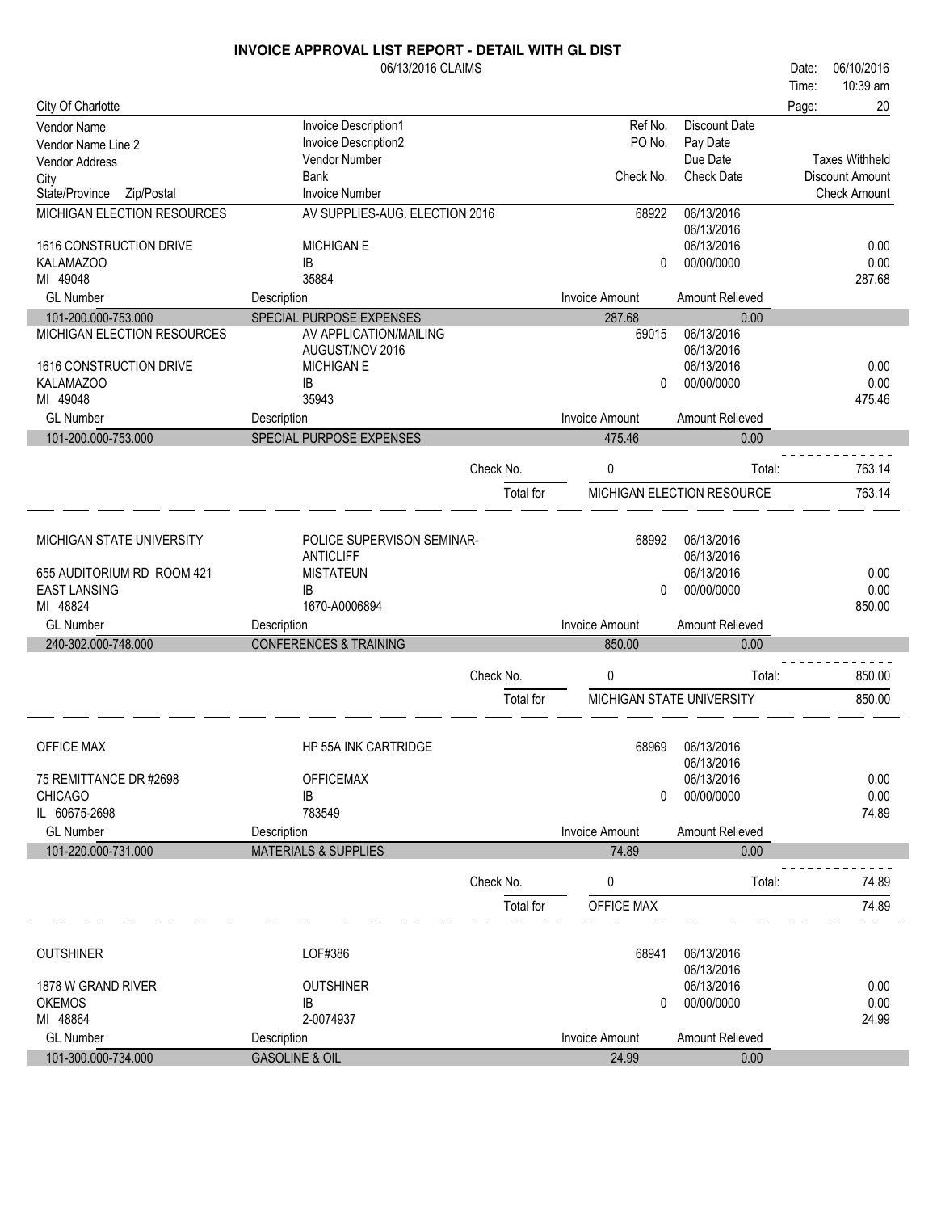# INVOICE APPROVAL LIST REPORT - DETAIL WITH GL DIST

06/13/2016 CLAIMS

Date: 06/10/2016
Time: 10:39 am

City Of Charlotte

| Vendor Name / Vendor Name Line 2 / Vendor Address / City / State/Province Zip/Postal | Invoice Description1 / Invoice Description2 / Vendor Number / Bank / Invoice Number | Ref No. / PO No. / Check No. | Discount Date / Pay Date / Due Date / Check Date | Taxes Withheld / Discount Amount / Check Amount |
|---|---|---|---|---|
| MICHIGAN ELECTION RESOURCES | AV SUPPLIES-AUG. ELECTION 2016 | 68922 | 06/13/2016 | |
| | | | 06/13/2016 | |
| 1616 CONSTRUCTION DRIVE | MICHIGAN E | | 06/13/2016 | 0.00 |
| KALAMAZOO | IB | 0 | 00/00/0000 | 0.00 |
| MI 49048 | 35884 | | | 287.68 |
| **GL Number** | **Description** | **Invoice Amount** | **Amount Relieved** | |
| 101-200.000-753.000 | SPECIAL PURPOSE EXPENSES | 287.68 | 0.00 | |
| MICHIGAN ELECTION RESOURCES | AV APPLICATION/MAILING | 69015 | 06/13/2016 | |
| | AUGUST/NOV 2016 | | 06/13/2016 | |
| 1616 CONSTRUCTION DRIVE | MICHIGAN E | | 06/13/2016 | 0.00 |
| KALAMAZOO | IB | 0 | 00/00/0000 | 0.00 |
| MI 49048 | 35943 | | | 475.46 |
| **GL Number** | **Description** | **Invoice Amount** | **Amount Relieved** | |
| 101-200.000-753.000 | SPECIAL PURPOSE EXPENSES | 475.46 | 0.00 | |
| | Check No. | 0 | Total: | 763.14 |
| | Total for | MICHIGAN ELECTION RESOURCE | | 763.14 |
| MICHIGAN STATE UNIVERSITY | POLICE SUPERVISON SEMINAR- | 68992 | 06/13/2016 | |
| | ANTICLIFF | | 06/13/2016 | |
| 655 AUDITORIUM RD ROOM 421 | MISTATEUN | | 06/13/2016 | 0.00 |
| EAST LANSING | IB | 0 | 00/00/0000 | 0.00 |
| MI 48824 | 1670-A0006894 | | | 850.00 |
| **GL Number** | **Description** | **Invoice Amount** | **Amount Relieved** | |
| 240-302.000-748.000 | CONFERENCES & TRAINING | 850.00 | 0.00 | |
| | Check No. | 0 | Total: | 850.00 |
| | Total for | MICHIGAN STATE UNIVERSITY | | 850.00 |
| OFFICE MAX | HP 55A INK CARTRIDGE | 68969 | 06/13/2016 | |
| | | | 06/13/2016 | |
| 75 REMITTANCE DR #2698 | OFFICEMAX | | 06/13/2016 | 0.00 |
| CHICAGO | IB | 0 | 00/00/0000 | 0.00 |
| IL 60675-2698 | 783549 | | | 74.89 |
| **GL Number** | **Description** | **Invoice Amount** | **Amount Relieved** | |
| 101-220.000-731.000 | MATERIALS & SUPPLIES | 74.89 | 0.00 | |
| | Check No. | 0 | Total: | 74.89 |
| | Total for | OFFICE MAX | | 74.89 |
| OUTSHINER | LOF#386 | 68941 | 06/13/2016 | |
| | | | 06/13/2016 | |
| 1878 W GRAND RIVER | OUTSHINER | | 06/13/2016 | 0.00 |
| OKEMOS | IB | 0 | 00/00/0000 | 0.00 |
| MI 48864 | 2-0074937 | | | 24.99 |
| **GL Number** | **Description** | **Invoice Amount** | **Amount Relieved** | |
| 101-300.000-734.000 | GASOLINE & OIL | 24.99 | 0.00 | |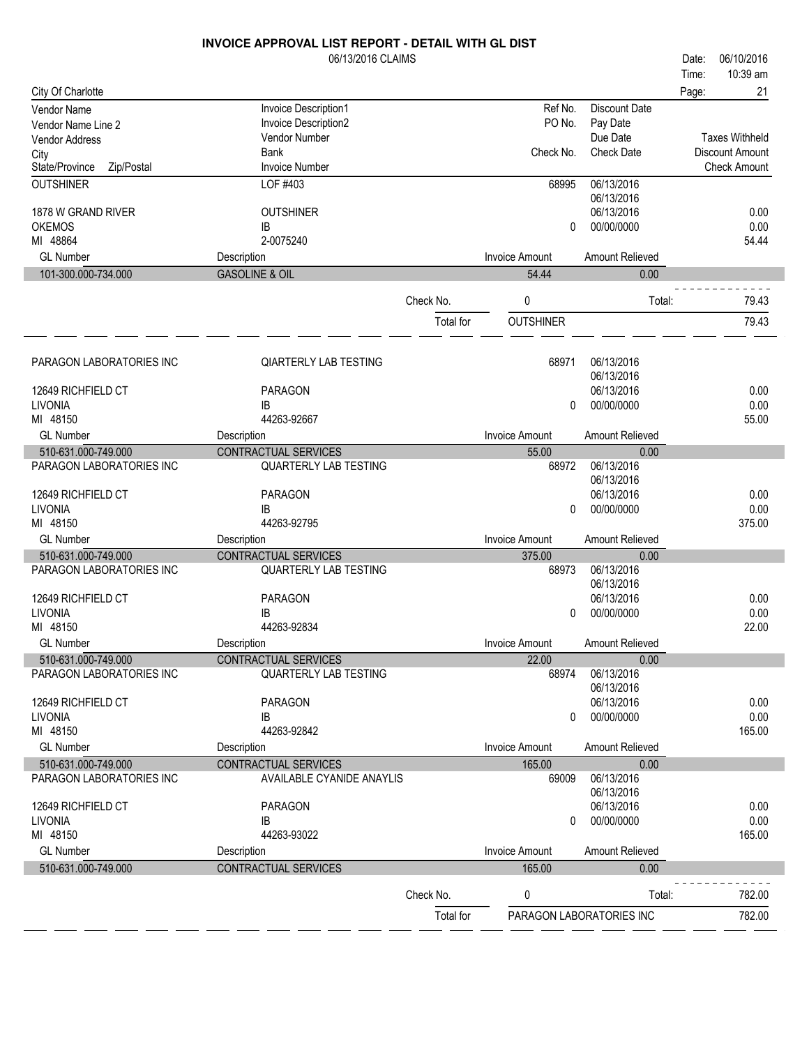# INVOICE APPROVAL LIST REPORT - DETAIL WITH GL DIST

06/13/2016 CLAIMS

Date: 06/10/2016
Time: 10:39 am

City Of Charlotte

| Vendor Name / Vendor Name Line 2 / Vendor Address / City / State/Province Zip/Postal | Invoice Description1 / Invoice Description2 / Vendor Number / Bank / Invoice Number | Ref No. / PO No. / Check No. | Discount Date / Pay Date / Due Date / Check Date | Taxes Withheld / Discount Amount / Check Amount |
|---|---|---|---|---|
| OUTSHINER | LOF #403 | 68995 | 06/13/2016 | |
| | | | 06/13/2016 | |
| 1878 W GRAND RIVER | OUTSHINER | | 06/13/2016 | 0.00 |
| OKEMOS | IB | 0 | 00/00/0000 | 0.00 |
| MI 48864 | 2-0075240 | | | 54.44 |

| GL Number | Description | Invoice Amount | Amount Relieved |
|---|---|---|---|
| 101-300.000-734.000 | GASOLINE & OIL | 54.44 | 0.00 |

Check No. 0 Total: 79.43

Total for OUTSHINER 79.43

| Vendor | Invoice Description / Vendor Number / Bank / Invoice Number | Ref No. / Check No. | Dates | Amounts |
|---|---|---|---|---|
| PARAGON LABORATORIES INC | QIARTERLY LAB TESTING | 68971 | 06/13/2016 | |
| | | | 06/13/2016 | |
| 12649 RICHFIELD CT | PARAGON | | 06/13/2016 | 0.00 |
| LIVONIA | IB | 0 | 00/00/0000 | 0.00 |
| MI 48150 | 44263-92667 | | | 55.00 |

| GL Number | Description | Invoice Amount | Amount Relieved |
|---|---|---|---|
| 510-631.000-749.000 | CONTRACTUAL SERVICES | 55.00 | 0.00 |

| Vendor | Invoice Description / Vendor Number / Bank / Invoice Number | Ref No. / Check No. | Dates | Amounts |
|---|---|---|---|---|
| PARAGON LABORATORIES INC | QUARTERLY LAB TESTING | 68972 | 06/13/2016 | |
| | | | 06/13/2016 | |
| 12649 RICHFIELD CT | PARAGON | | 06/13/2016 | 0.00 |
| LIVONIA | IB | 0 | 00/00/0000 | 0.00 |
| MI 48150 | 44263-92795 | | | 375.00 |

| GL Number | Description | Invoice Amount | Amount Relieved |
|---|---|---|---|
| 510-631.000-749.000 | CONTRACTUAL SERVICES | 375.00 | 0.00 |

| Vendor | Invoice Description / Vendor Number / Bank / Invoice Number | Ref No. / Check No. | Dates | Amounts |
|---|---|---|---|---|
| PARAGON LABORATORIES INC | QUARTERLY LAB TESTING | 68973 | 06/13/2016 | |
| | | | 06/13/2016 | |
| 12649 RICHFIELD CT | PARAGON | | 06/13/2016 | 0.00 |
| LIVONIA | IB | 0 | 00/00/0000 | 0.00 |
| MI 48150 | 44263-92834 | | | 22.00 |

| GL Number | Description | Invoice Amount | Amount Relieved |
|---|---|---|---|
| 510-631.000-749.000 | CONTRACTUAL SERVICES | 22.00 | 0.00 |

| Vendor | Invoice Description / Vendor Number / Bank / Invoice Number | Ref No. / Check No. | Dates | Amounts |
|---|---|---|---|---|
| PARAGON LABORATORIES INC | QUARTERLY LAB TESTING | 68974 | 06/13/2016 | |
| | | | 06/13/2016 | |
| 12649 RICHFIELD CT | PARAGON | | 06/13/2016 | 0.00 |
| LIVONIA | IB | 0 | 00/00/0000 | 0.00 |
| MI 48150 | 44263-92842 | | | 165.00 |

| GL Number | Description | Invoice Amount | Amount Relieved |
|---|---|---|---|
| 510-631.000-749.000 | CONTRACTUAL SERVICES | 165.00 | 0.00 |

| Vendor | Invoice Description / Vendor Number / Bank / Invoice Number | Ref No. / Check No. | Dates | Amounts |
|---|---|---|---|---|
| PARAGON LABORATORIES INC | AVAILABLE CYANIDE ANAYLIS | 69009 | 06/13/2016 | |
| | | | 06/13/2016 | |
| 12649 RICHFIELD CT | PARAGON | | 06/13/2016 | 0.00 |
| LIVONIA | IB | 0 | 00/00/0000 | 0.00 |
| MI 48150 | 44263-93022 | | | 165.00 |

| GL Number | Description | Invoice Amount | Amount Relieved |
|---|---|---|---|
| 510-631.000-749.000 | CONTRACTUAL SERVICES | 165.00 | 0.00 |

Check No. 0 Total: 782.00

Total for PARAGON LABORATORIES INC 782.00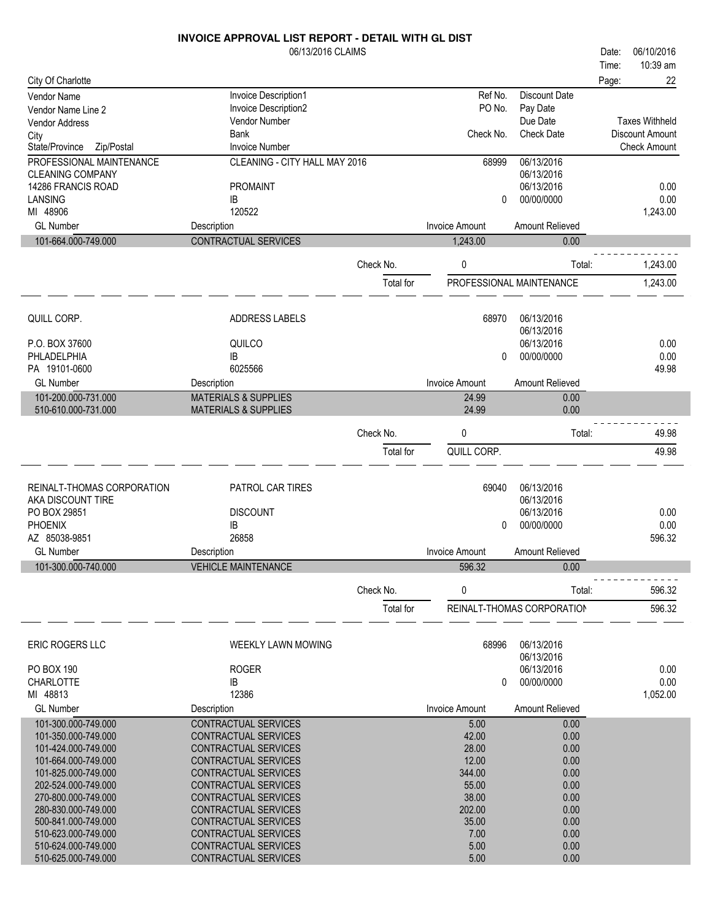# INVOICE APPROVAL LIST REPORT - DETAIL WITH GL DIST

06/13/2016 CLAIMS

Date: 06/10/2016
Time: 10:39 am

City Of Charlotte

| Vendor Name / Vendor Name Line 2 / Vendor Address / City / State/Province Zip/Postal | Invoice Description1 / Invoice Description2 / Vendor Number / Bank / Invoice Number | Ref No. / PO No. / Check No. | Discount Date / Pay Date / Due Date / Check Date | Taxes Withheld / Discount Amount / Check Amount |
|---|---|---|---|---|

## PROFESSIONAL MAINTENANCE

| | | | | |
|---|---|---|---|---|
| PROFESSIONAL MAINTENANCE | CLEANING - CITY HALL MAY 2016 | 68999 | 06/13/2016 | |
| CLEANING COMPANY | | | 06/13/2016 | |
| 14286 FRANCIS ROAD | PROMAINT | | 06/13/2016 | 0.00 |
| LANSING | IB | 0 | 00/00/0000 | 0.00 |
| MI 48906 | 120522 | | | 1,243.00 |

| GL Number | Description | Invoice Amount | Amount Relieved |
|---|---|---|---|
| 101-664.000-749.000 | CONTRACTUAL SERVICES | 1,243.00 | 0.00 |

Check No. 0 Total: 1,243.00

Total for PROFESSIONAL MAINTENANCE 1,243.00

## QUILL CORP.

| | | | | |
|---|---|---|---|---|
| QUILL CORP. | ADDRESS LABELS | 68970 | 06/13/2016 | |
| | | | 06/13/2016 | |
| P.O. BOX 37600 | QUILCO | | 06/13/2016 | 0.00 |
| PHLADELPHIA | IB | 0 | 00/00/0000 | 0.00 |
| PA 19101-0600 | 6025566 | | | 49.98 |

| GL Number | Description | Invoice Amount | Amount Relieved |
|---|---|---|---|
| 101-200.000-731.000 | MATERIALS & SUPPLIES | 24.99 | 0.00 |
| 510-610.000-731.000 | MATERIALS & SUPPLIES | 24.99 | 0.00 |

Check No. 0 Total: 49.98

Total for QUILL CORP. 49.98

## REINALT-THOMAS CORPORATION

| | | | | |
|---|---|---|---|---|
| REINALT-THOMAS CORPORATION | PATROL CAR TIRES | 69040 | 06/13/2016 | |
| AKA DISCOUNT TIRE | | | 06/13/2016 | |
| PO BOX 29851 | DISCOUNT | | 06/13/2016 | 0.00 |
| PHOENIX | IB | 0 | 00/00/0000 | 0.00 |
| AZ 85038-9851 | 26858 | | | 596.32 |

| GL Number | Description | Invoice Amount | Amount Relieved |
|---|---|---|---|
| 101-300.000-740.000 | VEHICLE MAINTENANCE | 596.32 | 0.00 |

Check No. 0 Total: 596.32

Total for REINALT-THOMAS CORPORATION 596.32

## ERIC ROGERS LLC

| | | | | |
|---|---|---|---|---|
| ERIC ROGERS LLC | WEEKLY LAWN MOWING | 68996 | 06/13/2016 | |
| | | | 06/13/2016 | |
| PO BOX 190 | ROGER | | 06/13/2016 | 0.00 |
| CHARLOTTE | IB | 0 | 00/00/0000 | 0.00 |
| MI 48813 | 12386 | | | 1,052.00 |

| GL Number | Description | Invoice Amount | Amount Relieved |
|---|---|---|---|
| 101-300.000-749.000 | CONTRACTUAL SERVICES | 5.00 | 0.00 |
| 101-350.000-749.000 | CONTRACTUAL SERVICES | 42.00 | 0.00 |
| 101-424.000-749.000 | CONTRACTUAL SERVICES | 28.00 | 0.00 |
| 101-664.000-749.000 | CONTRACTUAL SERVICES | 12.00 | 0.00 |
| 101-825.000-749.000 | CONTRACTUAL SERVICES | 344.00 | 0.00 |
| 202-524.000-749.000 | CONTRACTUAL SERVICES | 55.00 | 0.00 |
| 270-800.000-749.000 | CONTRACTUAL SERVICES | 38.00 | 0.00 |
| 280-830.000-749.000 | CONTRACTUAL SERVICES | 202.00 | 0.00 |
| 500-841.000-749.000 | CONTRACTUAL SERVICES | 35.00 | 0.00 |
| 510-623.000-749.000 | CONTRACTUAL SERVICES | 7.00 | 0.00 |
| 510-624.000-749.000 | CONTRACTUAL SERVICES | 5.00 | 0.00 |
| 510-625.000-749.000 | CONTRACTUAL SERVICES | 5.00 | 0.00 |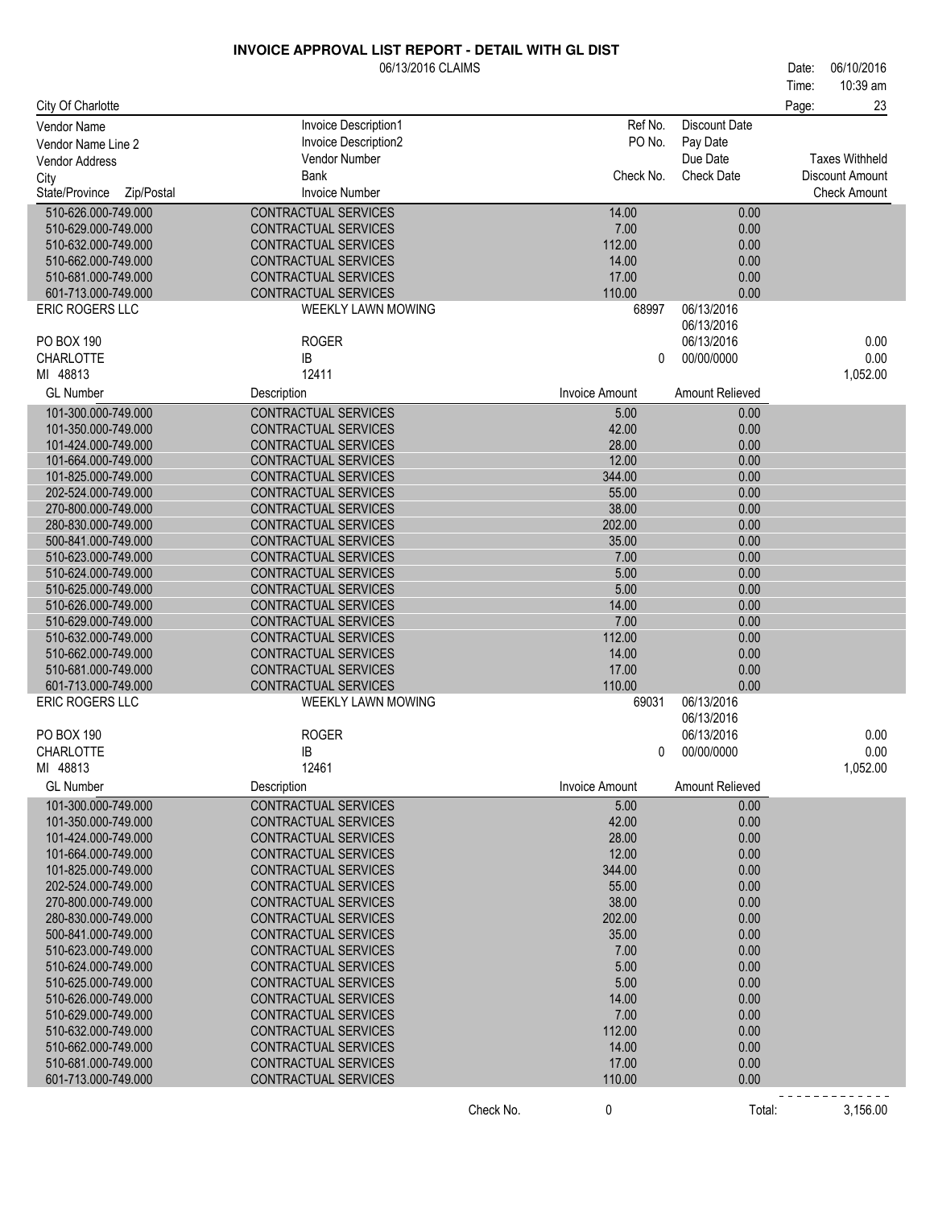# INVOICE APPROVAL LIST REPORT - DETAIL WITH GL DIST

06/13/2016 CLAIMS

Date: 06/10/2016
Time: 10:39 am

City Of Charlotte

| Vendor Name / Vendor Name Line 2 / Vendor Address / City / State/Province Zip/Postal | Invoice Description1 / Invoice Description2 / Vendor Number / Bank / Invoice Number | Ref No. / PO No. / Check No. | Discount Date / Pay Date / Due Date / Check Date | Taxes Withheld / Discount Amount / Check Amount |
|---|---|---|---|---|
| 510-626.000-749.000 | CONTRACTUAL SERVICES | 14.00 | 0.00 | |
| 510-629.000-749.000 | CONTRACTUAL SERVICES | 7.00 | 0.00 | |
| 510-632.000-749.000 | CONTRACTUAL SERVICES | 112.00 | 0.00 | |
| 510-662.000-749.000 | CONTRACTUAL SERVICES | 14.00 | 0.00 | |
| 510-681.000-749.000 | CONTRACTUAL SERVICES | 17.00 | 0.00 | |
| 601-713.000-749.000 | CONTRACTUAL SERVICES | 110.00 | 0.00 | |
| ERIC ROGERS LLC | WEEKLY LAWN MOWING | 68997 | 06/13/2016 | |
| | | | 06/13/2016 | |
| PO BOX 190 | ROGER | | 06/13/2016 | 0.00 |
| CHARLOTTE | IB | 0 | 00/00/0000 | 0.00 |
| MI 48813 | 12411 | | | 1,052.00 |
| **GL Number** | **Description** | **Invoice Amount** | **Amount Relieved** | |
| 101-300.000-749.000 | CONTRACTUAL SERVICES | 5.00 | 0.00 | |
| 101-350.000-749.000 | CONTRACTUAL SERVICES | 42.00 | 0.00 | |
| 101-424.000-749.000 | CONTRACTUAL SERVICES | 28.00 | 0.00 | |
| 101-664.000-749.000 | CONTRACTUAL SERVICES | 12.00 | 0.00 | |
| 101-825.000-749.000 | CONTRACTUAL SERVICES | 344.00 | 0.00 | |
| 202-524.000-749.000 | CONTRACTUAL SERVICES | 55.00 | 0.00 | |
| 270-800.000-749.000 | CONTRACTUAL SERVICES | 38.00 | 0.00 | |
| 280-830.000-749.000 | CONTRACTUAL SERVICES | 202.00 | 0.00 | |
| 500-841.000-749.000 | CONTRACTUAL SERVICES | 35.00 | 0.00 | |
| 510-623.000-749.000 | CONTRACTUAL SERVICES | 7.00 | 0.00 | |
| 510-624.000-749.000 | CONTRACTUAL SERVICES | 5.00 | 0.00 | |
| 510-625.000-749.000 | CONTRACTUAL SERVICES | 5.00 | 0.00 | |
| 510-626.000-749.000 | CONTRACTUAL SERVICES | 14.00 | 0.00 | |
| 510-629.000-749.000 | CONTRACTUAL SERVICES | 7.00 | 0.00 | |
| 510-632.000-749.000 | CONTRACTUAL SERVICES | 112.00 | 0.00 | |
| 510-662.000-749.000 | CONTRACTUAL SERVICES | 14.00 | 0.00 | |
| 510-681.000-749.000 | CONTRACTUAL SERVICES | 17.00 | 0.00 | |
| 601-713.000-749.000 | CONTRACTUAL SERVICES | 110.00 | 0.00 | |
| ERIC ROGERS LLC | WEEKLY LAWN MOWING | 69031 | 06/13/2016 | |
| | | | 06/13/2016 | |
| PO BOX 190 | ROGER | | 06/13/2016 | 0.00 |
| CHARLOTTE | IB | 0 | 00/00/0000 | 0.00 |
| MI 48813 | 12461 | | | 1,052.00 |
| **GL Number** | **Description** | **Invoice Amount** | **Amount Relieved** | |
| 101-300.000-749.000 | CONTRACTUAL SERVICES | 5.00 | 0.00 | |
| 101-350.000-749.000 | CONTRACTUAL SERVICES | 42.00 | 0.00 | |
| 101-424.000-749.000 | CONTRACTUAL SERVICES | 28.00 | 0.00 | |
| 101-664.000-749.000 | CONTRACTUAL SERVICES | 12.00 | 0.00 | |
| 101-825.000-749.000 | CONTRACTUAL SERVICES | 344.00 | 0.00 | |
| 202-524.000-749.000 | CONTRACTUAL SERVICES | 55.00 | 0.00 | |
| 270-800.000-749.000 | CONTRACTUAL SERVICES | 38.00 | 0.00 | |
| 280-830.000-749.000 | CONTRACTUAL SERVICES | 202.00 | 0.00 | |
| 500-841.000-749.000 | CONTRACTUAL SERVICES | 35.00 | 0.00 | |
| 510-623.000-749.000 | CONTRACTUAL SERVICES | 7.00 | 0.00 | |
| 510-624.000-749.000 | CONTRACTUAL SERVICES | 5.00 | 0.00 | |
| 510-625.000-749.000 | CONTRACTUAL SERVICES | 5.00 | 0.00 | |
| 510-626.000-749.000 | CONTRACTUAL SERVICES | 14.00 | 0.00 | |
| 510-629.000-749.000 | CONTRACTUAL SERVICES | 7.00 | 0.00 | |
| 510-632.000-749.000 | CONTRACTUAL SERVICES | 112.00 | 0.00 | |
| 510-662.000-749.000 | CONTRACTUAL SERVICES | 14.00 | 0.00 | |
| 510-681.000-749.000 | CONTRACTUAL SERVICES | 17.00 | 0.00 | |
| 601-713.000-749.000 | CONTRACTUAL SERVICES | 110.00 | 0.00 | |

Check No. 0 Total: 3,156.00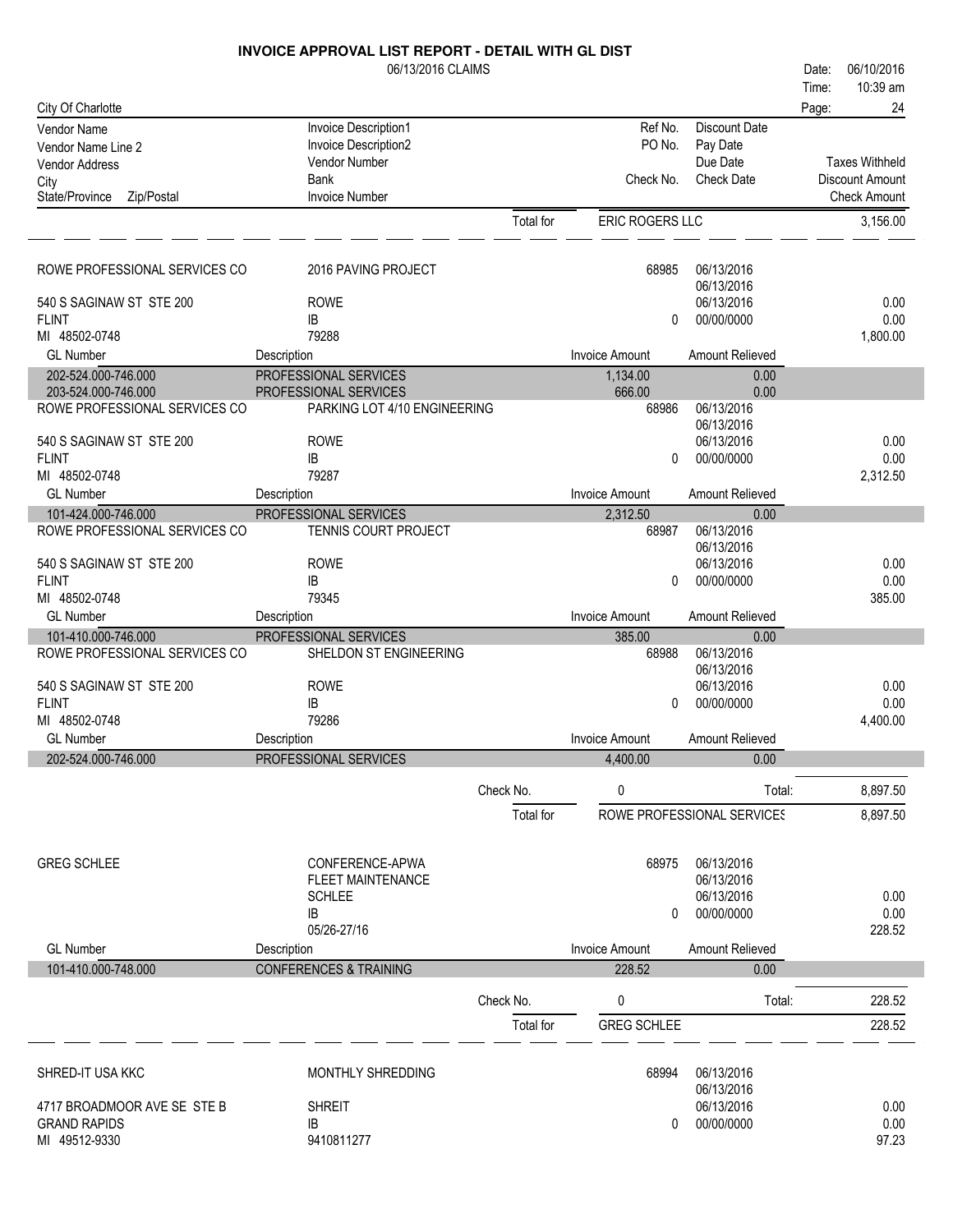# INVOICE APPROVAL LIST REPORT - DETAIL WITH GL DIST

06/13/2016 CLAIMS

Date: 06/10/2016
Time: 10:39 am

City Of Charlotte

| Vendor Name / Vendor Name Line 2 / Vendor Address / City / State/Province Zip/Postal | Invoice Description1 / Invoice Description2 / Vendor Number / Bank / Invoice Number | Ref No. / PO No. / Check No. | Discount Date / Pay Date / Due Date / Check Date | Taxes Withheld / Discount Amount / Check Amount |
|---|---|---|---|---|
| | Total for | ERIC ROGERS LLC | | 3,156.00 |

| | | | | |
|---|---|---|---|---|
| ROWE PROFESSIONAL SERVICES CO | 2016 PAVING PROJECT | 68985 | 06/13/2016 | |
| | | | 06/13/2016 | |
| 540 S SAGINAW ST STE 200 | ROWE | | 06/13/2016 | 0.00 |
| FLINT | IB | 0 | 00/00/0000 | 0.00 |
| MI 48502-0748 | 79288 | | | 1,800.00 |
| **GL Number** | **Description** | **Invoice Amount** | **Amount Relieved** | |
| 202-524.000-746.000 | PROFESSIONAL SERVICES | 1,134.00 | 0.00 | |
| 203-524.000-746.000 | PROFESSIONAL SERVICES | 666.00 | 0.00 | |
| ROWE PROFESSIONAL SERVICES CO | PARKING LOT 4/10 ENGINEERING | 68986 | 06/13/2016 | |
| | | | 06/13/2016 | |
| 540 S SAGINAW ST STE 200 | ROWE | | 06/13/2016 | 0.00 |
| FLINT | IB | 0 | 00/00/0000 | 0.00 |
| MI 48502-0748 | 79287 | | | 2,312.50 |
| **GL Number** | **Description** | **Invoice Amount** | **Amount Relieved** | |
| 101-424.000-746.000 | PROFESSIONAL SERVICES | 2,312.50 | 0.00 | |
| ROWE PROFESSIONAL SERVICES CO | TENNIS COURT PROJECT | 68987 | 06/13/2016 | |
| | | | 06/13/2016 | |
| 540 S SAGINAW ST STE 200 | ROWE | | 06/13/2016 | 0.00 |
| FLINT | IB | 0 | 00/00/0000 | 0.00 |
| MI 48502-0748 | 79345 | | | 385.00 |
| **GL Number** | **Description** | **Invoice Amount** | **Amount Relieved** | |
| 101-410.000-746.000 | PROFESSIONAL SERVICES | 385.00 | 0.00 | |
| ROWE PROFESSIONAL SERVICES CO | SHELDON ST ENGINEERING | 68988 | 06/13/2016 | |
| | | | 06/13/2016 | |
| 540 S SAGINAW ST STE 200 | ROWE | | 06/13/2016 | 0.00 |
| FLINT | IB | 0 | 00/00/0000 | 0.00 |
| MI 48502-0748 | 79286 | | | 4,400.00 |
| **GL Number** | **Description** | **Invoice Amount** | **Amount Relieved** | |
| 202-524.000-746.000 | PROFESSIONAL SERVICES | 4,400.00 | 0.00 | |
| | Check No. | 0 | Total: | 8,897.50 |
| | Total for | ROWE PROFESSIONAL SERVICES | | 8,897.50 |

| | | | | |
|---|---|---|---|---|
| GREG SCHLEE | CONFERENCE-APWA | 68975 | 06/13/2016 | |
| | FLEET MAINTENANCE | | 06/13/2016 | |
| | SCHLEE | | 06/13/2016 | 0.00 |
| | IB | 0 | 00/00/0000 | 0.00 |
| | 05/26-27/16 | | | 228.52 |
| **GL Number** | **Description** | **Invoice Amount** | **Amount Relieved** | |
| 101-410.000-748.000 | CONFERENCES & TRAINING | 228.52 | 0.00 | |
| | Check No. | 0 | Total: | 228.52 |
| | Total for | GREG SCHLEE | | 228.52 |

| | | | | |
|---|---|---|---|---|
| SHRED-IT USA KKC | MONTHLY SHREDDING | 68994 | 06/13/2016 | |
| | | | 06/13/2016 | |
| 4717 BROADMOOR AVE SE STE B | SHREIT | | 06/13/2016 | 0.00 |
| GRAND RAPIDS | IB | 0 | 00/00/0000 | 0.00 |
| MI 49512-9330 | 9410811277 | | | 97.23 |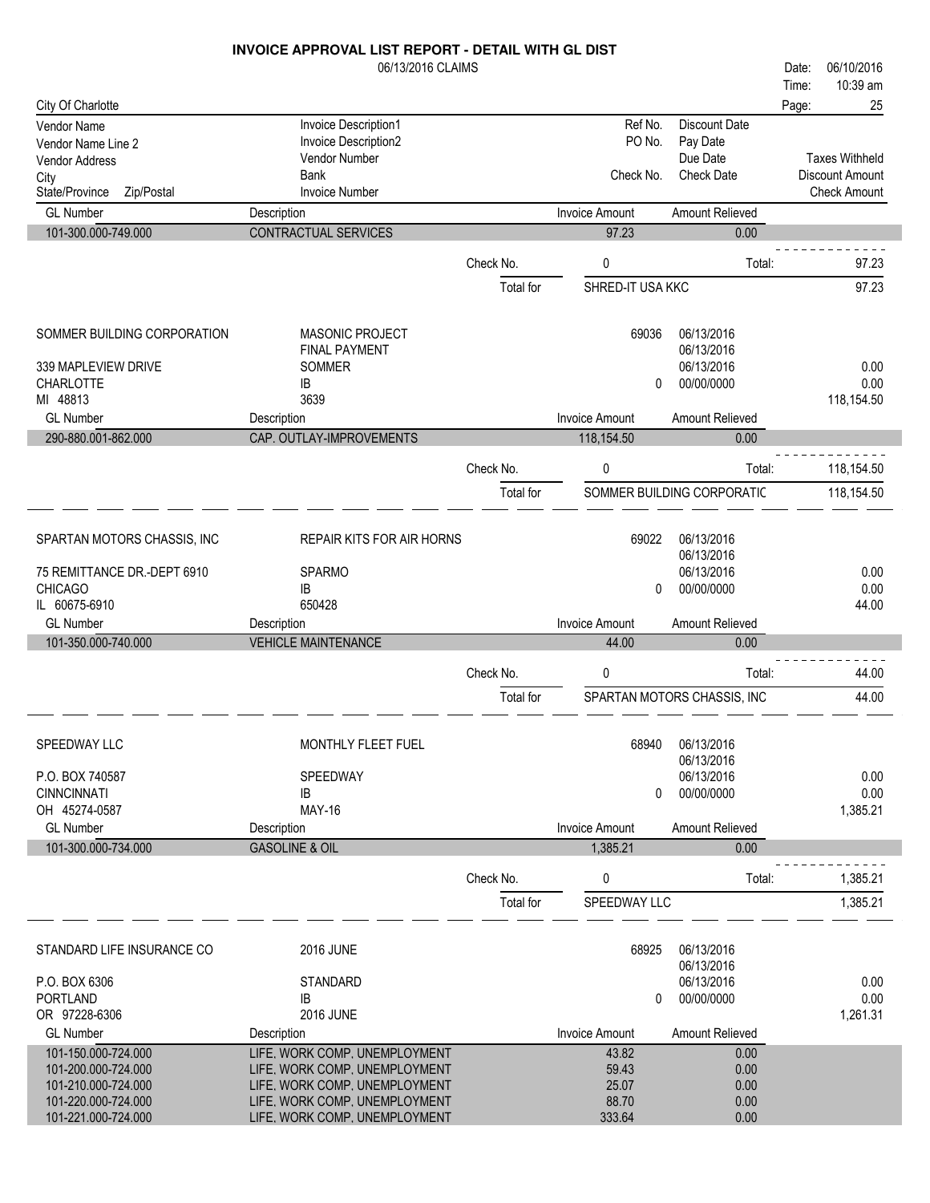# INVOICE APPROVAL LIST REPORT - DETAIL WITH GL DIST

06/13/2016 CLAIMS

Date: 06/10/2016
Time: 10:39 am

City Of Charlotte

| Vendor Name / Vendor Name Line 2 / Vendor Address / City / State/Province Zip/Postal | Invoice Description1 / Invoice Description2 / Vendor Number / Bank / Invoice Number | Ref No. / PO No. / Check No. | Discount Date / Pay Date / Due Date / Check Date | Taxes Withheld / Discount Amount / Check Amount |
|---|---|---|---|---|

| GL Number | Description | Invoice Amount | Amount Relieved |
|---|---|---|---|
| 101-300.000-749.000 | CONTRACTUAL SERVICES | 97.23 | 0.00 |

Check No. 0 Total: 97.23

Total for SHRED-IT USA KKC 97.23

---

| | | | | |
|---|---|---|---|---|
| SOMMER BUILDING CORPORATION | MASONIC PROJECT | 69036 | 06/13/2016 | |
| | FINAL PAYMENT | | 06/13/2016 | |
| 339 MAPLEVIEW DRIVE | SOMMER | | 06/13/2016 | 0.00 |
| CHARLOTTE | IB | 0 | 00/00/0000 | 0.00 |
| MI 48813 | 3639 | | | 118,154.50 |

| GL Number | Description | Invoice Amount | Amount Relieved |
|---|---|---|---|
| 290-880.001-862.000 | CAP. OUTLAY-IMPROVEMENTS | 118,154.50 | 0.00 |

Check No. 0 Total: 118,154.50

Total for SOMMER BUILDING CORPORATIC 118,154.50

---

| | | | | |
|---|---|---|---|---|
| SPARTAN MOTORS CHASSIS, INC | REPAIR KITS FOR AIR HORNS | 69022 | 06/13/2016 | |
| | | | 06/13/2016 | |
| 75 REMITTANCE DR.-DEPT 6910 | SPARMO | | 06/13/2016 | 0.00 |
| CHICAGO | IB | 0 | 00/00/0000 | 0.00 |
| IL 60675-6910 | 650428 | | | 44.00 |

| GL Number | Description | Invoice Amount | Amount Relieved |
|---|---|---|---|
| 101-350.000-740.000 | VEHICLE MAINTENANCE | 44.00 | 0.00 |

Check No. 0 Total: 44.00

Total for SPARTAN MOTORS CHASSIS, INC 44.00

---

| | | | | |
|---|---|---|---|---|
| SPEEDWAY LLC | MONTHLY FLEET FUEL | 68940 | 06/13/2016 | |
| | | | 06/13/2016 | |
| P.O. BOX 740587 | SPEEDWAY | | 06/13/2016 | 0.00 |
| CINNCINNATI | IB | 0 | 00/00/0000 | 0.00 |
| OH 45274-0587 | MAY-16 | | | 1,385.21 |

| GL Number | Description | Invoice Amount | Amount Relieved |
|---|---|---|---|
| 101-300.000-734.000 | GASOLINE & OIL | 1,385.21 | 0.00 |

Check No. 0 Total: 1,385.21

Total for SPEEDWAY LLC 1,385.21

---

| | | | | |
|---|---|---|---|---|
| STANDARD LIFE INSURANCE CO | 2016 JUNE | 68925 | 06/13/2016 | |
| | | | 06/13/2016 | |
| P.O. BOX 6306 | STANDARD | | 06/13/2016 | 0.00 |
| PORTLAND | IB | 0 | 00/00/0000 | 0.00 |
| OR 97228-6306 | 2016 JUNE | | | 1,261.31 |

| GL Number | Description | Invoice Amount | Amount Relieved |
|---|---|---|---|
| 101-150.000-724.000 | LIFE, WORK COMP, UNEMPLOYMENT | 43.82 | 0.00 |
| 101-200.000-724.000 | LIFE, WORK COMP, UNEMPLOYMENT | 59.43 | 0.00 |
| 101-210.000-724.000 | LIFE, WORK COMP, UNEMPLOYMENT | 25.07 | 0.00 |
| 101-220.000-724.000 | LIFE, WORK COMP, UNEMPLOYMENT | 88.70 | 0.00 |
| 101-221.000-724.000 | LIFE, WORK COMP, UNEMPLOYMENT | 333.64 | 0.00 |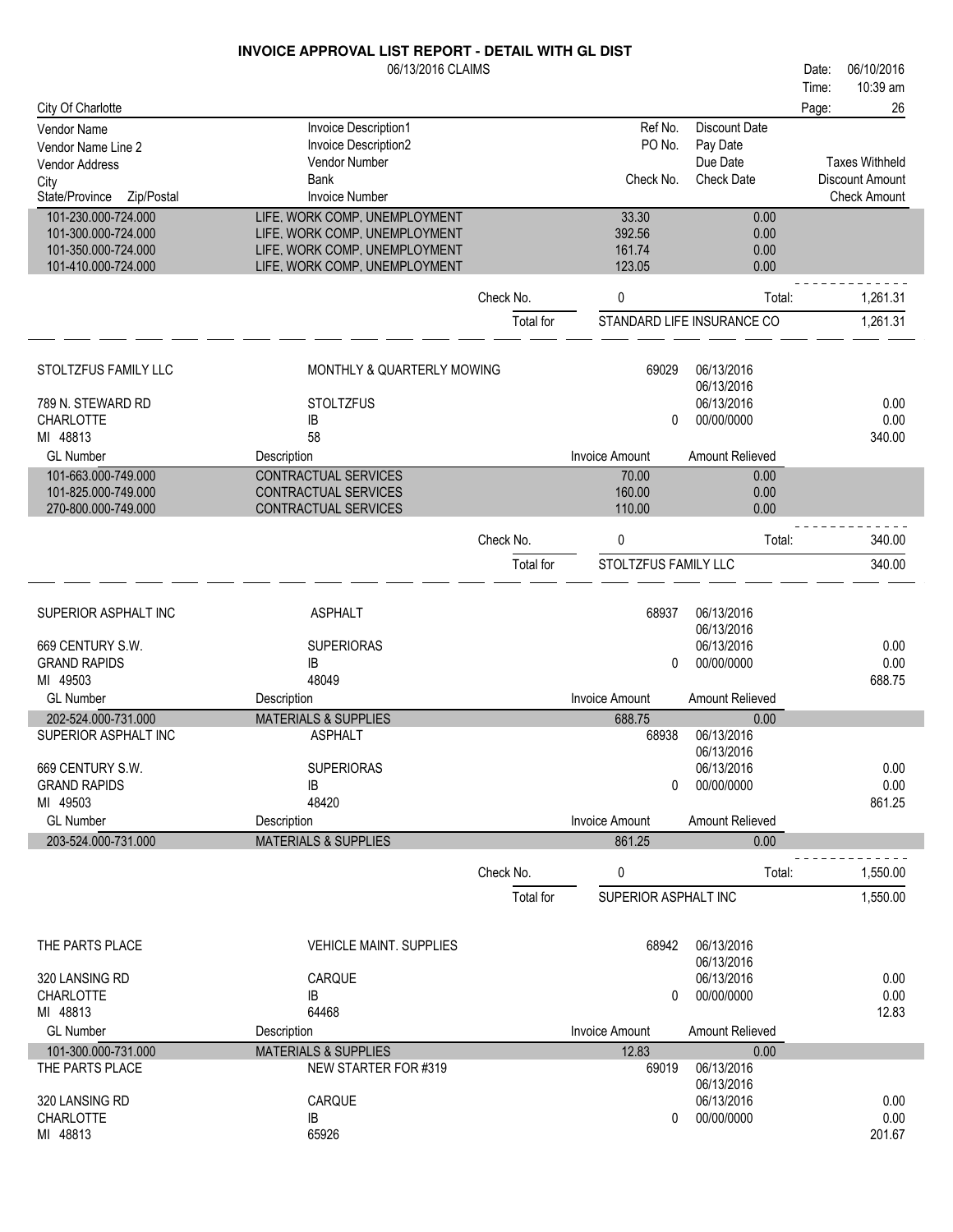**INVOICE APPROVAL LIST REPORT - DETAIL WITH GL DIST**

06/13/2016 CLAIMS

Date: 06/10/2016
Time: 10:39 am

City Of Charlotte

| Vendor Name / Vendor Name Line 2 / Vendor Address / City / State/Province Zip/Postal | Invoice Description1 / Invoice Description2 / Vendor Number / Bank / Invoice Number | Ref No. / PO No. / Check No. | Discount Date / Pay Date / Due Date / Check Date | Taxes Withheld / Discount Amount / Check Amount |
|---|---|---|---|---|

| GL Number | Description | Invoice Amount | Amount Relieved |
|---|---|---|---|
| 101-230.000-724.000 | LIFE, WORK COMP, UNEMPLOYMENT | 33.30 | 0.00 |
| 101-300.000-724.000 | LIFE, WORK COMP, UNEMPLOYMENT | 392.56 | 0.00 |
| 101-350.000-724.000 | LIFE, WORK COMP, UNEMPLOYMENT | 161.74 | 0.00 |
| 101-410.000-724.000 | LIFE, WORK COMP, UNEMPLOYMENT | 123.05 | 0.00 |

Check No. 0 Total: 1,261.31

Total for STANDARD LIFE INSURANCE CO 1,261.31

---

| STOLTZFUS FAMILY LLC | MONTHLY & QUARTERLY MOWING | 69029 | 06/13/2016 | |
|---|---|---|---|---|
| | | | 06/13/2016 | |
| 789 N. STEWARD RD | STOLTZFUS | | 06/13/2016 | 0.00 |
| CHARLOTTE | IB | 0 | 00/00/0000 | 0.00 |
| MI 48813 | 58 | | | 340.00 |

| GL Number | Description | Invoice Amount | Amount Relieved |
|---|---|---|---|
| 101-663.000-749.000 | CONTRACTUAL SERVICES | 70.00 | 0.00 |
| 101-825.000-749.000 | CONTRACTUAL SERVICES | 160.00 | 0.00 |
| 270-800.000-749.000 | CONTRACTUAL SERVICES | 110.00 | 0.00 |

Check No. 0 Total: 340.00

Total for STOLTZFUS FAMILY LLC 340.00

---

| SUPERIOR ASPHALT INC | ASPHALT | 68937 | 06/13/2016 | |
|---|---|---|---|---|
| | | | 06/13/2016 | |
| 669 CENTURY S.W. | SUPERIORAS | | 06/13/2016 | 0.00 |
| GRAND RAPIDS | IB | 0 | 00/00/0000 | 0.00 |
| MI 49503 | 48049 | | | 688.75 |

| GL Number | Description | Invoice Amount | Amount Relieved |
|---|---|---|---|
| 202-524.000-731.000 | MATERIALS & SUPPLIES | 688.75 | 0.00 |

| SUPERIOR ASPHALT INC | ASPHALT | 68938 | 06/13/2016 | |
|---|---|---|---|---|
| | | | 06/13/2016 | |
| 669 CENTURY S.W. | SUPERIORAS | | 06/13/2016 | 0.00 |
| GRAND RAPIDS | IB | 0 | 00/00/0000 | 0.00 |
| MI 49503 | 48420 | | | 861.25 |

| GL Number | Description | Invoice Amount | Amount Relieved |
|---|---|---|---|
| 203-524.000-731.000 | MATERIALS & SUPPLIES | 861.25 | 0.00 |

Check No. 0 Total: 1,550.00

Total for SUPERIOR ASPHALT INC 1,550.00

---

| THE PARTS PLACE | VEHICLE MAINT. SUPPLIES | 68942 | 06/13/2016 | |
|---|---|---|---|---|
| | | | 06/13/2016 | |
| 320 LANSING RD | CARQUE | | 06/13/2016 | 0.00 |
| CHARLOTTE | IB | 0 | 00/00/0000 | 0.00 |
| MI 48813 | 64468 | | | 12.83 |

| GL Number | Description | Invoice Amount | Amount Relieved |
|---|---|---|---|
| 101-300.000-731.000 | MATERIALS & SUPPLIES | 12.83 | 0.00 |

| THE PARTS PLACE | NEW STARTER FOR #319 | 69019 | 06/13/2016 | |
|---|---|---|---|---|
| | | | 06/13/2016 | |
| 320 LANSING RD | CARQUE | | 06/13/2016 | 0.00 |
| CHARLOTTE | IB | 0 | 00/00/0000 | 0.00 |
| MI 48813 | 65926 | | | 201.67 |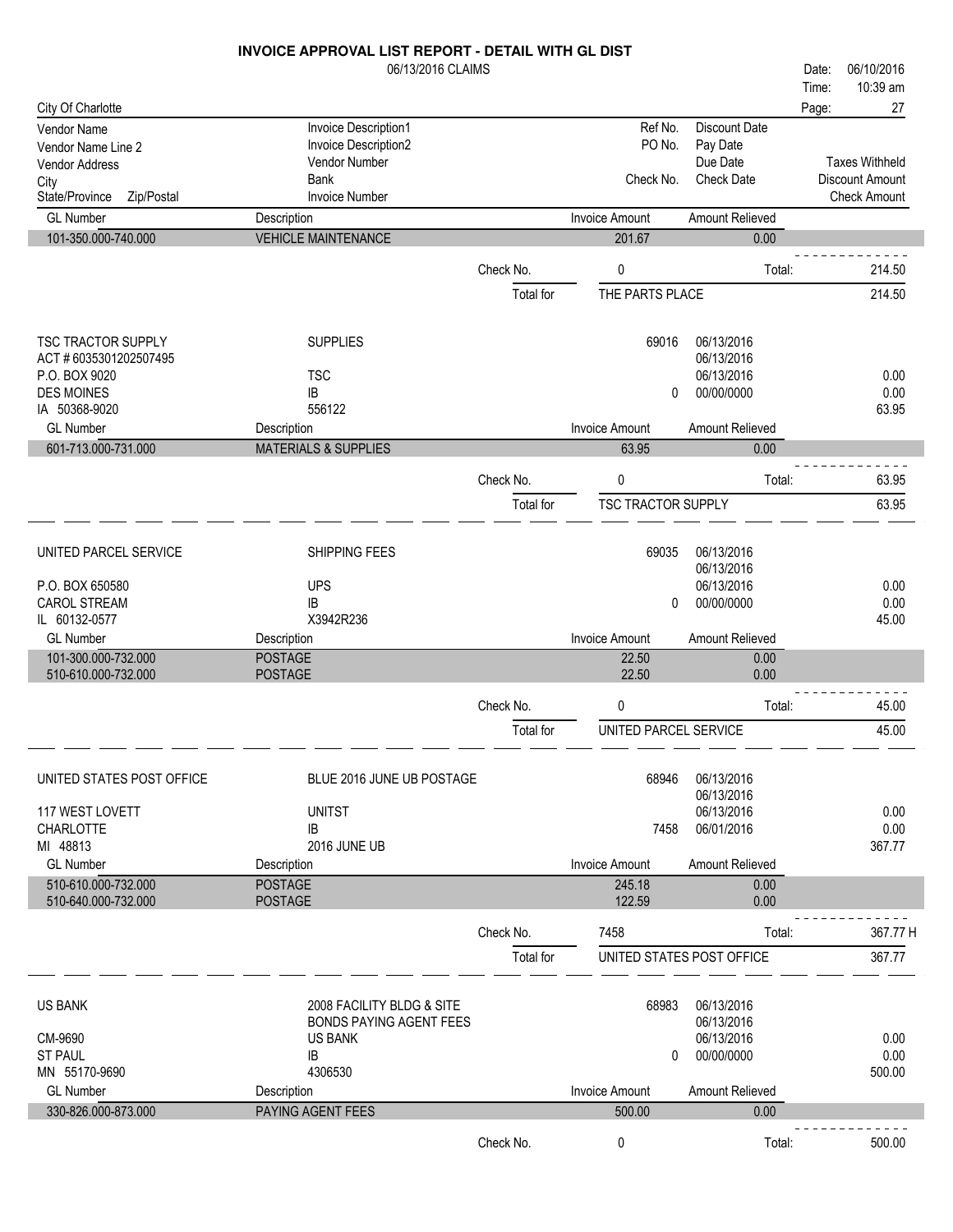# INVOICE APPROVAL LIST REPORT - DETAIL WITH GL DIST

06/13/2016 CLAIMS

Date: 06/10/2016
Time: 10:39 am

City Of Charlotte

| Vendor Name / Vendor Name Line 2 / Vendor Address / City / State/Province Zip/Postal | Invoice Description1 / Invoice Description2 / Vendor Number / Bank / Invoice Number | Ref No. / PO No. / Check No. | Discount Date / Pay Date / Due Date / Check Date | Taxes Withheld / Discount Amount / Check Amount |
|---|---|---|---|---|

| GL Number | Description | Invoice Amount | Amount Relieved |
|---|---|---|---|
| 101-350.000-740.000 | VEHICLE MAINTENANCE | 201.67 | 0.00 |

Check No. 0 Total: 214.50

Total for THE PARTS PLACE 214.50

---

| | | | | |
|---|---|---|---|---|
| TSC TRACTOR SUPPLY | SUPPLIES | 69016 | 06/13/2016 | |
| ACT # 6035301202507495 | | | 06/13/2016 | |
| P.O. BOX 9020 | TSC | | 06/13/2016 | 0.00 |
| DES MOINES | IB | 0 | 00/00/0000 | 0.00 |
| IA 50368-9020 | 556122 | | | 63.95 |

| GL Number | Description | Invoice Amount | Amount Relieved |
|---|---|---|---|
| 601-713.000-731.000 | MATERIALS & SUPPLIES | 63.95 | 0.00 |

Check No. 0 Total: 63.95

Total for TSC TRACTOR SUPPLY 63.95

---

| | | | | |
|---|---|---|---|---|
| UNITED PARCEL SERVICE | SHIPPING FEES | 69035 | 06/13/2016 | |
| | | | 06/13/2016 | |
| P.O. BOX 650580 | UPS | | 06/13/2016 | 0.00 |
| CAROL STREAM | IB | 0 | 00/00/0000 | 0.00 |
| IL 60132-0577 | X3942R236 | | | 45.00 |

| GL Number | Description | Invoice Amount | Amount Relieved |
|---|---|---|---|
| 101-300.000-732.000 | POSTAGE | 22.50 | 0.00 |
| 510-610.000-732.000 | POSTAGE | 22.50 | 0.00 |

Check No. 0 Total: 45.00

Total for UNITED PARCEL SERVICE 45.00

---

| | | | | |
|---|---|---|---|---|
| UNITED STATES POST OFFICE | BLUE 2016 JUNE UB POSTAGE | 68946 | 06/13/2016 | |
| | | | 06/13/2016 | |
| 117 WEST LOVETT | UNITST | | 06/13/2016 | 0.00 |
| CHARLOTTE | IB | 7458 | 06/01/2016 | 0.00 |
| MI 48813 | 2016 JUNE UB | | | 367.77 |

| GL Number | Description | Invoice Amount | Amount Relieved |
|---|---|---|---|
| 510-610.000-732.000 | POSTAGE | 245.18 | 0.00 |
| 510-640.000-732.000 | POSTAGE | 122.59 | 0.00 |

Check No. 7458 Total: 367.77 H

Total for UNITED STATES POST OFFICE 367.77

---

| | | | | |
|---|---|---|---|---|
| US BANK | 2008 FACILITY BLDG & SITE | 68983 | 06/13/2016 | |
| | BONDS PAYING AGENT FEES | | 06/13/2016 | |
| CM-9690 | US BANK | | 06/13/2016 | 0.00 |
| ST PAUL | IB | 0 | 00/00/0000 | 0.00 |
| MN 55170-9690 | 4306530 | | | 500.00 |

| GL Number | Description | Invoice Amount | Amount Relieved |
|---|---|---|---|
| 330-826.000-873.000 | PAYING AGENT FEES | 500.00 | 0.00 |

Check No. 0 Total: 500.00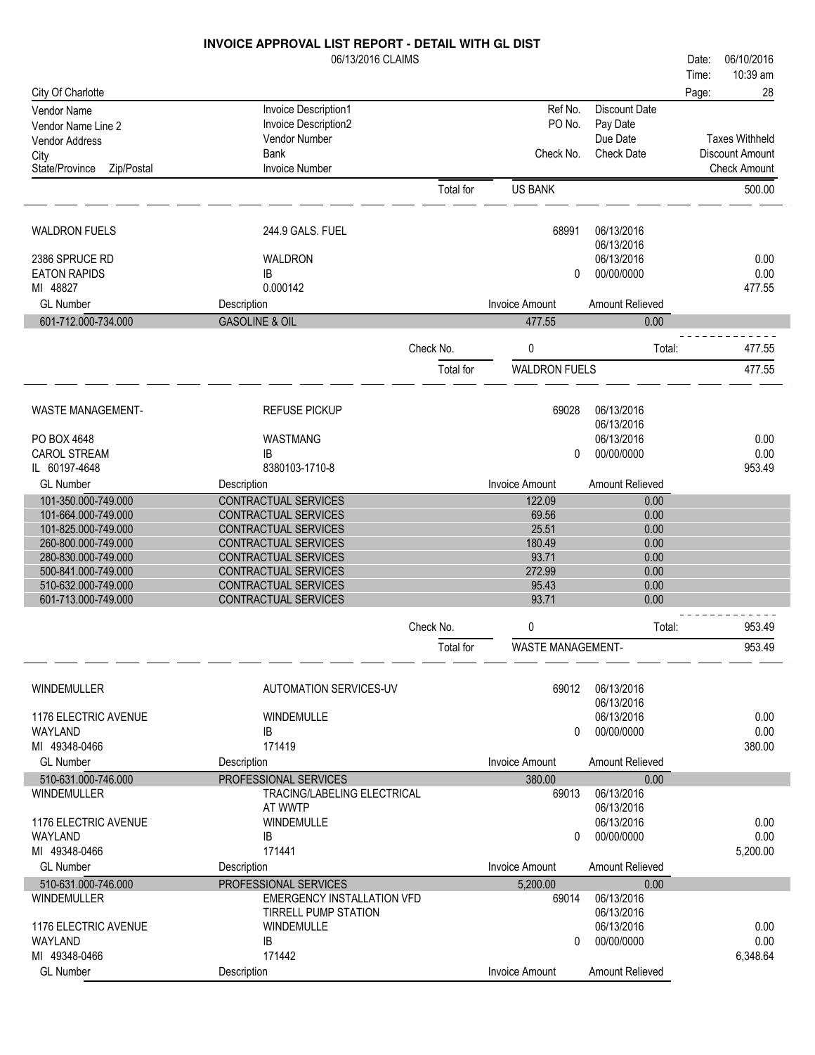# INVOICE APPROVAL LIST REPORT - DETAIL WITH GL DIST

06/13/2016 CLAIMS

Date: 06/10/2016
Time: 10:39 am

City Of Charlotte

| Vendor Name / Vendor Name Line 2 / Vendor Address / City / State/Province Zip/Postal | Invoice Description1 / Invoice Description2 / Vendor Number / Bank / Invoice Number | Ref No. / PO No. / Check No. | Discount Date / Pay Date / Due Date / Check Date | Taxes Withheld / Discount Amount / Check Amount |
|---|---|---|---|---|
| | Total for | US BANK | | 500.00 |

**WALDRON FUELS**

| | | | | |
|---|---|---|---|---|
| WALDRON FUELS | 244.9 GALS. FUEL | 68991 | 06/13/2016 | |
| | | | 06/13/2016 | |
| 2386 SPRUCE RD | WALDRON | | 06/13/2016 | 0.00 |
| EATON RAPIDS | IB | 0 | 00/00/0000 | 0.00 |
| MI 48827 | 0.000142 | | | 477.55 |

| GL Number | Description | Invoice Amount | Amount Relieved |
|---|---|---|---|
| 601-712.000-734.000 | GASOLINE & OIL | 477.55 | 0.00 |

Check No. 0 Total: 477.55

Total for WALDRON FUELS 477.55

**WASTE MANAGEMENT-**

| | | | | |
|---|---|---|---|---|
| WASTE MANAGEMENT- | REFUSE PICKUP | 69028 | 06/13/2016 | |
| | | | 06/13/2016 | |
| PO BOX 4648 | WASTMANG | | 06/13/2016 | 0.00 |
| CAROL STREAM | IB | 0 | 00/00/0000 | 0.00 |
| IL 60197-4648 | 8380103-1710-8 | | | 953.49 |

| GL Number | Description | Invoice Amount | Amount Relieved |
|---|---|---|---|
| 101-350.000-749.000 | CONTRACTUAL SERVICES | 122.09 | 0.00 |
| 101-664.000-749.000 | CONTRACTUAL SERVICES | 69.56 | 0.00 |
| 101-825.000-749.000 | CONTRACTUAL SERVICES | 25.51 | 0.00 |
| 260-800.000-749.000 | CONTRACTUAL SERVICES | 180.49 | 0.00 |
| 280-830.000-749.000 | CONTRACTUAL SERVICES | 93.71 | 0.00 |
| 500-841.000-749.000 | CONTRACTUAL SERVICES | 272.99 | 0.00 |
| 510-632.000-749.000 | CONTRACTUAL SERVICES | 95.43 | 0.00 |
| 601-713.000-749.000 | CONTRACTUAL SERVICES | 93.71 | 0.00 |

Check No. 0 Total: 953.49

Total for WASTE MANAGEMENT- 953.49

**WINDEMULLER**

| | | | | |
|---|---|---|---|---|
| WINDEMULLER | AUTOMATION SERVICES-UV | 69012 | 06/13/2016 | |
| | | | 06/13/2016 | |
| 1176 ELECTRIC AVENUE | WINDEMULLE | | 06/13/2016 | 0.00 |
| WAYLAND | IB | 0 | 00/00/0000 | 0.00 |
| MI 49348-0466 | 171419 | | | 380.00 |

| GL Number | Description | Invoice Amount | Amount Relieved |
|---|---|---|---|
| 510-631.000-746.000 | PROFESSIONAL SERVICES | 380.00 | 0.00 |

| | | | | |
|---|---|---|---|---|
| WINDEMULLER | TRACING/LABELING ELECTRICAL | 69013 | 06/13/2016 | |
| | AT WWTP | | 06/13/2016 | |
| 1176 ELECTRIC AVENUE | WINDEMULLE | | 06/13/2016 | 0.00 |
| WAYLAND | IB | 0 | 00/00/0000 | 0.00 |
| MI 49348-0466 | 171441 | | | 5,200.00 |

| GL Number | Description | Invoice Amount | Amount Relieved |
|---|---|---|---|
| 510-631.000-746.000 | PROFESSIONAL SERVICES | 5,200.00 | 0.00 |

| | | | | |
|---|---|---|---|---|
| WINDEMULLER | EMERGENCY INSTALLATION VFD | 69014 | 06/13/2016 | |
| | TIRRELL PUMP STATION | | 06/13/2016 | |
| 1176 ELECTRIC AVENUE | WINDEMULLE | | 06/13/2016 | 0.00 |
| WAYLAND | IB | 0 | 00/00/0000 | 0.00 |
| MI 49348-0466 | 171442 | | | 6,348.64 |

| GL Number | Description | Invoice Amount | Amount Relieved |
|---|---|---|---|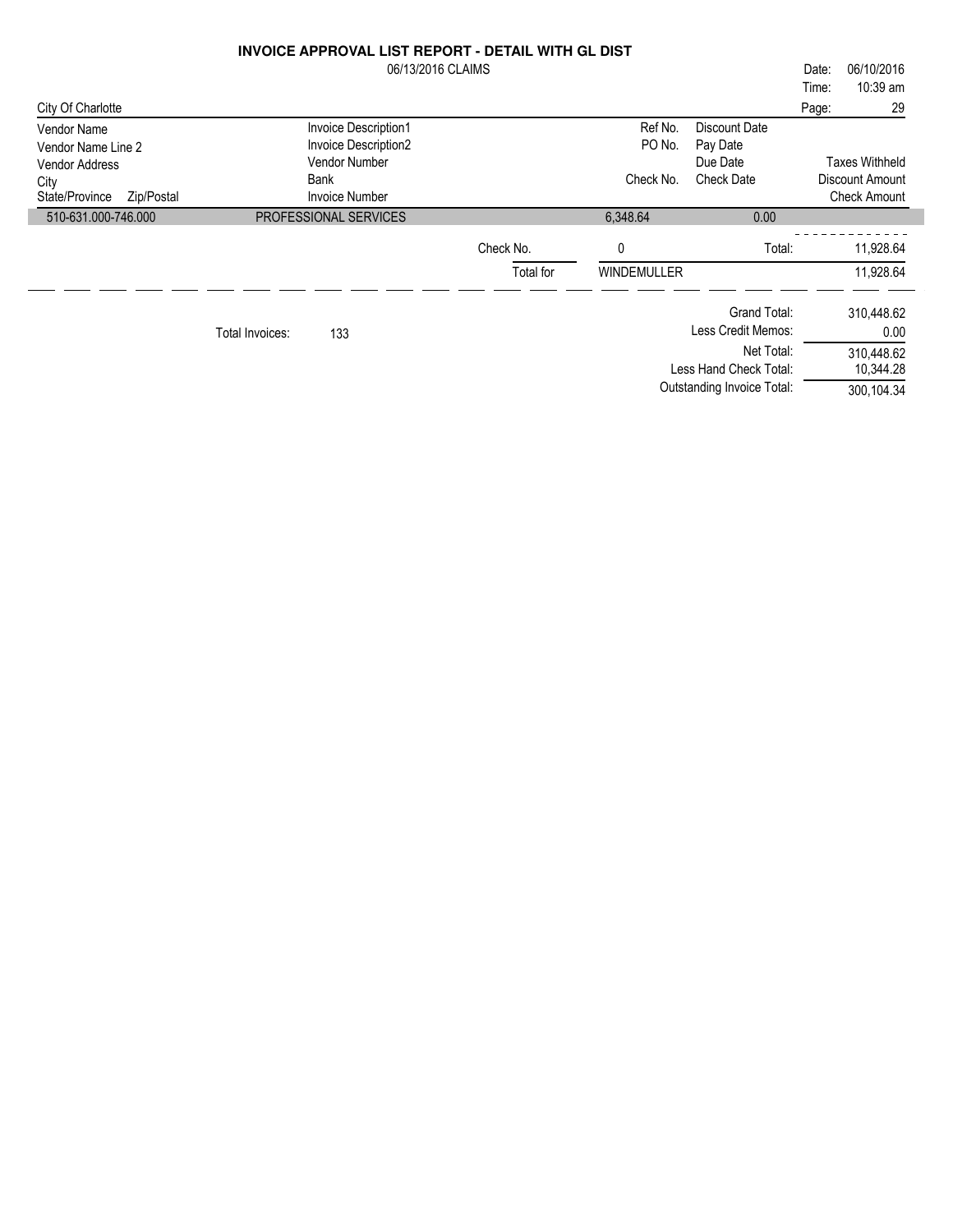# INVOICE APPROVAL LIST REPORT - DETAIL WITH GL DIST

06/13/2016 CLAIMS

Date: 06/10/2016
Time: 10:39 am

City Of Charlotte

| Vendor Name / Vendor Name Line 2 / Vendor Address / City / State/Province Zip/Postal | Invoice Description1 / Invoice Description2 / Vendor Number / Bank / Invoice Number | | Ref No. / PO No. / Check No. | Discount Date / Pay Date / Due Date / Check Date | Taxes Withheld / Discount Amount / Check Amount |
|---|---|---|---|---|---|
| 510-631.000-746.000 | PROFESSIONAL SERVICES | | 6,348.64 | 0.00 | |
| | | Check No. | 0 | Total: | 11,928.64 |
| | | Total for | WINDEMULLER | | 11,928.64 |

Total Invoices: 133

| | |
|---|---|
| Grand Total: | 310,448.62 |
| Less Credit Memos: | 0.00 |
| Net Total: | 310,448.62 |
| Less Hand Check Total: | 10,344.28 |
| Outstanding Invoice Total: | 300,104.34 |